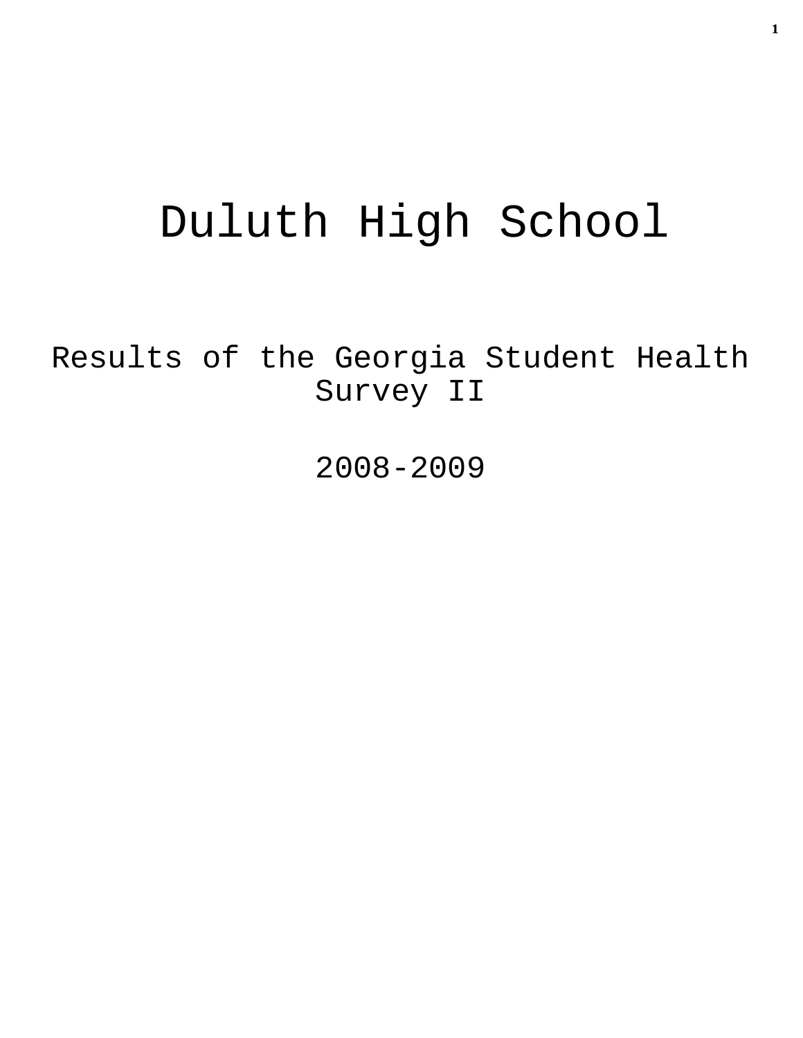# Duluth High School

## Results of the Georgia Student Health Survey II

## 2008-2009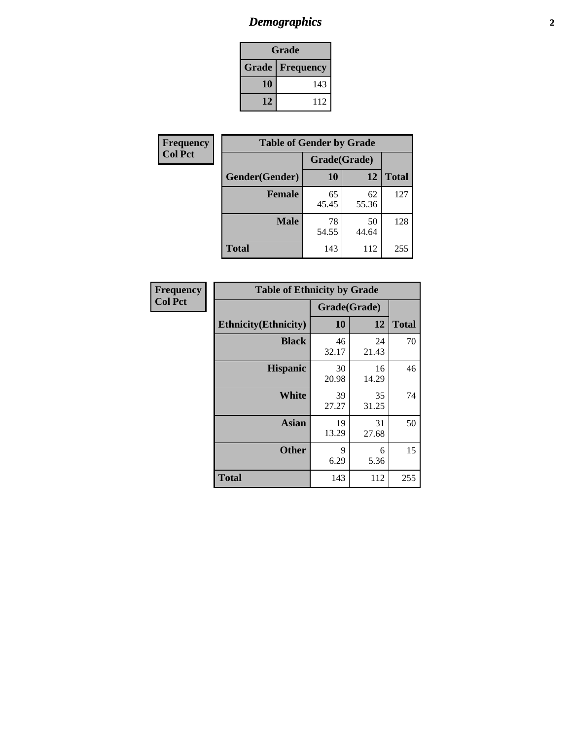# Demographics

| Grade | |
|---|---|
| **Grade** | **Frequency** |
| **10** | 143 |
| **12** | 112 |

**Frequency**
**Col Pct**

| Table of Gender by Grade | | | |
|---|---|---|---|
| | Grade(Grade) | | |
| **Gender(Gender)** | **10** | **12** | **Total** |
| **Female** | 65<br>45.45 | 62<br>55.36 | 127 |
| **Male** | 78<br>54.55 | 50<br>44.64 | 128 |
| **Total** | 143 | 112 | 255 |

**Frequency**
**Col Pct**

| Table of Ethnicity by Grade | | | |
|---|---|---|---|
| | Grade(Grade) | | |
| **Ethnicity(Ethnicity)** | **10** | **12** | **Total** |
| **Black** | 46<br>32.17 | 24<br>21.43 | 70 |
| **Hispanic** | 30<br>20.98 | 16<br>14.29 | 46 |
| **White** | 39<br>27.27 | 35<br>31.25 | 74 |
| **Asian** | 19<br>13.29 | 31<br>27.68 | 50 |
| **Other** | 9<br>6.29 | 6<br>5.36 | 15 |
| **Total** | 143 | 112 | 255 |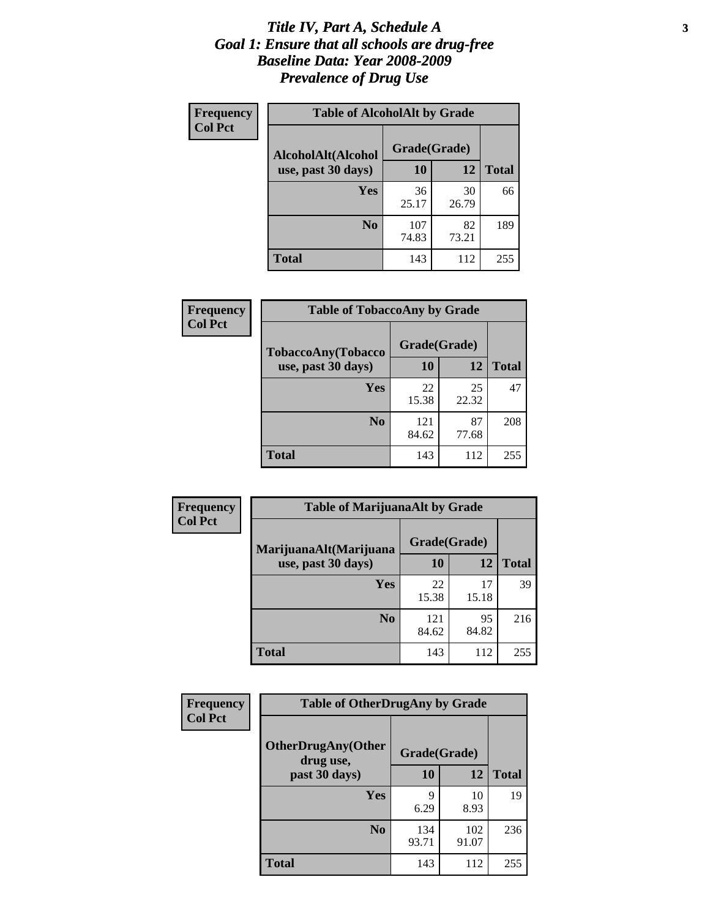# *Title IV, Part A, Schedule A*
# *Goal 1: Ensure that all schools are drug-free*
# *Baseline Data: Year 2008-2009*
# *Prevalence of Drug Use*

**Frequency**
**Col Pct**

**Table of AlcoholAlt by Grade**

| AlcoholAlt(Alcohol use, past 30 days) | Grade(Grade) | | |
|---|---|---|---|
| | **10** | **12** | **Total** |
| **Yes** | 36<br>25.17 | 30<br>26.79 | 66 |
| **No** | 107<br>74.83 | 82<br>73.21 | 189 |
| **Total** | 143 | 112 | 255 |

**Frequency**
**Col Pct**

**Table of TobaccoAny by Grade**

| TobaccoAny(Tobacco use, past 30 days) | Grade(Grade) | | |
|---|---|---|---|
| | **10** | **12** | **Total** |
| **Yes** | 22<br>15.38 | 25<br>22.32 | 47 |
| **No** | 121<br>84.62 | 87<br>77.68 | 208 |
| **Total** | 143 | 112 | 255 |

**Frequency**
**Col Pct**

**Table of MarijuanaAlt by Grade**

| MarijuanaAlt(Marijuana use, past 30 days) | Grade(Grade) | | |
|---|---|---|---|
| | **10** | **12** | **Total** |
| **Yes** | 22<br>15.38 | 17<br>15.18 | 39 |
| **No** | 121<br>84.62 | 95<br>84.82 | 216 |
| **Total** | 143 | 112 | 255 |

**Frequency**
**Col Pct**

**Table of OtherDrugAny by Grade**

| OtherDrugAny(Other drug use, past 30 days) | Grade(Grade) | | |
|---|---|---|---|
| | **10** | **12** | **Total** |
| **Yes** | 9<br>6.29 | 10<br>8.93 | 19 |
| **No** | 134<br>93.71 | 102<br>91.07 | 236 |
| **Total** | 143 | 112 | 255 |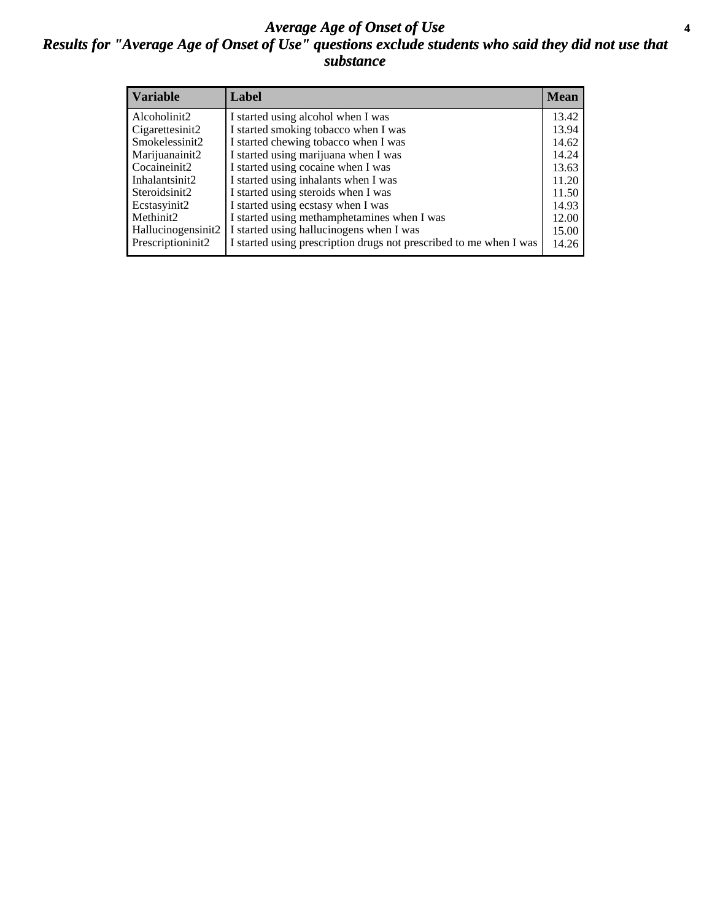# *Average Age of Onset of Use*

## *Results for "Average Age of Onset of Use" questions exclude students who said they did not use that substance*

| Variable | Label | Mean |
|---|---|---|
| Alcoholinit2 | I started using alcohol when I was | 13.42 |
| Cigarettesinit2 | I started smoking tobacco when I was | 13.94 |
| Smokelessinit2 | I started chewing tobacco when I was | 14.62 |
| Marijuanainit2 | I started using marijuana when I was | 14.24 |
| Cocaineinit2 | I started using cocaine when I was | 13.63 |
| Inhalantsinit2 | I started using inhalants when I was | 11.20 |
| Steroidsinit2 | I started using steroids when I was | 11.50 |
| Ecstasyinit2 | I started using ecstasy when I was | 14.93 |
| Methinit2 | I started using methamphetamines when I was | 12.00 |
| Hallucinogensinit2 | I started using hallucinogens when I was | 15.00 |
| Prescriptioninit2 | I started using prescription drugs not prescribed to me when I was | 14.26 |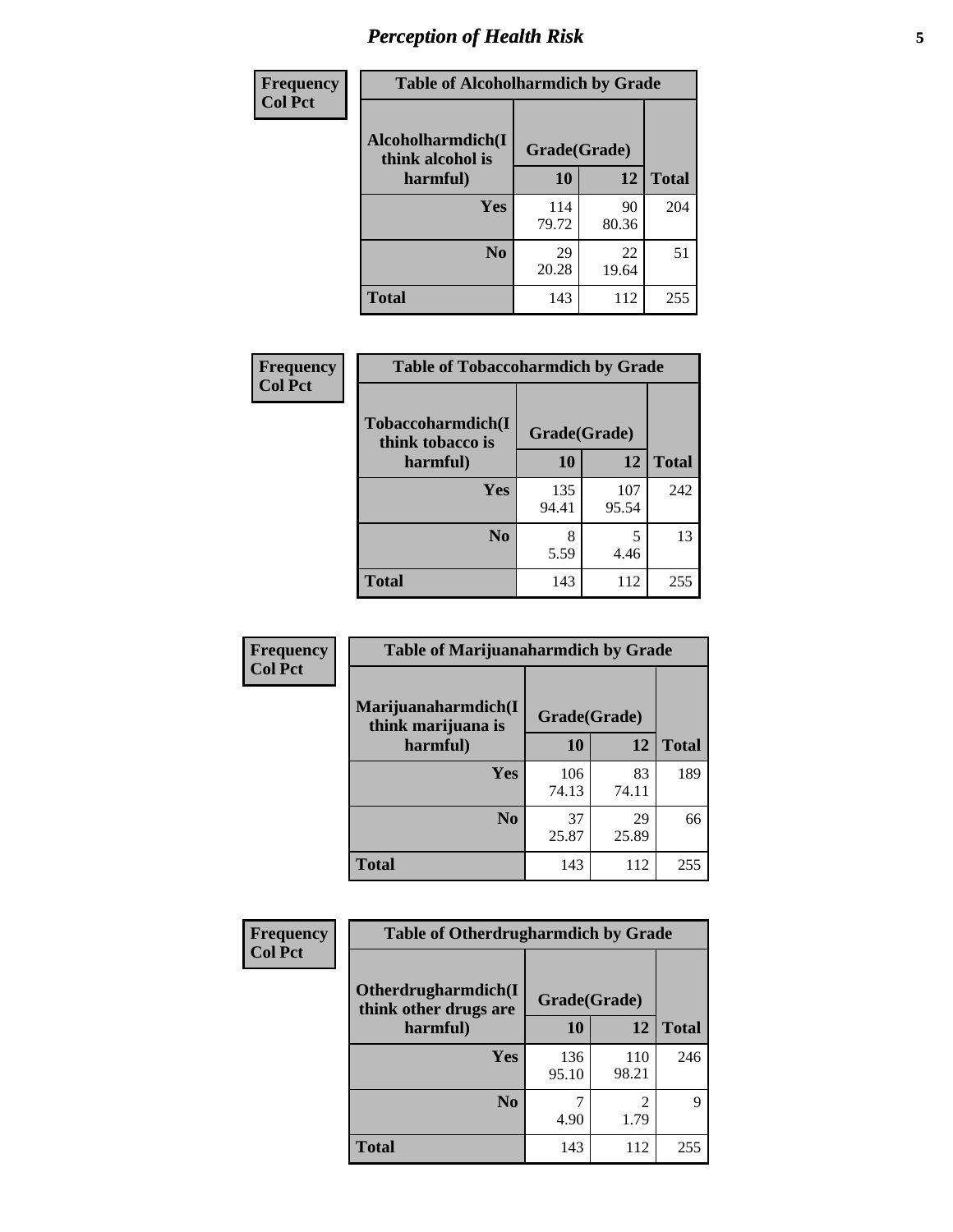# *Perception of Health Risk*

| Frequency<br>Col Pct | Table of Alcoholharmdich by Grade | | |
|---|---|---|---|
| Alcoholharmdich(I think alcohol is harmful) | Grade(Grade) | | |
| | 10 | 12 | Total |
| Yes | 114<br>79.72 | 90<br>80.36 | 204 |
| No | 29<br>20.28 | 22<br>19.64 | 51 |
| Total | 143 | 112 | 255 |

| Frequency<br>Col Pct | Table of Tobaccoharmdich by Grade | | |
|---|---|---|---|
| Tobaccoharmdich(I think tobacco is harmful) | Grade(Grade) | | |
| | 10 | 12 | Total |
| Yes | 135<br>94.41 | 107<br>95.54 | 242 |
| No | 8<br>5.59 | 5<br>4.46 | 13 |
| Total | 143 | 112 | 255 |

| Frequency<br>Col Pct | Table of Marijuanaharmdich by Grade | | |
|---|---|---|---|
| Marijuanaharmdich(I think marijuana is harmful) | Grade(Grade) | | |
| | 10 | 12 | Total |
| Yes | 106<br>74.13 | 83<br>74.11 | 189 |
| No | 37<br>25.87 | 29<br>25.89 | 66 |
| Total | 143 | 112 | 255 |

| Frequency<br>Col Pct | Table of Otherdrugharmdich by Grade | | |
|---|---|---|---|
| Otherdrugharmdich(I think other drugs are harmful) | Grade(Grade) | | |
| | 10 | 12 | Total |
| Yes | 136<br>95.10 | 110<br>98.21 | 246 |
| No | 7<br>4.90 | 2<br>1.79 | 9 |
| Total | 143 | 112 | 255 |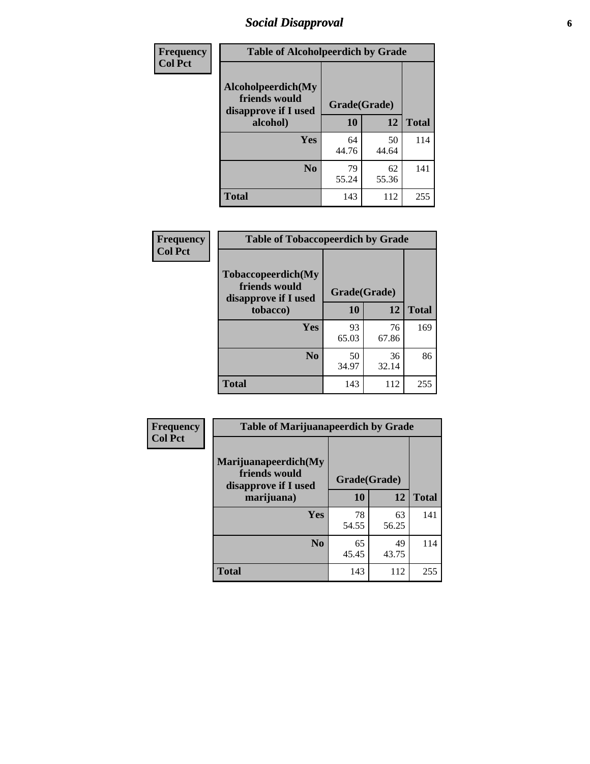## Social Disapproval

| Frequency<br>Col Pct | | | |
|---|---|---|---|

**Table of Alcoholpeerdich by Grade**

| Alcoholpeerdich(My friends would disapprove if I used alcohol) | Grade(Grade) 10 | 12 | Total |
|---|---|---|---|
| Yes | 64<br>44.76 | 50<br>44.64 | 114 |
| No | 79<br>55.24 | 62<br>55.36 | 141 |
| Total | 143 | 112 | 255 |

| Frequency<br>Col Pct | | | |
|---|---|---|---|

**Table of Tobaccopeerdich by Grade**

| Tobaccopeerdich(My friends would disapprove if I used tobacco) | Grade(Grade) 10 | 12 | Total |
|---|---|---|---|
| Yes | 93<br>65.03 | 76<br>67.86 | 169 |
| No | 50<br>34.97 | 36<br>32.14 | 86 |
| Total | 143 | 112 | 255 |

| Frequency<br>Col Pct | | | |
|---|---|---|---|

**Table of Marijuanapeerdich by Grade**

| Marijuanapeerdich(My friends would disapprove if I used marijuana) | Grade(Grade) 10 | 12 | Total |
|---|---|---|---|
| Yes | 78<br>54.55 | 63<br>56.25 | 141 |
| No | 65<br>45.45 | 49<br>43.75 | 114 |
| Total | 143 | 112 | 255 |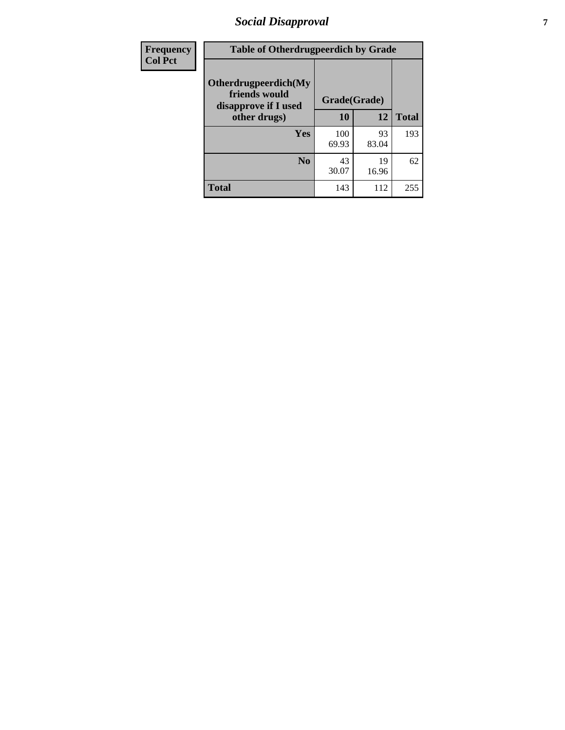| Frequency<br>Col Pct | Table of Otherdrugpeerdich by Grade | | | |
|---|---|---|---|---|
| | Otherdrugpeerdich(My friends would disapprove if I used other drugs) | Grade(Grade) | | |
| | | 10 | 12 | Total |
| | Yes | 100<br>69.93 | 93<br>83.04 | 193 |
| | No | 43<br>30.07 | 19<br>16.96 | 62 |
| | Total | 143 | 112 | 255 |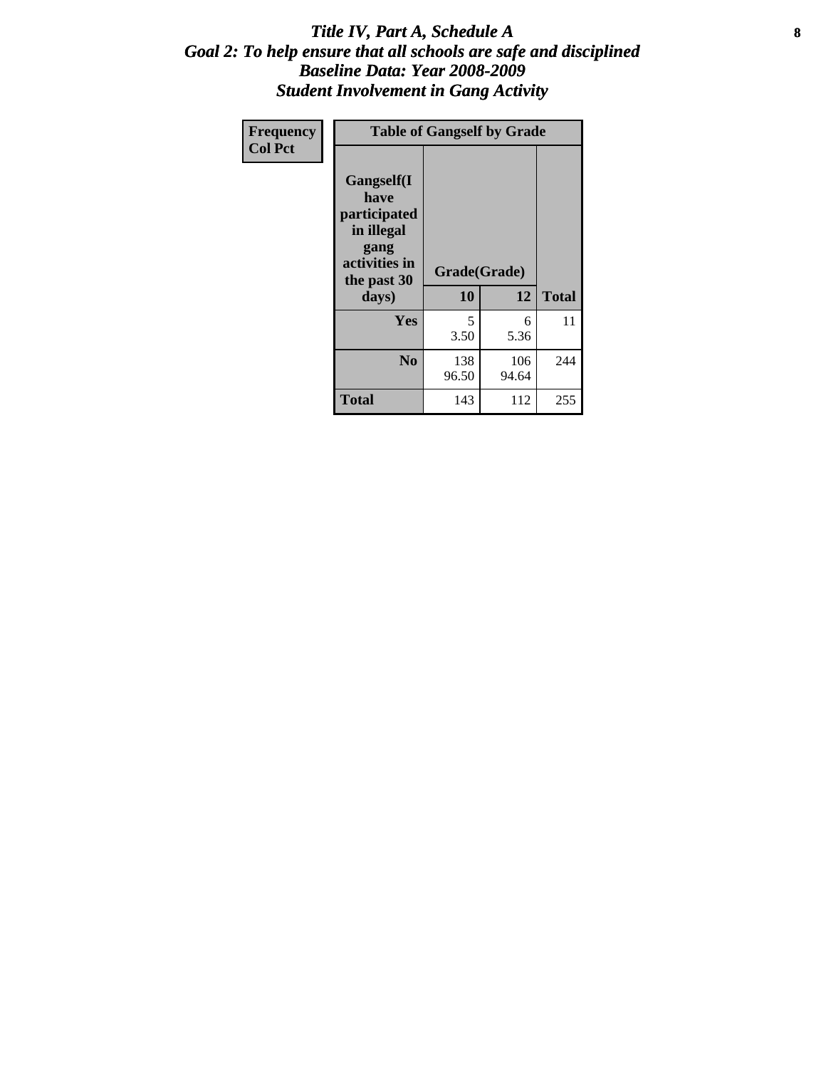# *Title IV, Part A, Schedule A*
## *Goal 2: To help ensure that all schools are safe and disciplined*
## *Baseline Data: Year 2008-2009*
## *Student Involvement in Gang Activity*

| Frequency<br>Col Pct | Table of Gangself by Grade | | | |
|---|---|---|---|---|
| | **Gangself(I have participated in illegal gang activities in the past 30 days)** | **Grade(Grade)** | | |
| | | **10** | **12** | **Total** |
| | **Yes** | 5<br>3.50 | 6<br>5.36 | 11 |
| | **No** | 138<br>96.50 | 106<br>94.64 | 244 |
| | **Total** | 143 | 112 | 255 |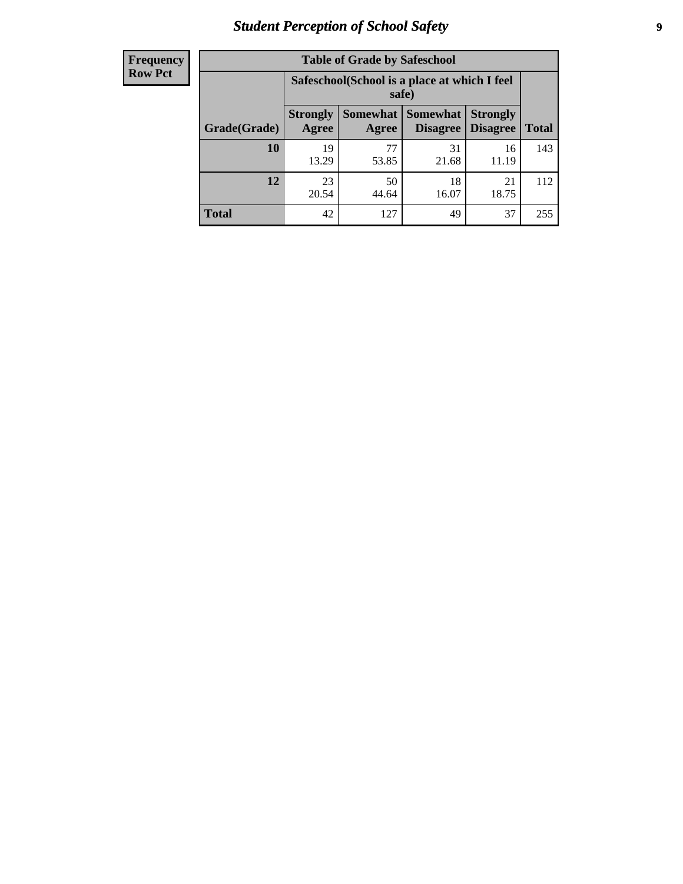**Frequency**
**Row Pct**

| Table of Grade by Safeschool | | | | | |
|---|---|---|---|---|---|
| | Safeschool(School is a place at which I feel safe) | | | | |
| Grade(Grade) | Strongly Agree | Somewhat Agree | Somewhat Disagree | Strongly Disagree | Total |
| **10** | 19<br>13.29 | 77<br>53.85 | 31<br>21.68 | 16<br>11.19 | 143 |
| **12** | 23<br>20.54 | 50<br>44.64 | 18<br>16.07 | 21<br>18.75 | 112 |
| **Total** | 42 | 127 | 49 | 37 | 255 |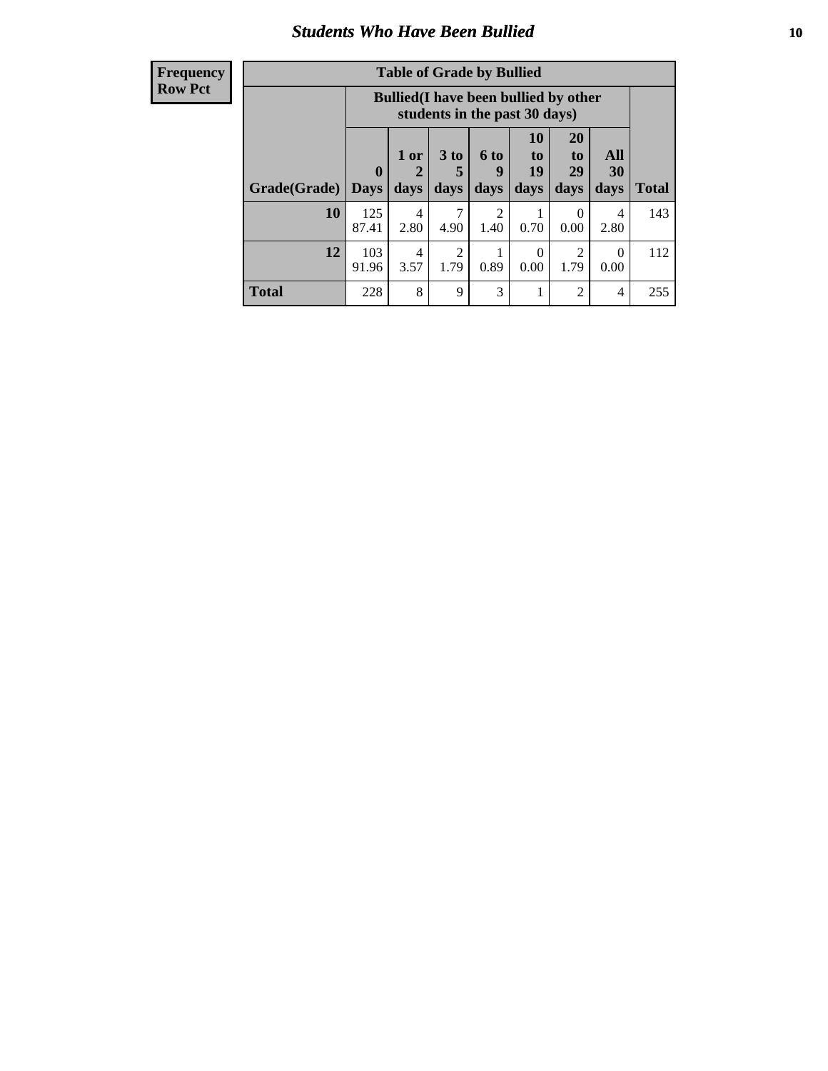# Students Who Have Been Bullied

| Frequency Row Pct |
|---|

| Table of Grade by Bullied | | | | | | | | |
|---|---|---|---|---|---|---|---|---|
| | Bullied(I have been bullied by other students in the past 30 days) | | | | | | | |
| Grade(Grade) | 0 Days | 1 or 2 days | 3 to 5 days | 6 to 9 days | 10 to 19 days | 20 to 29 days | All 30 days | Total |
| 10 | 125 87.41 | 4 2.80 | 7 4.90 | 2 1.40 | 1 0.70 | 0 0.00 | 4 2.80 | 143 |
| 12 | 103 91.96 | 4 3.57 | 2 1.79 | 1 0.89 | 0 0.00 | 2 1.79 | 0 0.00 | 112 |
| Total | 228 | 8 | 9 | 3 | 1 | 2 | 4 | 255 |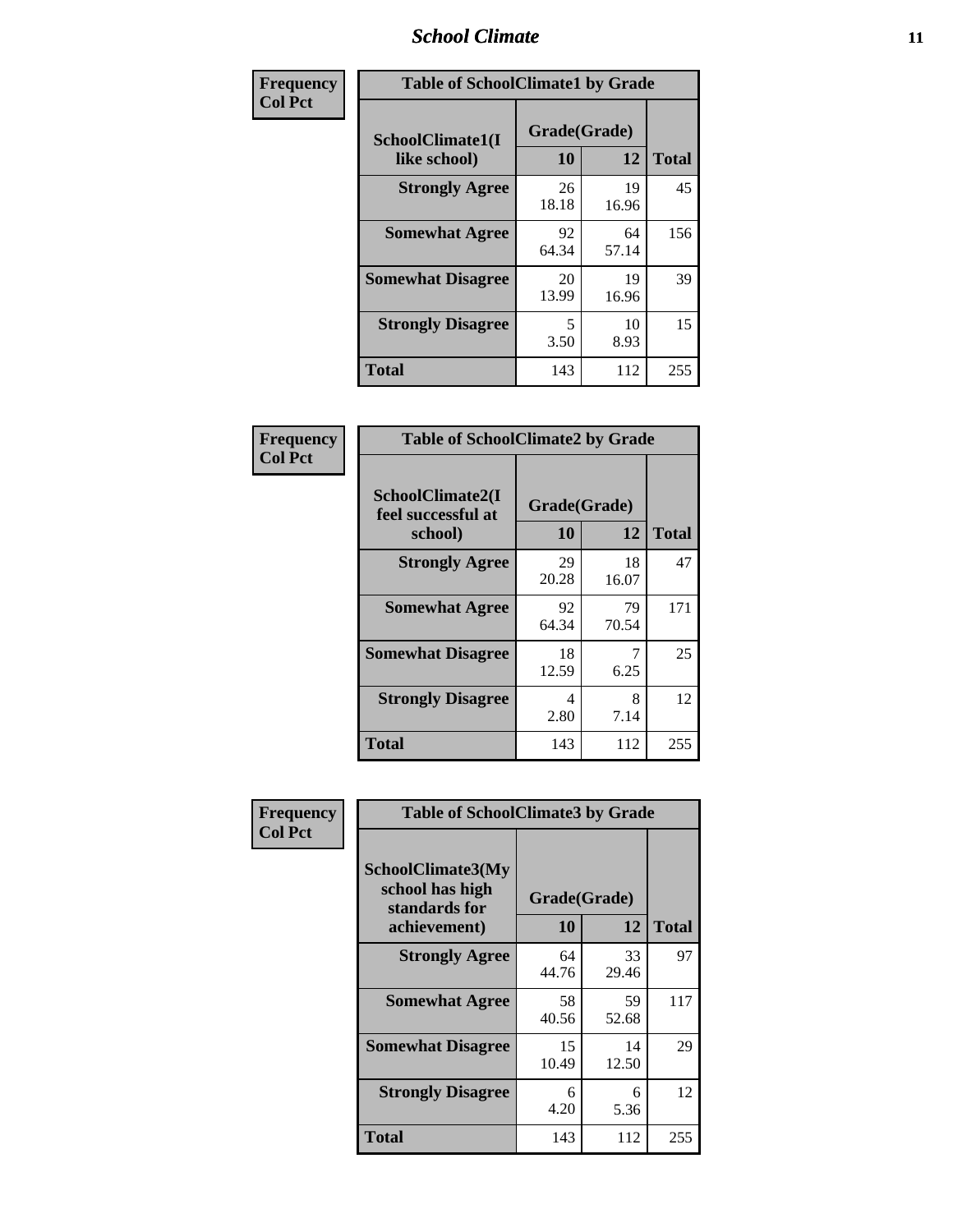| Frequency<br>Col Pct | Table of SchoolClimate1 by Grade | | |
|---|---|---|---|
| SchoolClimate1(I like school) | Grade(Grade) | | |
| | 10 | 12 | Total |
| Strongly Agree | 26<br>18.18 | 19<br>16.96 | 45 |
| Somewhat Agree | 92<br>64.34 | 64<br>57.14 | 156 |
| Somewhat Disagree | 20<br>13.99 | 19<br>16.96 | 39 |
| Strongly Disagree | 5<br>3.50 | 10<br>8.93 | 15 |
| Total | 143 | 112 | 255 |

| Frequency<br>Col Pct | Table of SchoolClimate2 by Grade | | |
|---|---|---|---|
| SchoolClimate2(I feel successful at school) | Grade(Grade) | | |
| | 10 | 12 | Total |
| Strongly Agree | 29<br>20.28 | 18<br>16.07 | 47 |
| Somewhat Agree | 92<br>64.34 | 79<br>70.54 | 171 |
| Somewhat Disagree | 18<br>12.59 | 7<br>6.25 | 25 |
| Strongly Disagree | 4<br>2.80 | 8<br>7.14 | 12 |
| Total | 143 | 112 | 255 |

| Frequency<br>Col Pct | Table of SchoolClimate3 by Grade | | |
|---|---|---|---|
| SchoolClimate3(My school has high standards for achievement) | Grade(Grade) | | |
| | 10 | 12 | Total |
| Strongly Agree | 64<br>44.76 | 33<br>29.46 | 97 |
| Somewhat Agree | 58<br>40.56 | 59<br>52.68 | 117 |
| Somewhat Disagree | 15<br>10.49 | 14<br>12.50 | 29 |
| Strongly Disagree | 6<br>4.20 | 6<br>5.36 | 12 |
| Total | 143 | 112 | 255 |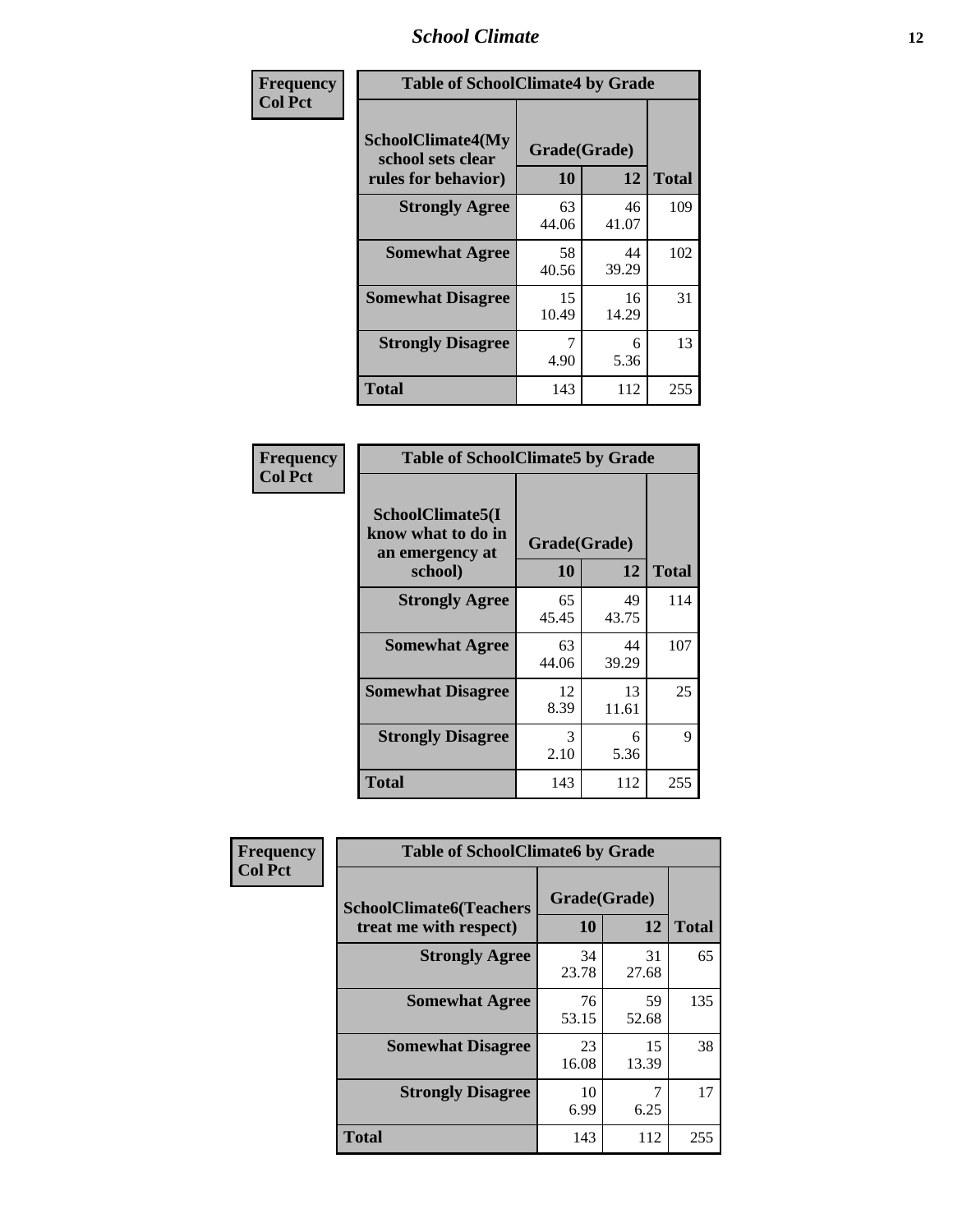| Frequency<br>Col Pct | Table of SchoolClimate4 by Grade | | |
|---|---|---|---|
| SchoolClimate4(My school sets clear rules for behavior) | Grade(Grade) | | |
| | 10 | 12 | Total |
| Strongly Agree | 63<br>44.06 | 46<br>41.07 | 109 |
| Somewhat Agree | 58<br>40.56 | 44<br>39.29 | 102 |
| Somewhat Disagree | 15<br>10.49 | 16<br>14.29 | 31 |
| Strongly Disagree | 7<br>4.90 | 6<br>5.36 | 13 |
| Total | 143 | 112 | 255 |

| Frequency<br>Col Pct | Table of SchoolClimate5 by Grade | | |
|---|---|---|---|
| SchoolClimate5(I know what to do in an emergency at school) | Grade(Grade) | | |
| | 10 | 12 | Total |
| Strongly Agree | 65<br>45.45 | 49<br>43.75 | 114 |
| Somewhat Agree | 63<br>44.06 | 44<br>39.29 | 107 |
| Somewhat Disagree | 12<br>8.39 | 13<br>11.61 | 25 |
| Strongly Disagree | 3<br>2.10 | 6<br>5.36 | 9 |
| Total | 143 | 112 | 255 |

| Frequency<br>Col Pct | Table of SchoolClimate6 by Grade | | |
|---|---|---|---|
| SchoolClimate6(Teachers treat me with respect) | Grade(Grade) | | |
| | 10 | 12 | Total |
| Strongly Agree | 34<br>23.78 | 31<br>27.68 | 65 |
| Somewhat Agree | 76<br>53.15 | 59<br>52.68 | 135 |
| Somewhat Disagree | 23<br>16.08 | 15<br>13.39 | 38 |
| Strongly Disagree | 10<br>6.99 | 7<br>6.25 | 17 |
| Total | 143 | 112 | 255 |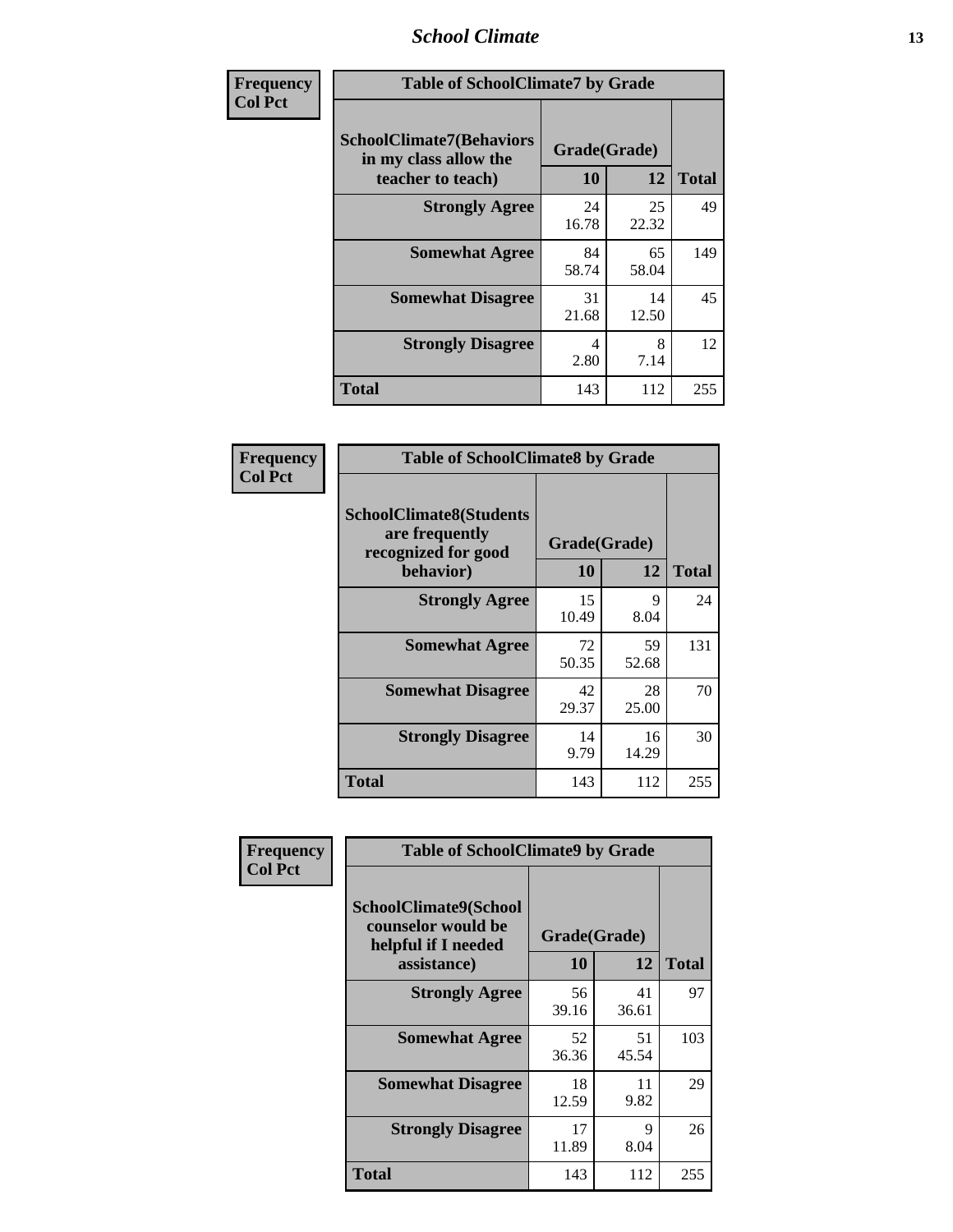| Frequency<br>Col Pct | Table of SchoolClimate7 by Grade | | |
|---|---|---|---|
| SchoolClimate7(Behaviors in my class allow the teacher to teach) | Grade(Grade) | | |
| | 10 | 12 | Total |
| Strongly Agree | 24<br>16.78 | 25<br>22.32 | 49 |
| Somewhat Agree | 84<br>58.74 | 65<br>58.04 | 149 |
| Somewhat Disagree | 31<br>21.68 | 14<br>12.50 | 45 |
| Strongly Disagree | 4<br>2.80 | 8<br>7.14 | 12 |
| Total | 143 | 112 | 255 |

| Frequency<br>Col Pct | Table of SchoolClimate8 by Grade | | |
|---|---|---|---|
| SchoolClimate8(Students are frequently recognized for good behavior) | Grade(Grade) | | |
| | 10 | 12 | Total |
| Strongly Agree | 15<br>10.49 | 9<br>8.04 | 24 |
| Somewhat Agree | 72<br>50.35 | 59<br>52.68 | 131 |
| Somewhat Disagree | 42<br>29.37 | 28<br>25.00 | 70 |
| Strongly Disagree | 14<br>9.79 | 16<br>14.29 | 30 |
| Total | 143 | 112 | 255 |

| Frequency<br>Col Pct | Table of SchoolClimate9 by Grade | | |
|---|---|---|---|
| SchoolClimate9(School counselor would be helpful if I needed assistance) | Grade(Grade) | | |
| | 10 | 12 | Total |
| Strongly Agree | 56<br>39.16 | 41<br>36.61 | 97 |
| Somewhat Agree | 52<br>36.36 | 51<br>45.54 | 103 |
| Somewhat Disagree | 18<br>12.59 | 11<br>9.82 | 29 |
| Strongly Disagree | 17<br>11.89 | 9<br>8.04 | 26 |
| Total | 143 | 112 | 255 |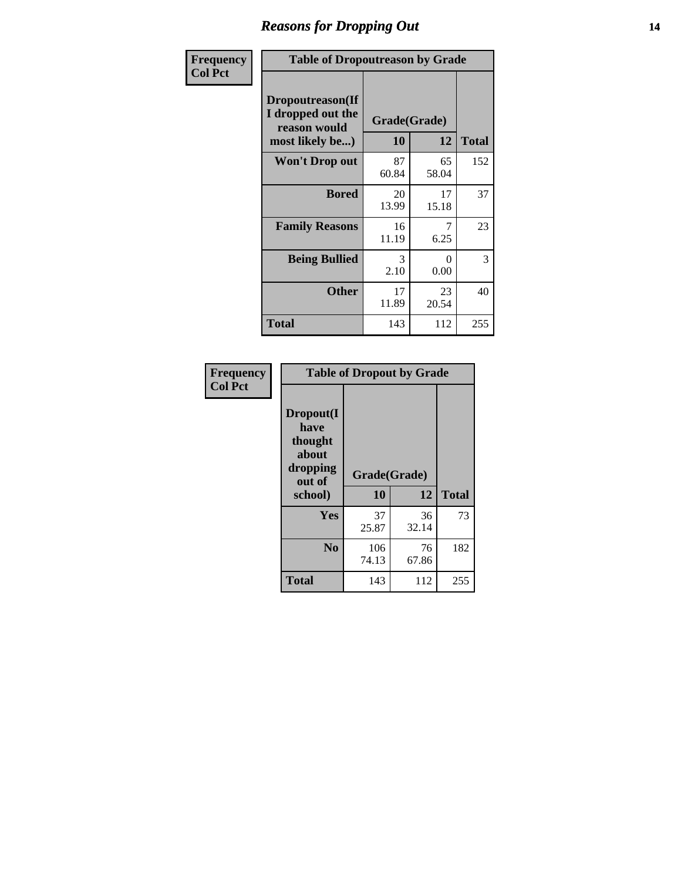# Reasons for Dropping Out

**Frequency**
**Col Pct**

| Table of Dropoutreason by Grade | | | |
|---|---|---|---|
| **Dropoutreason(If I dropped out the reason would most likely be...)** | **Grade(Grade)** | | |
| | **10** | **12** | **Total** |
| **Won't Drop out** | 87<br>60.84 | 65<br>58.04 | 152 |
| **Bored** | 20<br>13.99 | 17<br>15.18 | 37 |
| **Family Reasons** | 16<br>11.19 | 7<br>6.25 | 23 |
| **Being Bullied** | 3<br>2.10 | 0<br>0.00 | 3 |
| **Other** | 17<br>11.89 | 23<br>20.54 | 40 |
| **Total** | 143 | 112 | 255 |

**Frequency**
**Col Pct**

| Table of Dropout by Grade | | | |
|---|---|---|---|
| **Dropout(I have thought about dropping out of school)** | **Grade(Grade)** | | |
| | **10** | **12** | **Total** |
| **Yes** | 37<br>25.87 | 36<br>32.14 | 73 |
| **No** | 106<br>74.13 | 76<br>67.86 | 182 |
| **Total** | 143 | 112 | 255 |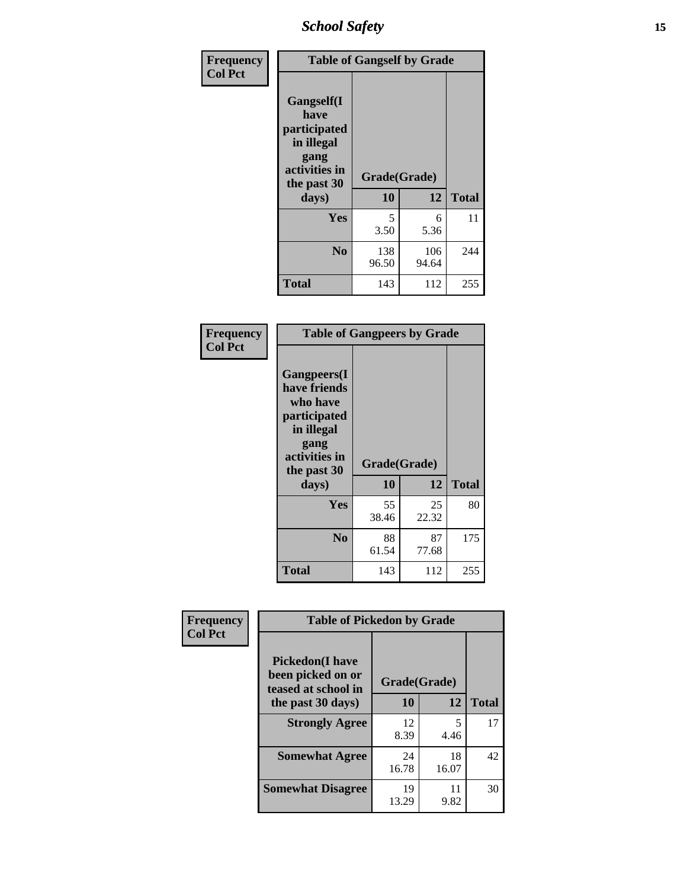| Frequency<br>Col Pct | Table of Gangself by Grade | | |
|---|---|---|---|
| Gangself(I have participated in illegal gang activities in the past 30 days) | Grade(Grade) | | |
| | 10 | 12 | Total |
| Yes | 5<br>3.50 | 6<br>5.36 | 11 |
| No | 138<br>96.50 | 106<br>94.64 | 244 |
| Total | 143 | 112 | 255 |

| Frequency<br>Col Pct | Table of Gangpeers by Grade | | |
|---|---|---|---|
| Gangpeers(I have friends who have participated in illegal gang activities in the past 30 days) | Grade(Grade) | | |
| | 10 | 12 | Total |
| Yes | 55<br>38.46 | 25<br>22.32 | 80 |
| No | 88<br>61.54 | 87<br>77.68 | 175 |
| Total | 143 | 112 | 255 |

| Frequency<br>Col Pct | Table of Pickedon by Grade | | |
|---|---|---|---|
| Pickedon(I have been picked on or teased at school in the past 30 days) | Grade(Grade) | | |
| | 10 | 12 | Total |
| Strongly Agree | 12<br>8.39 | 5<br>4.46 | 17 |
| Somewhat Agree | 24<br>16.78 | 18<br>16.07 | 42 |
| Somewhat Disagree | 19<br>13.29 | 11<br>9.82 | 30 |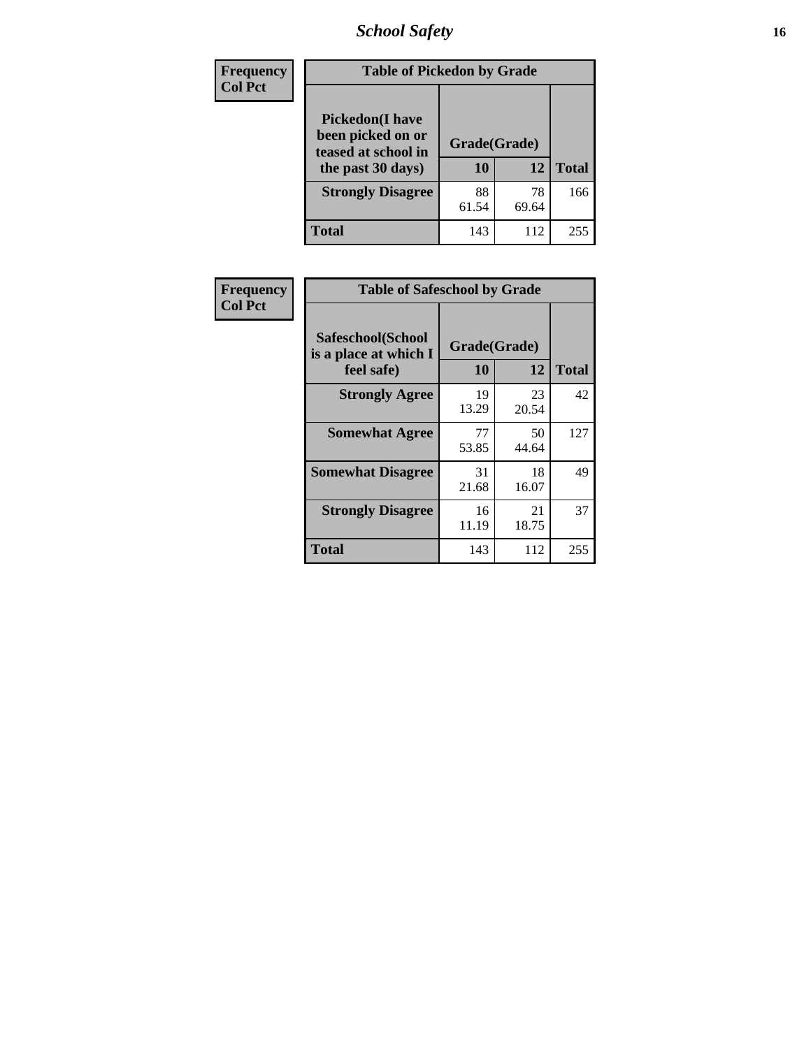## Table of Pickedon by Grade

Frequency
Col Pct

| Pickedon(I have been picked on or teased at school in the past 30 days) | Grade(Grade) | | Total |
|---|---|---|---|
| | 10 | 12 | |
| Strongly Disagree | 88<br>61.54 | 78<br>69.64 | 166 |
| Total | 143 | 112 | 255 |

## Table of Safeschool by Grade

Frequency
Col Pct

| Safeschool(School is a place at which I feel safe) | Grade(Grade) | | Total |
|---|---|---|---|
| | 10 | 12 | |
| Strongly Agree | 19<br>13.29 | 23<br>20.54 | 42 |
| Somewhat Agree | 77<br>53.85 | 50<br>44.64 | 127 |
| Somewhat Disagree | 31<br>21.68 | 18<br>16.07 | 49 |
| Strongly Disagree | 16<br>11.19 | 21<br>18.75 | 37 |
| Total | 143 | 112 | 255 |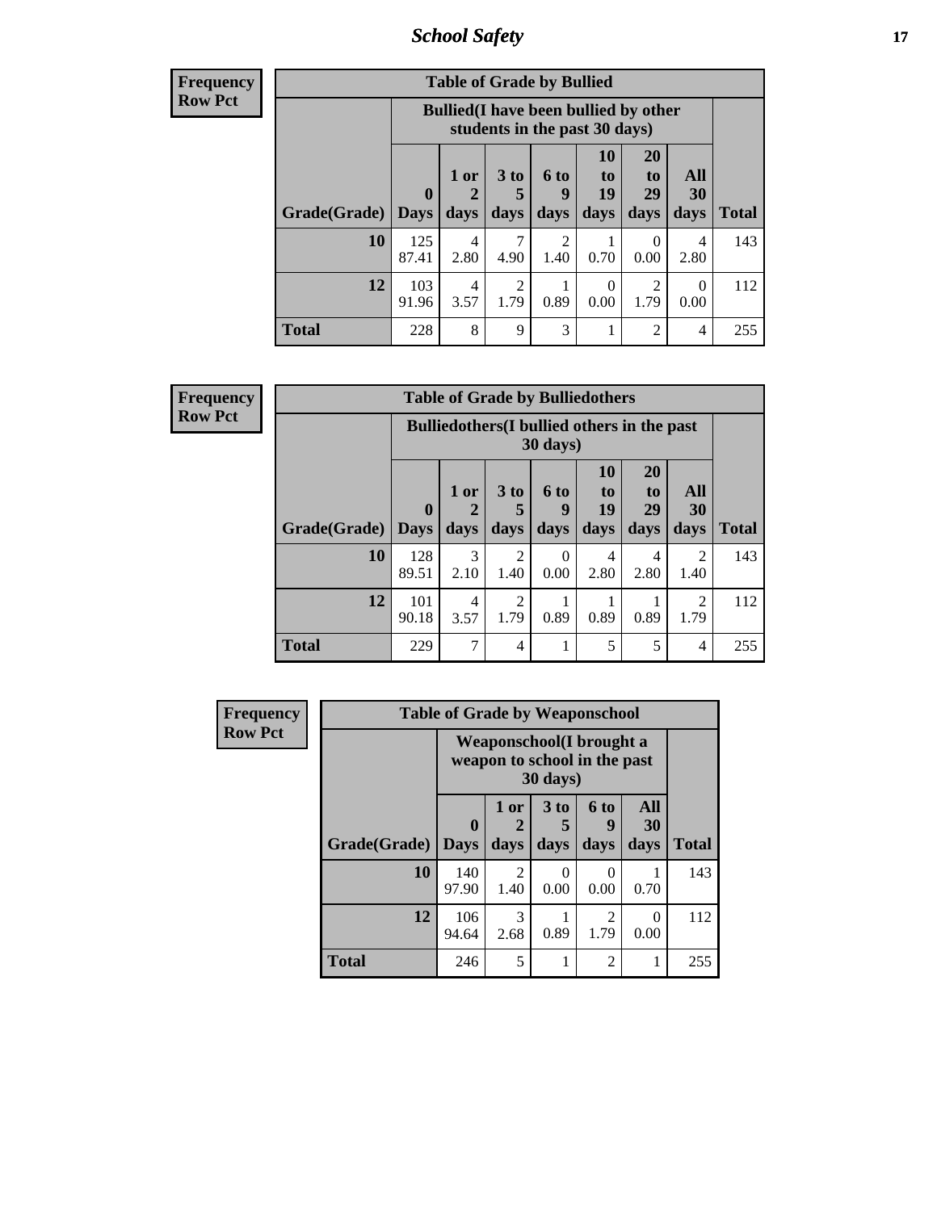| Frequency Row Pct | Table of Grade by Bullied | | | | | | | |
|---|---|---|---|---|---|---|---|---|
| | Bullied(I have been bullied by other students in the past 30 days) | | | | | | | |
| Grade(Grade) | 0 Days | 1 or 2 days | 3 to 5 days | 6 to 9 days | 10 to 19 days | 20 to 29 days | All 30 days | Total |
| 10 | 125 87.41 | 4 2.80 | 7 4.90 | 2 1.40 | 1 0.70 | 0 0.00 | 4 2.80 | 143 |
| 12 | 103 91.96 | 4 3.57 | 2 1.79 | 1 0.89 | 0 0.00 | 2 1.79 | 0 0.00 | 112 |
| Total | 228 | 8 | 9 | 3 | 1 | 2 | 4 | 255 |

| Frequency Row Pct | Table of Grade by Bulliedothers | | | | | | | |
|---|---|---|---|---|---|---|---|---|
| | Bulliedothers(I bullied others in the past 30 days) | | | | | | | |
| Grade(Grade) | 0 Days | 1 or 2 days | 3 to 5 days | 6 to 9 days | 10 to 19 days | 20 to 29 days | All 30 days | Total |
| 10 | 128 89.51 | 3 2.10 | 2 1.40 | 0 0.00 | 4 2.80 | 4 2.80 | 2 1.40 | 143 |
| 12 | 101 90.18 | 4 3.57 | 2 1.79 | 1 0.89 | 1 0.89 | 1 0.89 | 2 1.79 | 112 |
| Total | 229 | 7 | 4 | 1 | 5 | 5 | 4 | 255 |

| Frequency Row Pct | Table of Grade by Weaponschool | | | | | |
|---|---|---|---|---|---|---|
| | Weaponschool(I brought a weapon to school in the past 30 days) | | | | | |
| Grade(Grade) | 0 Days | 1 or 2 days | 3 to 5 days | 6 to 9 days | All 30 days | Total |
| 10 | 140 97.90 | 2 1.40 | 0 0.00 | 0 0.00 | 1 0.70 | 143 |
| 12 | 106 94.64 | 3 2.68 | 1 0.89 | 2 1.79 | 0 0.00 | 112 |
| Total | 246 | 5 | 1 | 2 | 1 | 255 |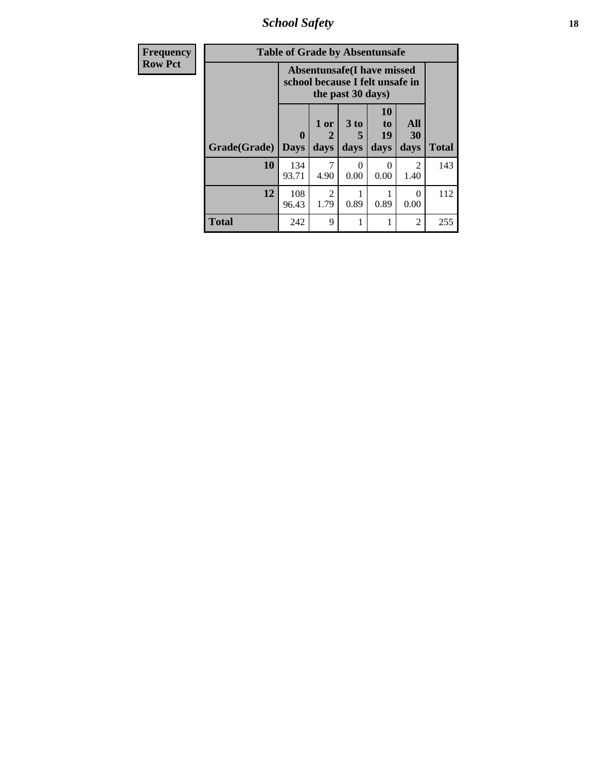| Frequency<br>Row Pct | Table of Grade by Absentunsafe | | | | | |
|---|---|---|---|---|---|---|
| | Absentunsafe(I have missed school because I felt unsafe in the past 30 days) | | | | | |
| Grade(Grade) | 0 Days | 1 or 2 days | 3 to 5 days | 10 to 19 days | All 30 days | Total |
| 10 | 134<br>93.71 | 7<br>4.90 | 0<br>0.00 | 0<br>0.00 | 2<br>1.40 | 143 |
| 12 | 108<br>96.43 | 2<br>1.79 | 1<br>0.89 | 1<br>0.89 | 0<br>0.00 | 112 |
| Total | 242 | 9 | 1 | 1 | 2 | 255 |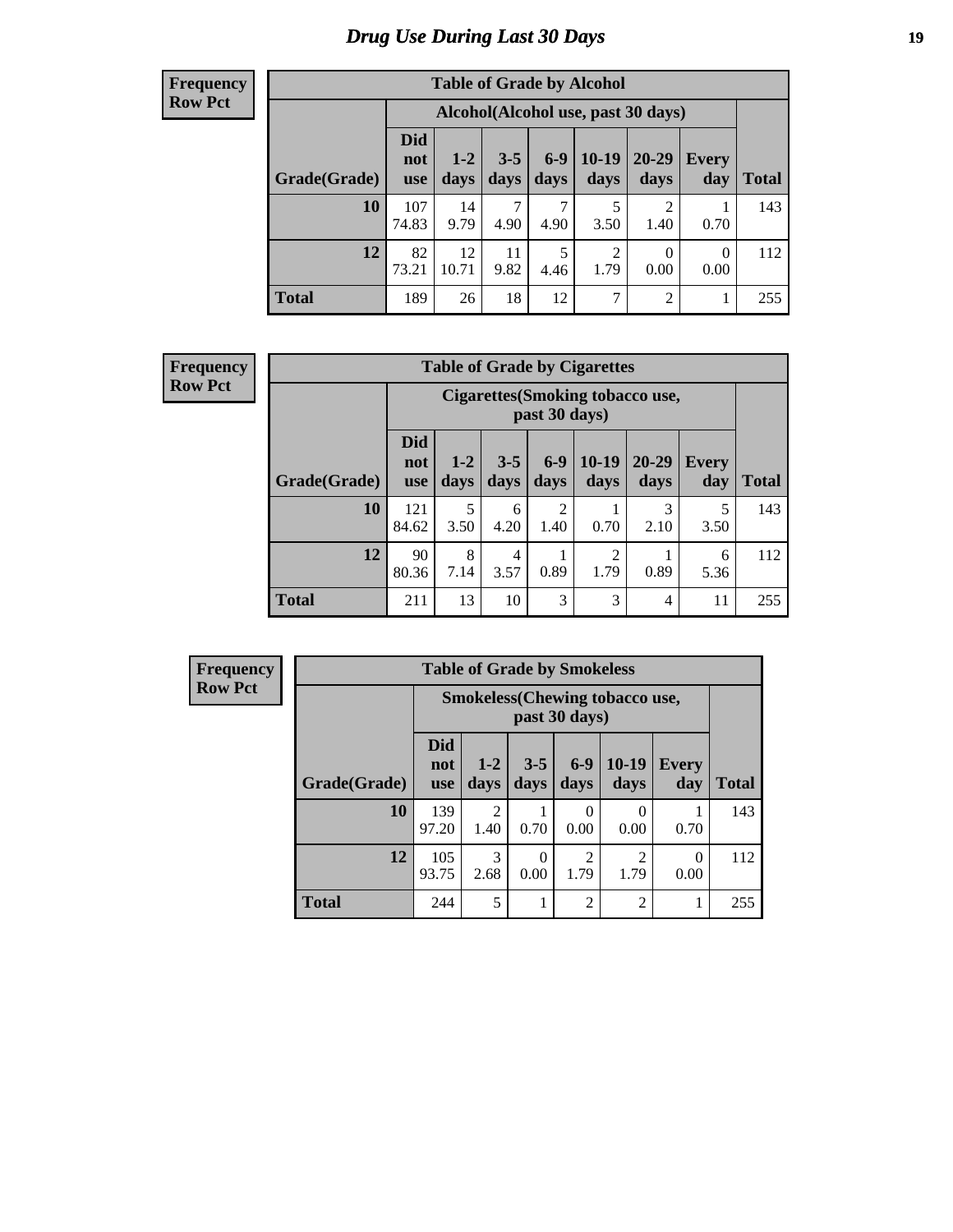# Drug Use During Last 30 Days

**Frequency**
**Row Pct**

| Table of Grade by Alcohol | | | | | | | | |
|---|---|---|---|---|---|---|---|---|
| | Alcohol(Alcohol use, past 30 days) | | | | | | | |
| Grade(Grade) | Did not use | 1-2 days | 3-5 days | 6-9 days | 10-19 days | 20-29 days | Every day | Total |
| 10 | 107<br>74.83 | 14<br>9.79 | 7<br>4.90 | 7<br>4.90 | 5<br>3.50 | 2<br>1.40 | 1<br>0.70 | 143 |
| 12 | 82<br>73.21 | 12<br>10.71 | 11<br>9.82 | 5<br>4.46 | 2<br>1.79 | 0<br>0.00 | 0<br>0.00 | 112 |
| Total | 189 | 26 | 18 | 12 | 7 | 2 | 1 | 255 |

**Frequency**
**Row Pct**

| Table of Grade by Cigarettes | | | | | | | | |
|---|---|---|---|---|---|---|---|---|
| | Cigarettes(Smoking tobacco use, past 30 days) | | | | | | | |
| Grade(Grade) | Did not use | 1-2 days | 3-5 days | 6-9 days | 10-19 days | 20-29 days | Every day | Total |
| 10 | 121<br>84.62 | 5<br>3.50 | 6<br>4.20 | 2<br>1.40 | 1<br>0.70 | 3<br>2.10 | 5<br>3.50 | 143 |
| 12 | 90<br>80.36 | 8<br>7.14 | 4<br>3.57 | 1<br>0.89 | 2<br>1.79 | 1<br>0.89 | 6<br>5.36 | 112 |
| Total | 211 | 13 | 10 | 3 | 3 | 4 | 11 | 255 |

**Frequency**
**Row Pct**

| Table of Grade by Smokeless | | | | | | | |
|---|---|---|---|---|---|---|---|
| | Smokeless(Chewing tobacco use, past 30 days) | | | | | | |
| Grade(Grade) | Did not use | 1-2 days | 3-5 days | 6-9 days | 10-19 days | Every day | Total |
| 10 | 139<br>97.20 | 2<br>1.40 | 1<br>0.70 | 0<br>0.00 | 0<br>0.00 | 1<br>0.70 | 143 |
| 12 | 105<br>93.75 | 3<br>2.68 | 0<br>0.00 | 2<br>1.79 | 2<br>1.79 | 0<br>0.00 | 112 |
| Total | 244 | 5 | 1 | 2 | 2 | 1 | 255 |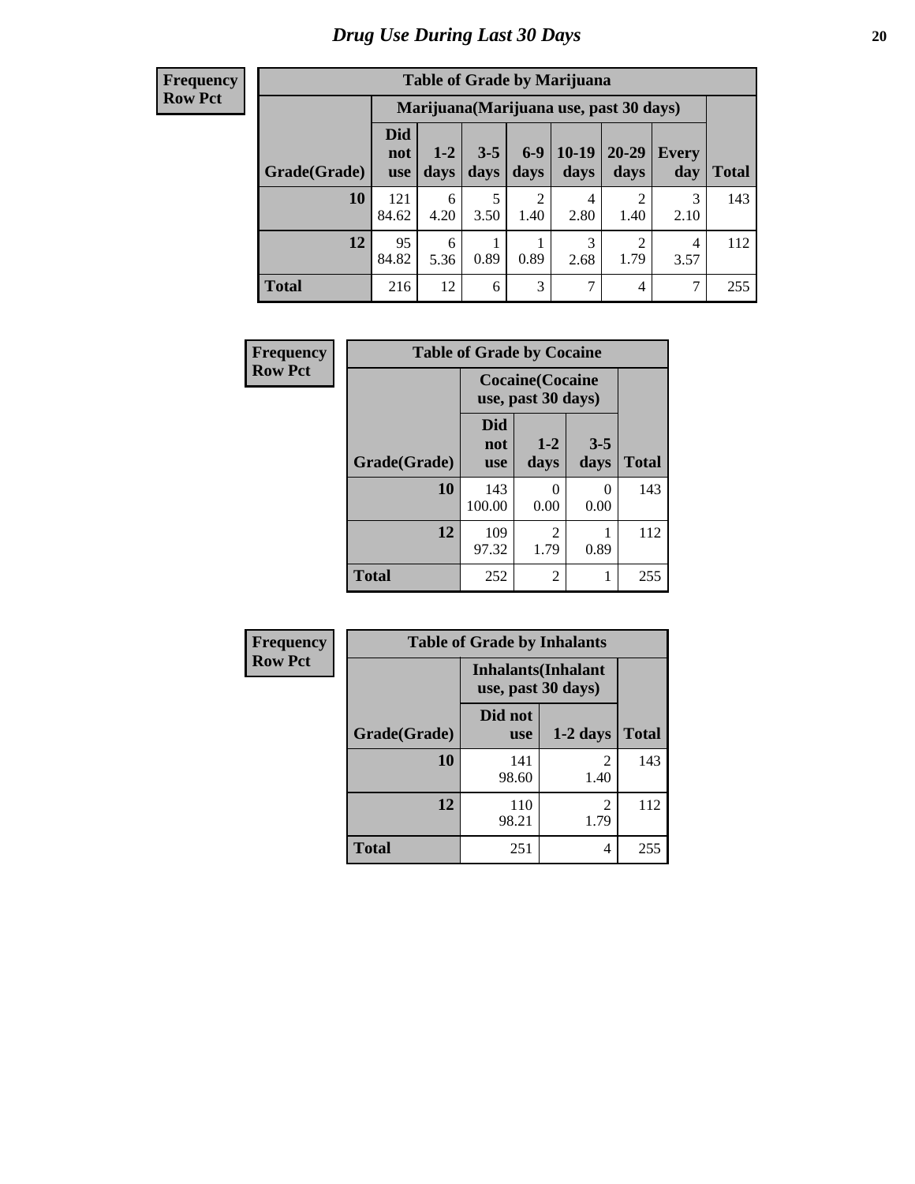# Drug Use During Last 30 Days

| Frequency Row Pct |
|---|

**Table of Grade by Marijuana**

| Grade(Grade) | Marijuana(Marijuana use, past 30 days) | | | | | | | Total |
|---|---|---|---|---|---|---|---|---|
| | Did not use | 1-2 days | 3-5 days | 6-9 days | 10-19 days | 20-29 days | Every day | |
| **10** | 121<br>84.62 | 6<br>4.20 | 5<br>3.50 | 2<br>1.40 | 4<br>2.80 | 2<br>1.40 | 3<br>2.10 | 143 |
| **12** | 95<br>84.82 | 6<br>5.36 | 1<br>0.89 | 1<br>0.89 | 3<br>2.68 | 2<br>1.79 | 4<br>3.57 | 112 |
| **Total** | 216 | 12 | 6 | 3 | 7 | 4 | 7 | 255 |

| Frequency Row Pct |
|---|

**Table of Grade by Cocaine**

| Grade(Grade) | Cocaine(Cocaine use, past 30 days) | | | Total |
|---|---|---|---|---|
| | Did not use | 1-2 days | 3-5 days | |
| **10** | 143<br>100.00 | 0<br>0.00 | 0<br>0.00 | 143 |
| **12** | 109<br>97.32 | 2<br>1.79 | 1<br>0.89 | 112 |
| **Total** | 252 | 2 | 1 | 255 |

| Frequency Row Pct |
|---|

**Table of Grade by Inhalants**

| Grade(Grade) | Inhalants(Inhalant use, past 30 days) | | Total |
|---|---|---|---|
| | Did not use | 1-2 days | |
| **10** | 141<br>98.60 | 2<br>1.40 | 143 |
| **12** | 110<br>98.21 | 2<br>1.79 | 112 |
| **Total** | 251 | 4 | 255 |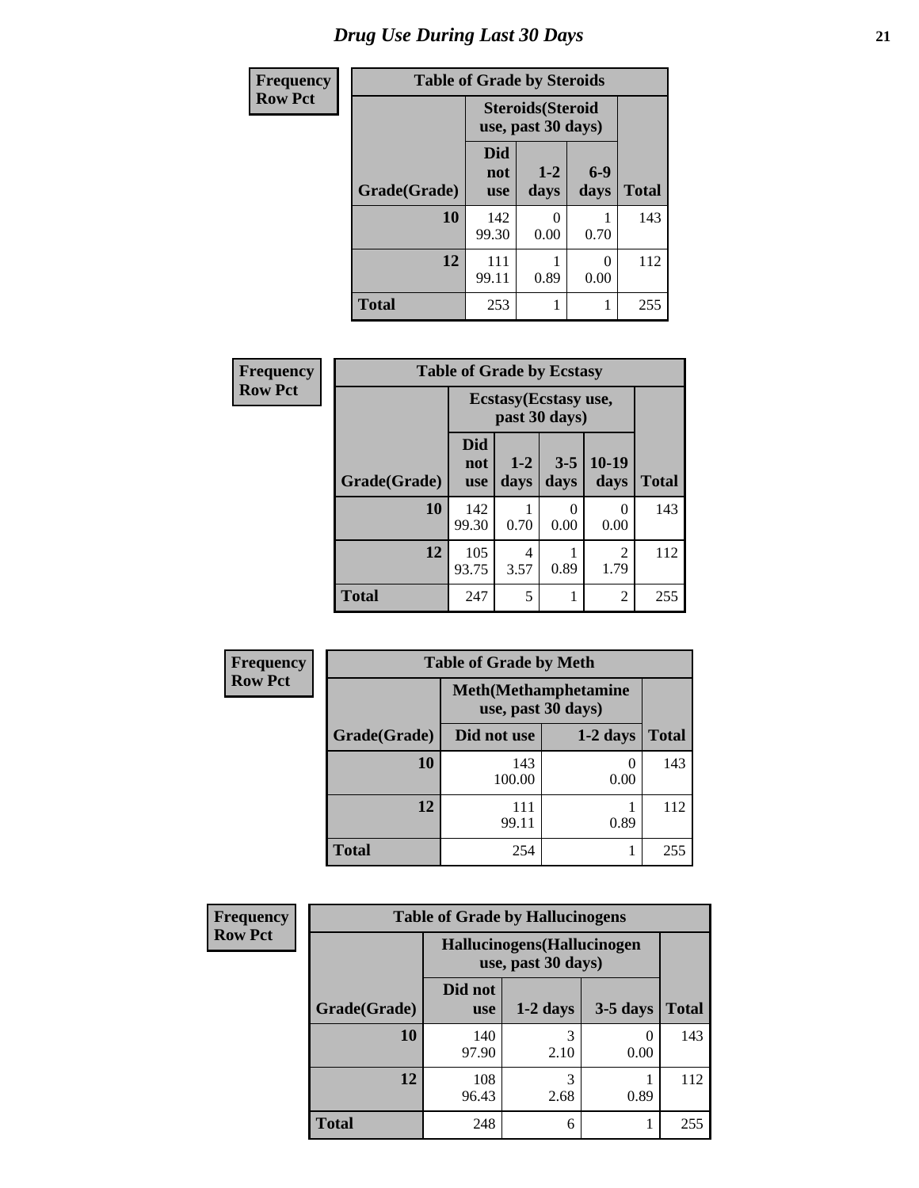# Drug Use During Last 30 Days

| Frequency Row Pct |
|---|

**Table of Grade by Steroids**

| Grade(Grade) | Steroids(Steroid use, past 30 days) | | | Total |
|---|---|---|---|---|
| | Did not use | 1-2 days | 6-9 days | |
| **10** | 142<br>99.30 | 0<br>0.00 | 1<br>0.70 | 143 |
| **12** | 111<br>99.11 | 1<br>0.89 | 0<br>0.00 | 112 |
| **Total** | 253 | 1 | 1 | 255 |

| Frequency Row Pct |
|---|

**Table of Grade by Ecstasy**

| Grade(Grade) | Ecstasy(Ecstasy use, past 30 days) | | | | Total |
|---|---|---|---|---|---|
| | Did not use | 1-2 days | 3-5 days | 10-19 days | |
| **10** | 142<br>99.30 | 1<br>0.70 | 0<br>0.00 | 0<br>0.00 | 143 |
| **12** | 105<br>93.75 | 4<br>3.57 | 1<br>0.89 | 2<br>1.79 | 112 |
| **Total** | 247 | 5 | 1 | 2 | 255 |

| Frequency Row Pct |
|---|

**Table of Grade by Meth**

| Grade(Grade) | Meth(Methamphetamine use, past 30 days) | | Total |
|---|---|---|---|
| | Did not use | 1-2 days | |
| **10** | 143<br>100.00 | 0<br>0.00 | 143 |
| **12** | 111<br>99.11 | 1<br>0.89 | 112 |
| **Total** | 254 | 1 | 255 |

| Frequency Row Pct |
|---|

**Table of Grade by Hallucinogens**

| Grade(Grade) | Hallucinogens(Hallucinogen use, past 30 days) | | | Total |
|---|---|---|---|---|
| | Did not use | 1-2 days | 3-5 days | |
| **10** | 140<br>97.90 | 3<br>2.10 | 0<br>0.00 | 143 |
| **12** | 108<br>96.43 | 3<br>2.68 | 1<br>0.89 | 112 |
| **Total** | 248 | 6 | 1 | 255 |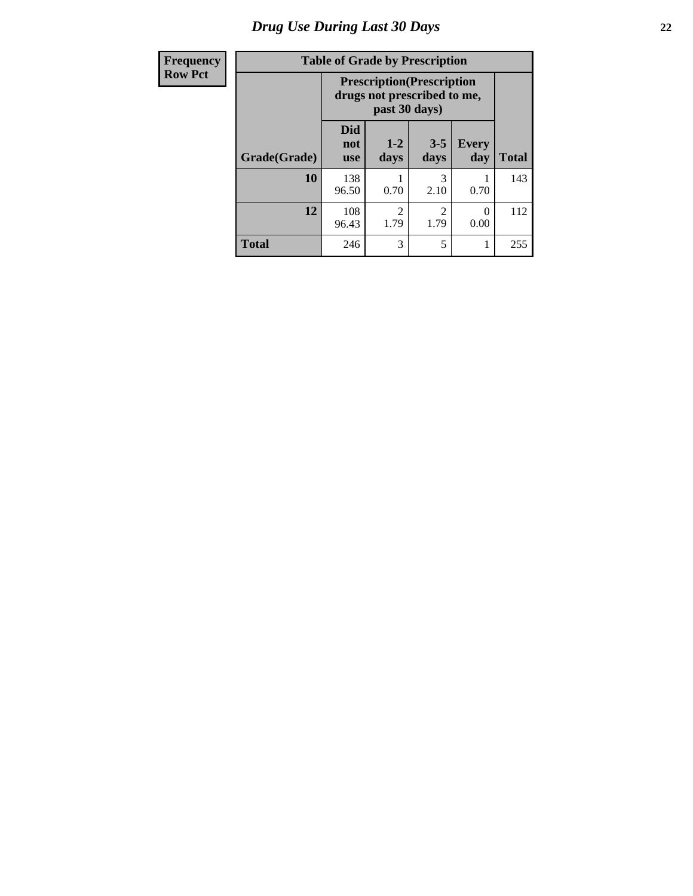# Drug Use During Last 30 Days

| Frequency |
|---|
| Row Pct |

**Table of Grade by Prescription**

| | Prescription(Prescription drugs not prescribed to me, past 30 days) | | | | |
|---|---|---|---|---|---|
| Grade(Grade) | Did not use | 1-2 days | 3-5 days | Every day | Total |
| 10 | 138<br>96.50 | 1<br>0.70 | 3<br>2.10 | 1<br>0.70 | 143 |
| 12 | 108<br>96.43 | 2<br>1.79 | 2<br>1.79 | 0<br>0.00 | 112 |
| Total | 246 | 3 | 5 | 1 | 255 |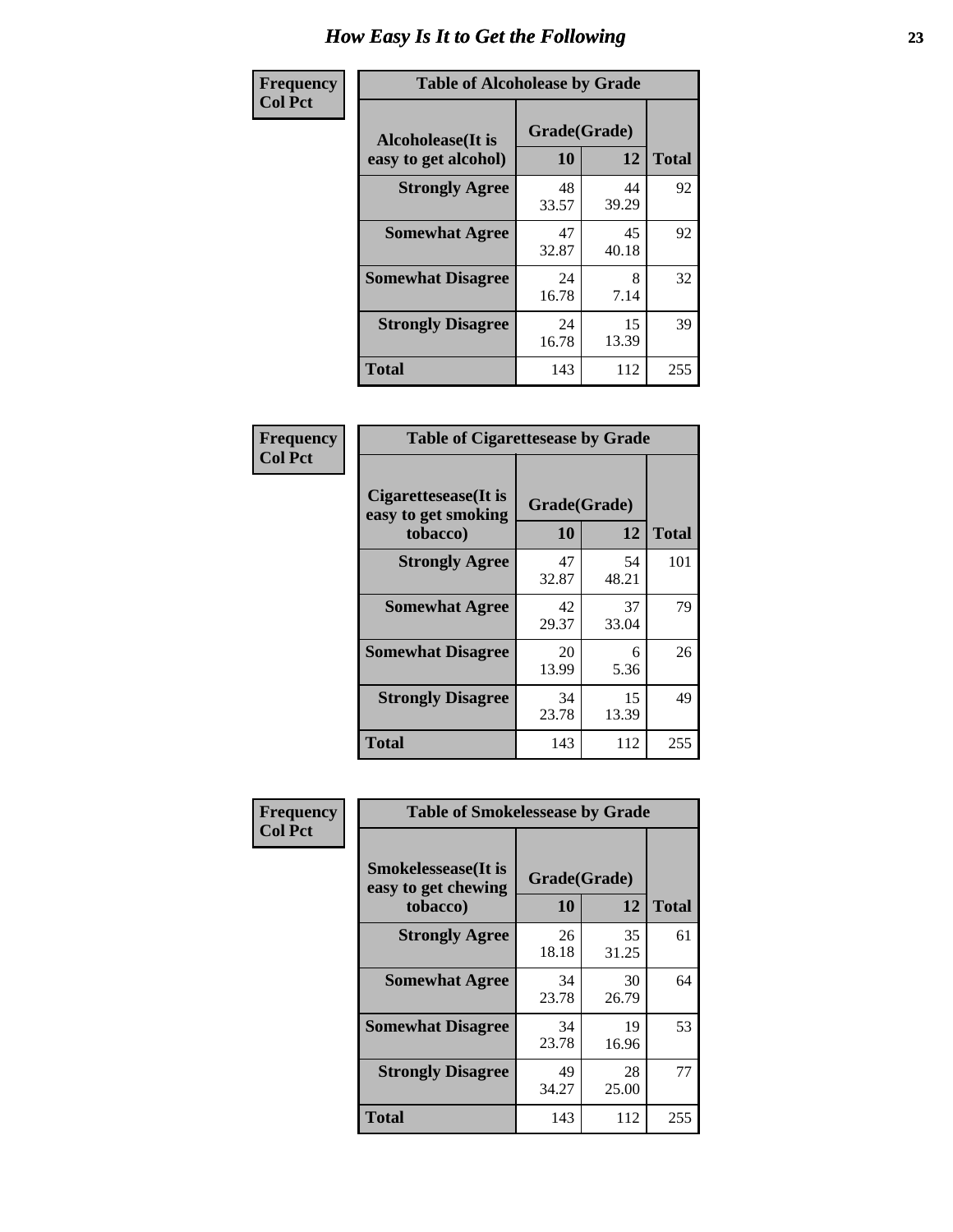# How Easy Is It to Get the Following

**Frequency**
**Col Pct**

**Table of Alcoholease by Grade**

| Alcoholease(It is easy to get alcohol) | Grade(Grade) | | Total |
|---|---|---|---|
| | 10 | 12 | |
| Strongly Agree | 48<br>33.57 | 44<br>39.29 | 92 |
| Somewhat Agree | 47<br>32.87 | 45<br>40.18 | 92 |
| Somewhat Disagree | 24<br>16.78 | 8<br>7.14 | 32 |
| Strongly Disagree | 24<br>16.78 | 15<br>13.39 | 39 |
| Total | 143 | 112 | 255 |

**Frequency**
**Col Pct**

**Table of Cigarettesease by Grade**

| Cigarettesease(It is easy to get smoking tobacco) | Grade(Grade) | | Total |
|---|---|---|---|
| | 10 | 12 | |
| Strongly Agree | 47<br>32.87 | 54<br>48.21 | 101 |
| Somewhat Agree | 42<br>29.37 | 37<br>33.04 | 79 |
| Somewhat Disagree | 20<br>13.99 | 6<br>5.36 | 26 |
| Strongly Disagree | 34<br>23.78 | 15<br>13.39 | 49 |
| Total | 143 | 112 | 255 |

**Frequency**
**Col Pct**

**Table of Smokelessease by Grade**

| Smokelessease(It is easy to get chewing tobacco) | Grade(Grade) | | Total |
|---|---|---|---|
| | 10 | 12 | |
| Strongly Agree | 26<br>18.18 | 35<br>31.25 | 61 |
| Somewhat Agree | 34<br>23.78 | 30<br>26.79 | 64 |
| Somewhat Disagree | 34<br>23.78 | 19<br>16.96 | 53 |
| Strongly Disagree | 49<br>34.27 | 28<br>25.00 | 77 |
| Total | 143 | 112 | 255 |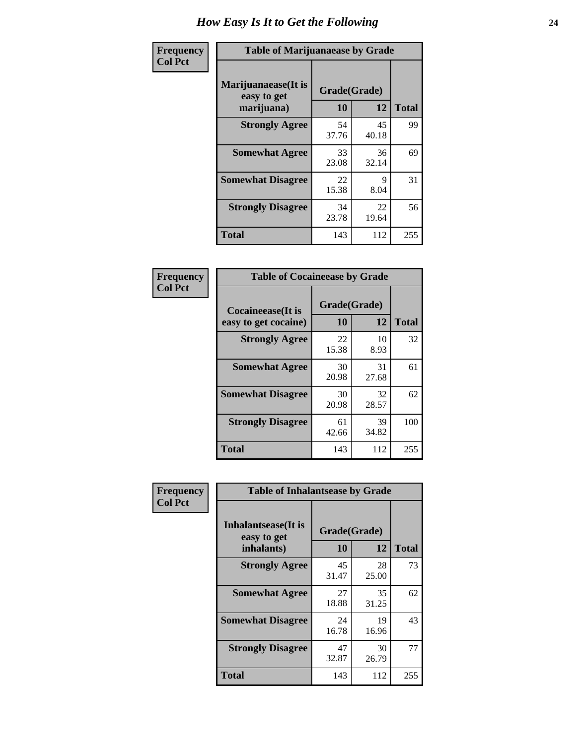# How Easy Is It to Get the Following

**Frequency**
**Col Pct**

| Table of Marijuanaease by Grade | | | |
|---|---|---|---|
| **Marijuanaease(It is easy to get marijuana)** | **Grade(Grade)** | | **Total** |
| | **10** | **12** | |
| **Strongly Agree** | 54<br>37.76 | 45<br>40.18 | 99 |
| **Somewhat Agree** | 33<br>23.08 | 36<br>32.14 | 69 |
| **Somewhat Disagree** | 22<br>15.38 | 9<br>8.04 | 31 |
| **Strongly Disagree** | 34<br>23.78 | 22<br>19.64 | 56 |
| **Total** | 143 | 112 | 255 |

**Frequency**
**Col Pct**

| Table of Cocaineease by Grade | | | |
|---|---|---|---|
| **Cocaineease(It is easy to get cocaine)** | **Grade(Grade)** | | **Total** |
| | **10** | **12** | |
| **Strongly Agree** | 22<br>15.38 | 10<br>8.93 | 32 |
| **Somewhat Agree** | 30<br>20.98 | 31<br>27.68 | 61 |
| **Somewhat Disagree** | 30<br>20.98 | 32<br>28.57 | 62 |
| **Strongly Disagree** | 61<br>42.66 | 39<br>34.82 | 100 |
| **Total** | 143 | 112 | 255 |

**Frequency**
**Col Pct**

| Table of Inhalantsease by Grade | | | |
|---|---|---|---|
| **Inhalantsease(It is easy to get inhalants)** | **Grade(Grade)** | | **Total** |
| | **10** | **12** | |
| **Strongly Agree** | 45<br>31.47 | 28<br>25.00 | 73 |
| **Somewhat Agree** | 27<br>18.88 | 35<br>31.25 | 62 |
| **Somewhat Disagree** | 24<br>16.78 | 19<br>16.96 | 43 |
| **Strongly Disagree** | 47<br>32.87 | 30<br>26.79 | 77 |
| **Total** | 143 | 112 | 255 |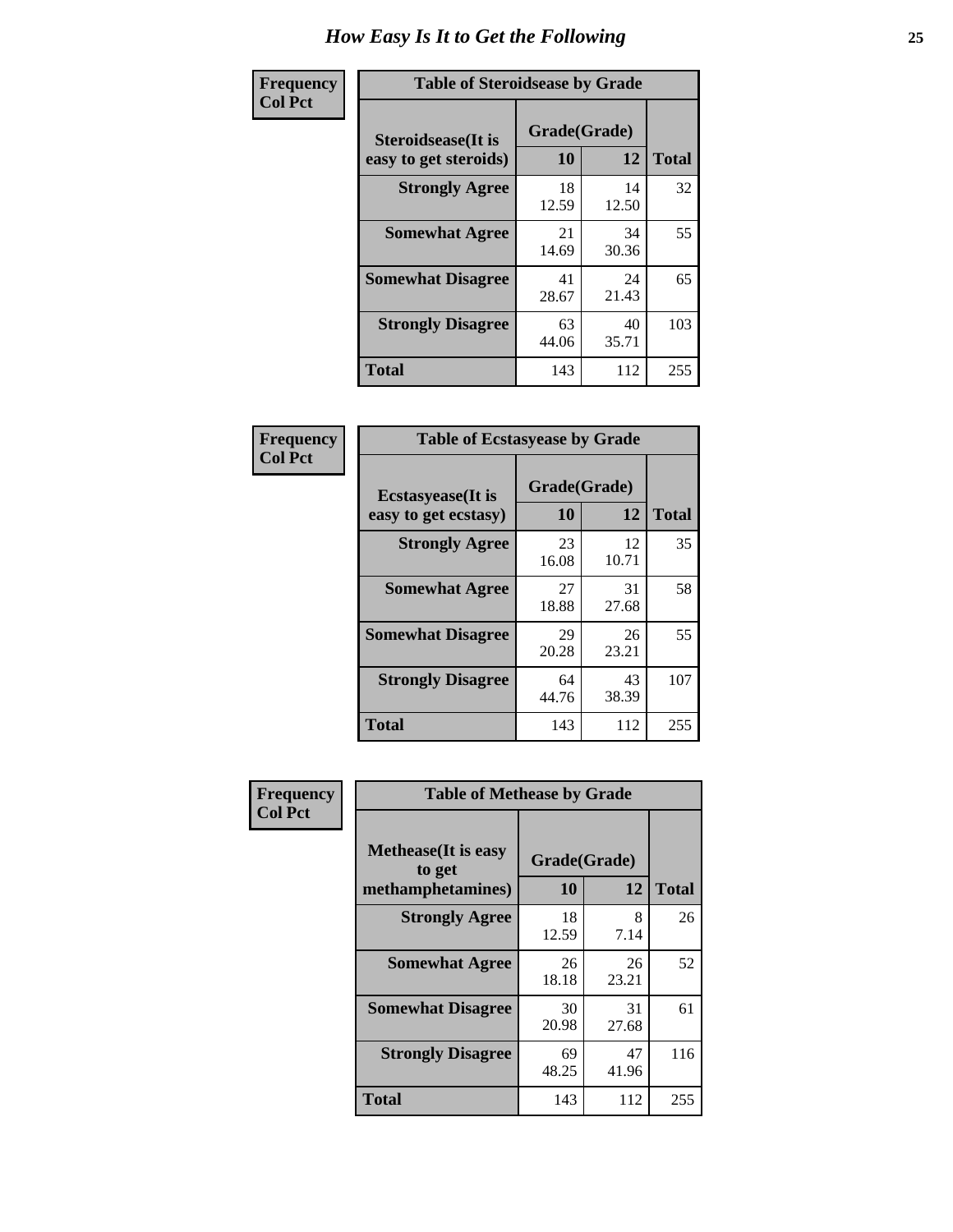# How Easy Is It to Get the Following

**Frequency**
**Col Pct**

| Table of Steroidsease by Grade | | | |
|---|---|---|---|
| Steroidsease(It is easy to get steroids) | Grade(Grade) | | Total |
| | 10 | 12 | |
| **Strongly Agree** | 18<br>12.59 | 14<br>12.50 | 32 |
| **Somewhat Agree** | 21<br>14.69 | 34<br>30.36 | 55 |
| **Somewhat Disagree** | 41<br>28.67 | 24<br>21.43 | 65 |
| **Strongly Disagree** | 63<br>44.06 | 40<br>35.71 | 103 |
| **Total** | 143 | 112 | 255 |

**Frequency**
**Col Pct**

| Table of Ecstasyease by Grade | | | |
|---|---|---|---|
| Ecstasyease(It is easy to get ecstasy) | Grade(Grade) | | Total |
| | 10 | 12 | |
| **Strongly Agree** | 23<br>16.08 | 12<br>10.71 | 35 |
| **Somewhat Agree** | 27<br>18.88 | 31<br>27.68 | 58 |
| **Somewhat Disagree** | 29<br>20.28 | 26<br>23.21 | 55 |
| **Strongly Disagree** | 64<br>44.76 | 43<br>38.39 | 107 |
| **Total** | 143 | 112 | 255 |

**Frequency**
**Col Pct**

| Table of Methease by Grade | | | |
|---|---|---|---|
| Methease(It is easy to get methamphetamines) | Grade(Grade) | | Total |
| | 10 | 12 | |
| **Strongly Agree** | 18<br>12.59 | 8<br>7.14 | 26 |
| **Somewhat Agree** | 26<br>18.18 | 26<br>23.21 | 52 |
| **Somewhat Disagree** | 30<br>20.98 | 31<br>27.68 | 61 |
| **Strongly Disagree** | 69<br>48.25 | 47<br>41.96 | 116 |
| **Total** | 143 | 112 | 255 |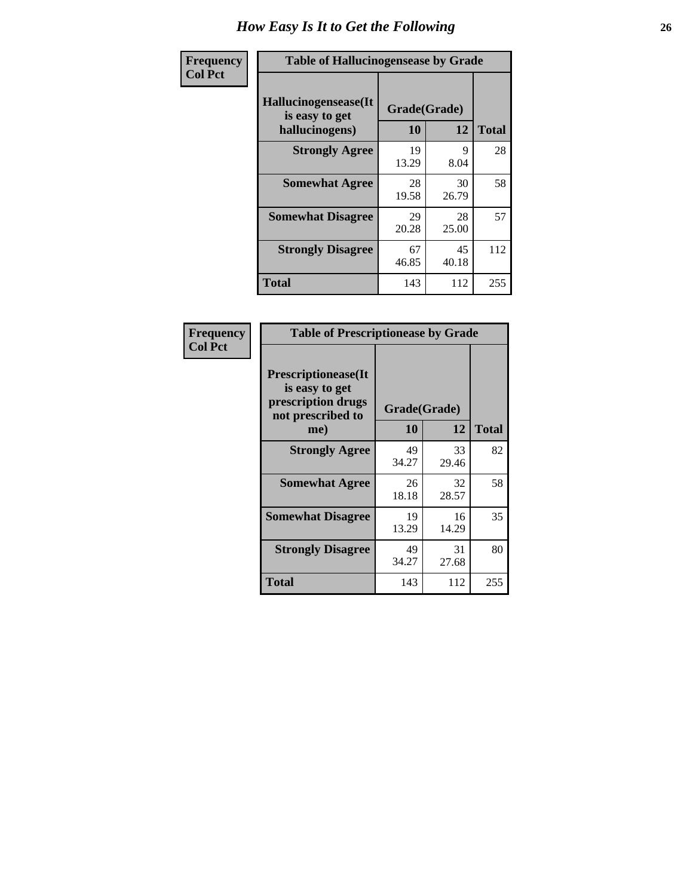# How Easy Is It to Get the Following

**Frequency**
**Col Pct**

**Table of Hallucinogensease by Grade**

| Hallucinogensease(It is easy to get hallucinogens) | Grade(Grade) 10 | 12 | Total |
|---|---|---|---|
| **Strongly Agree** | 19<br>13.29 | 9<br>8.04 | 28 |
| **Somewhat Agree** | 28<br>19.58 | 30<br>26.79 | 58 |
| **Somewhat Disagree** | 29<br>20.28 | 28<br>25.00 | 57 |
| **Strongly Disagree** | 67<br>46.85 | 45<br>40.18 | 112 |
| **Total** | 143 | 112 | 255 |

**Frequency**
**Col Pct**

**Table of Prescriptionease by Grade**

| Prescriptionease(It is easy to get prescription drugs not prescribed to me) | Grade(Grade) 10 | 12 | Total |
|---|---|---|---|
| **Strongly Agree** | 49<br>34.27 | 33<br>29.46 | 82 |
| **Somewhat Agree** | 26<br>18.18 | 32<br>28.57 | 58 |
| **Somewhat Disagree** | 19<br>13.29 | 16<br>14.29 | 35 |
| **Strongly Disagree** | 49<br>34.27 | 31<br>27.68 | 80 |
| **Total** | 143 | 112 | 255 |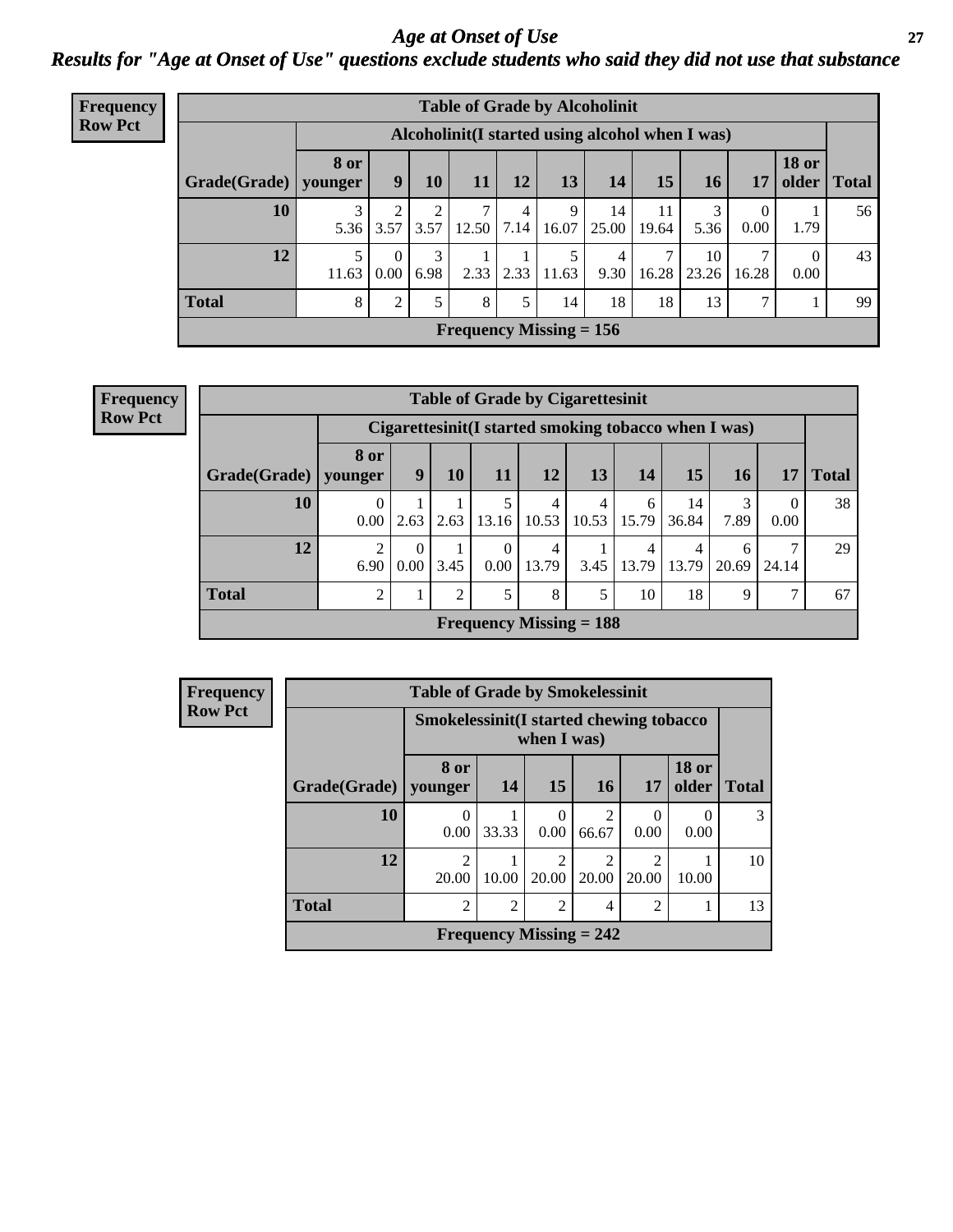# *Age at Onset of Use*

## *Results for "Age at Onset of Use" questions exclude students who said they did not use that substance*

**Frequency**
**Row Pct**

| Table of Grade by Alcoholinit | | | | | | | | | | | | |
|---|---|---|---|---|---|---|---|---|---|---|---|---|
| | Alcoholinit(I started using alcohol when I was) | | | | | | | | | | | |
| Grade(Grade) | 8 or younger | 9 | 10 | 11 | 12 | 13 | 14 | 15 | 16 | 17 | 18 or older | Total |
| **10** | 3<br>5.36 | 2<br>3.57 | 2<br>3.57 | 7<br>12.50 | 4<br>7.14 | 9<br>16.07 | 14<br>25.00 | 11<br>19.64 | 3<br>5.36 | 0<br>0.00 | 1<br>1.79 | 56 |
| **12** | 5<br>11.63 | 0<br>0.00 | 3<br>6.98 | 1<br>2.33 | 1<br>2.33 | 5<br>11.63 | 4<br>9.30 | 7<br>16.28 | 10<br>23.26 | 7<br>16.28 | 0<br>0.00 | 43 |
| **Total** | 8 | 2 | 5 | 8 | 5 | 14 | 18 | 18 | 13 | 7 | 1 | 99 |
| **Frequency Missing = 156** | | | | | | | | | | | | |

**Frequency**
**Row Pct**

| Table of Grade by Cigarettesinit | | | | | | | | | | | |
|---|---|---|---|---|---|---|---|---|---|---|---|
| | Cigarettesinit(I started smoking tobacco when I was) | | | | | | | | | | |
| Grade(Grade) | 8 or younger | 9 | 10 | 11 | 12 | 13 | 14 | 15 | 16 | 17 | Total |
| **10** | 0<br>0.00 | 1<br>2.63 | 1<br>2.63 | 5<br>13.16 | 4<br>10.53 | 4<br>10.53 | 6<br>15.79 | 14<br>36.84 | 3<br>7.89 | 0<br>0.00 | 38 |
| **12** | 2<br>6.90 | 0<br>0.00 | 1<br>3.45 | 0<br>0.00 | 4<br>13.79 | 1<br>3.45 | 4<br>13.79 | 4<br>13.79 | 6<br>20.69 | 7<br>24.14 | 29 |
| **Total** | 2 | 1 | 2 | 5 | 8 | 5 | 10 | 18 | 9 | 7 | 67 |
| **Frequency Missing = 188** | | | | | | | | | | | |

**Frequency**
**Row Pct**

| Table of Grade by Smokelessinit | | | | | | | |
|---|---|---|---|---|---|---|---|
| | Smokelessinit(I started chewing tobacco when I was) | | | | | | |
| Grade(Grade) | 8 or younger | 14 | 15 | 16 | 17 | 18 or older | Total |
| **10** | 0<br>0.00 | 1<br>33.33 | 0<br>0.00 | 2<br>66.67 | 0<br>0.00 | 0<br>0.00 | 3 |
| **12** | 2<br>20.00 | 1<br>10.00 | 2<br>20.00 | 2<br>20.00 | 2<br>20.00 | 1<br>10.00 | 10 |
| **Total** | 2 | 2 | 2 | 4 | 2 | 1 | 13 |
| **Frequency Missing = 242** | | | | | | | |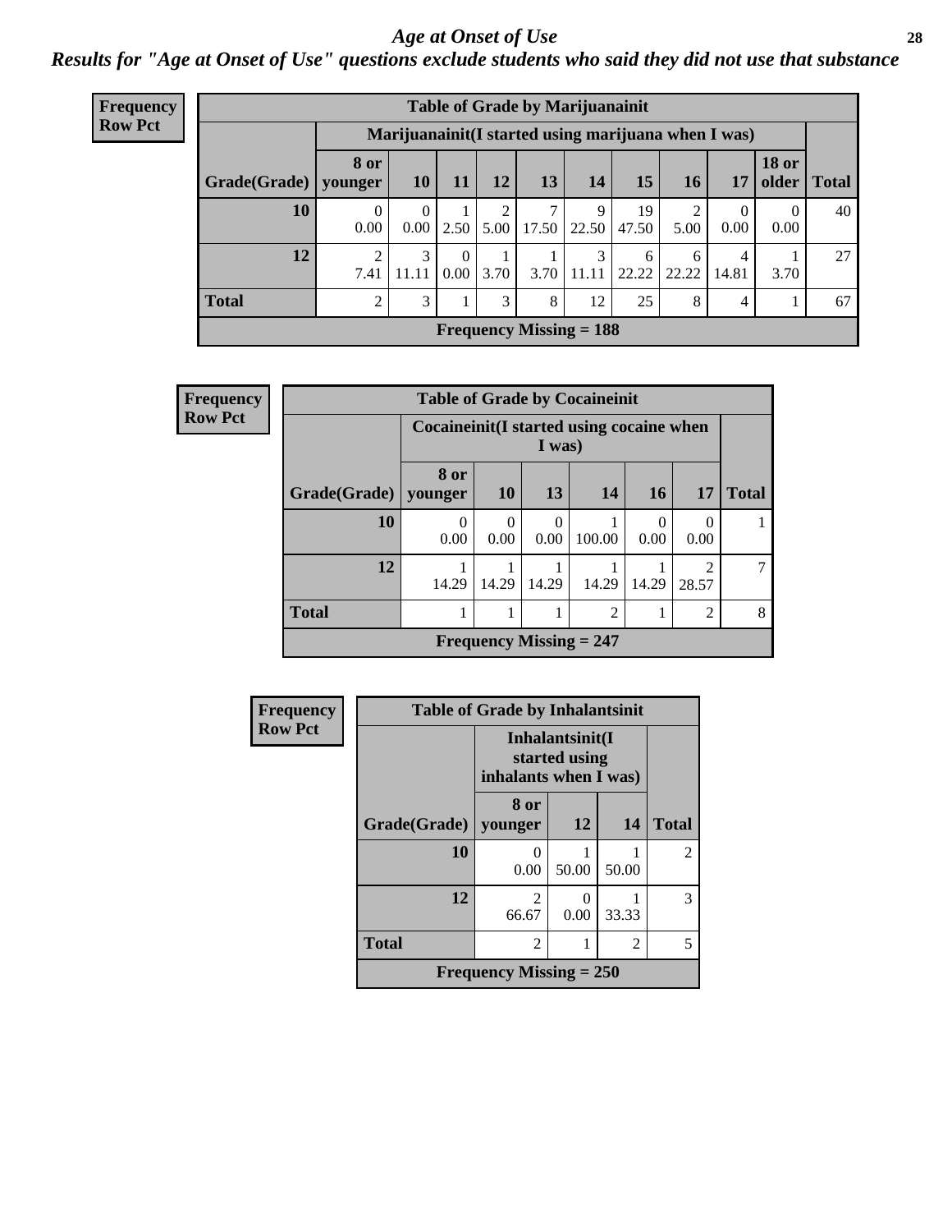# Age at Onset of Use

## Results for "Age at Onset of Use" questions exclude students who said they did not use that substance

**Frequency**
**Row Pct**

**Table of Grade by Marijuanainit**

| Grade(Grade) | Marijuanainit(I started using marijuana when I was) | | | | | | | | | | Total |
|---|---|---|---|---|---|---|---|---|---|---|---|
| | 8 or younger | 10 | 11 | 12 | 13 | 14 | 15 | 16 | 17 | 18 or older | |
| 10 | 0<br>0.00 | 0<br>0.00 | 1<br>2.50 | 2<br>5.00 | 7<br>17.50 | 9<br>22.50 | 19<br>47.50 | 2<br>5.00 | 0<br>0.00 | 0<br>0.00 | 40 |
| 12 | 2<br>7.41 | 3<br>11.11 | 0<br>0.00 | 1<br>3.70 | 1<br>3.70 | 3<br>11.11 | 6<br>22.22 | 6<br>22.22 | 4<br>14.81 | 1<br>3.70 | 27 |
| Total | 2 | 3 | 1 | 3 | 8 | 12 | 25 | 8 | 4 | 1 | 67 |

Frequency Missing = 188

**Frequency**
**Row Pct**

**Table of Grade by Cocaineinit**

| Grade(Grade) | Cocaineinit(I started using cocaine when I was) | | | | | | Total |
|---|---|---|---|---|---|---|---|
| | 8 or younger | 10 | 13 | 14 | 16 | 17 | |
| 10 | 0<br>0.00 | 0<br>0.00 | 0<br>0.00 | 1<br>100.00 | 0<br>0.00 | 0<br>0.00 | 1 |
| 12 | 1<br>14.29 | 1<br>14.29 | 1<br>14.29 | 1<br>14.29 | 1<br>14.29 | 2<br>28.57 | 7 |
| Total | 1 | 1 | 1 | 2 | 1 | 2 | 8 |

Frequency Missing = 247

**Frequency**
**Row Pct**

**Table of Grade by Inhalantsinit**

| Grade(Grade) | Inhalantsinit(I started using inhalants when I was) | | | Total |
|---|---|---|---|---|
| | 8 or younger | 12 | 14 | |
| 10 | 0<br>0.00 | 1<br>50.00 | 1<br>50.00 | 2 |
| 12 | 2<br>66.67 | 0<br>0.00 | 1<br>33.33 | 3 |
| Total | 2 | 1 | 2 | 5 |

Frequency Missing = 250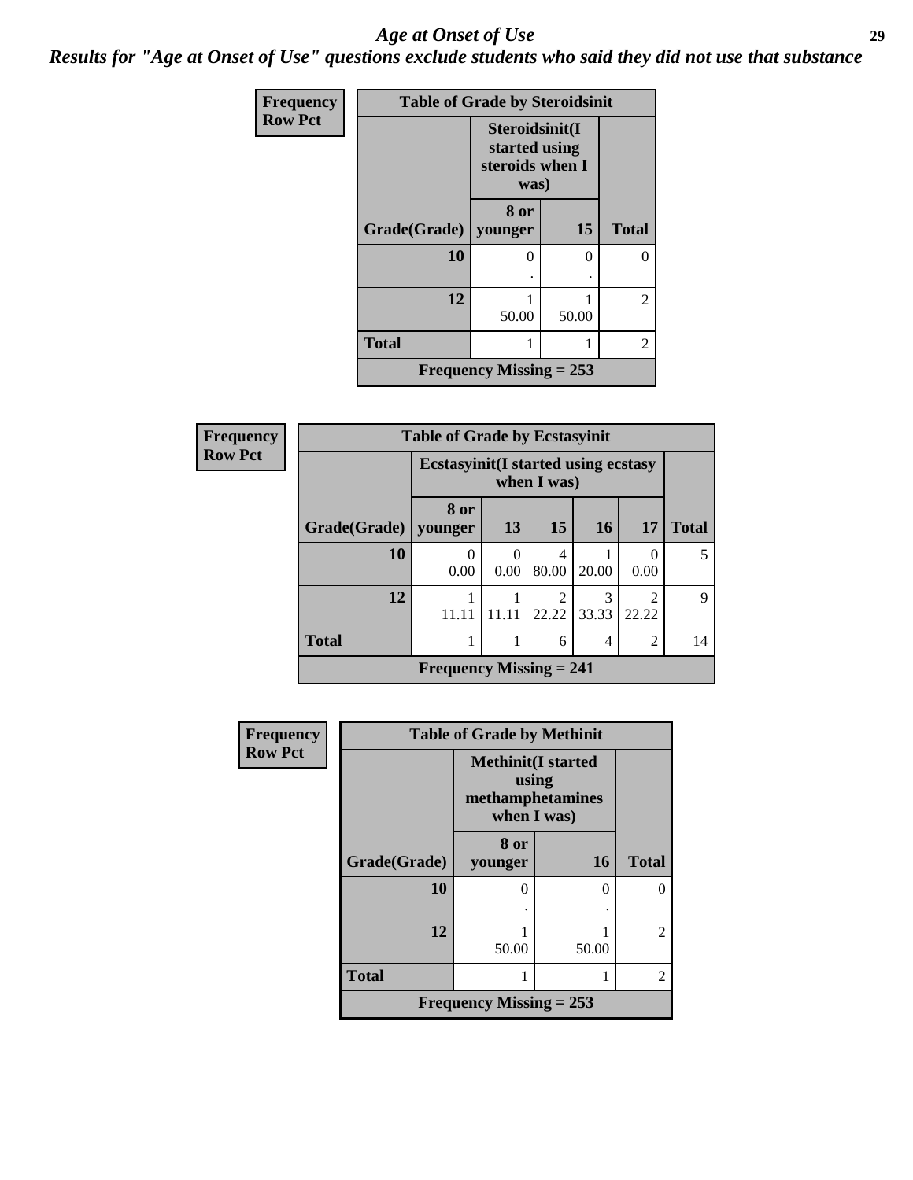## Age at Onset of Use

### Results for "Age at Onset of Use" questions exclude students who said they did not use that substance

Frequency
Row Pct

| Table of Grade by Steroidsinit | | | |
|---|---|---|---|
| | Steroidsinit(I started using steroids when I was) | | |
| Grade(Grade) | 8 or younger | 15 | Total |
| 10 | 0<br>. | 0<br>. | 0 |
| 12 | 1<br>50.00 | 1<br>50.00 | 2 |
| Total | 1 | 1 | 2 |
| Frequency Missing = 253 | | | |

Frequency
Row Pct

| Table of Grade by Ecstasyinit | | | | | | |
|---|---|---|---|---|---|---|
| | Ecstasyinit(I started using ecstasy when I was) | | | | | |
| Grade(Grade) | 8 or younger | 13 | 15 | 16 | 17 | Total |
| 10 | 0<br>0.00 | 0<br>0.00 | 4<br>80.00 | 1<br>20.00 | 0<br>0.00 | 5 |
| 12 | 1<br>11.11 | 1<br>11.11 | 2<br>22.22 | 3<br>33.33 | 2<br>22.22 | 9 |
| Total | 1 | 1 | 6 | 4 | 2 | 14 |
| Frequency Missing = 241 | | | | | | |

Frequency
Row Pct

| Table of Grade by Methinit | | | |
|---|---|---|---|
| | Methinit(I started using methamphetamines when I was) | | |
| Grade(Grade) | 8 or younger | 16 | Total |
| 10 | 0<br>. | 0<br>. | 0 |
| 12 | 1<br>50.00 | 1<br>50.00 | 2 |
| Total | 1 | 1 | 2 |
| Frequency Missing = 253 | | | |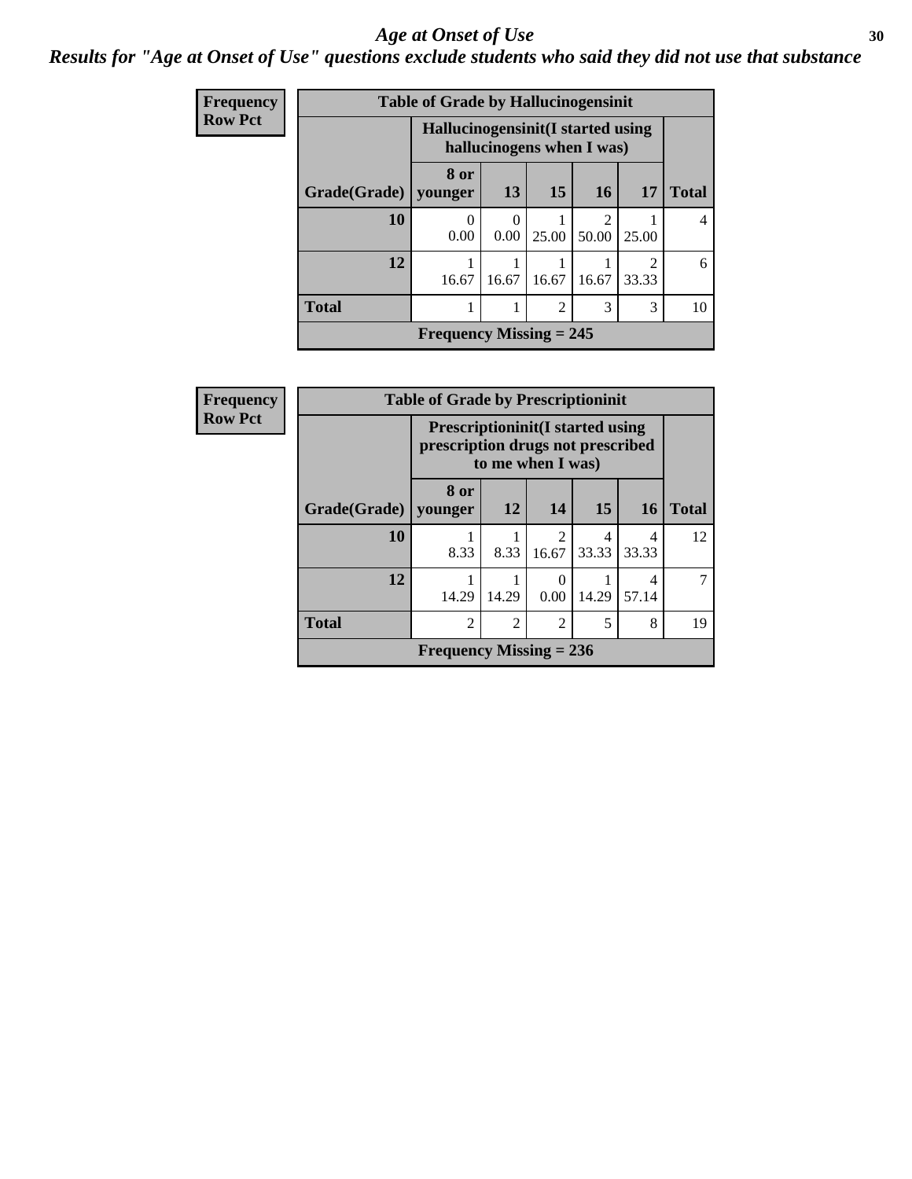# Age at Onset of Use

***Results for "Age at Onset of Use" questions exclude students who said they did not use that substance***

**Frequency**
**Row Pct**

| Table of Grade by Hallucinogensinit | | | | | | |
|---|---|---|---|---|---|---|
| | Hallucinogensinit(I started using hallucinogens when I was) | | | | | |
| Grade(Grade) | 8 or younger | 13 | 15 | 16 | 17 | Total |
| **10** | 0<br>0.00 | 0<br>0.00 | 1<br>25.00 | 2<br>50.00 | 1<br>25.00 | 4 |
| **12** | 1<br>16.67 | 1<br>16.67 | 1<br>16.67 | 1<br>16.67 | 2<br>33.33 | 6 |
| **Total** | 1 | 1 | 2 | 3 | 3 | 10 |
| **Frequency Missing = 245** | | | | | | |

**Frequency**
**Row Pct**

| Table of Grade by Prescriptioninit | | | | | | |
|---|---|---|---|---|---|---|
| | Prescriptioninit(I started using prescription drugs not prescribed to me when I was) | | | | | |
| Grade(Grade) | 8 or younger | 12 | 14 | 15 | 16 | Total |
| **10** | 1<br>8.33 | 1<br>8.33 | 2<br>16.67 | 4<br>33.33 | 4<br>33.33 | 12 |
| **12** | 1<br>14.29 | 1<br>14.29 | 0<br>0.00 | 1<br>14.29 | 4<br>57.14 | 7 |
| **Total** | 2 | 2 | 2 | 5 | 8 | 19 |
| **Frequency Missing = 236** | | | | | | |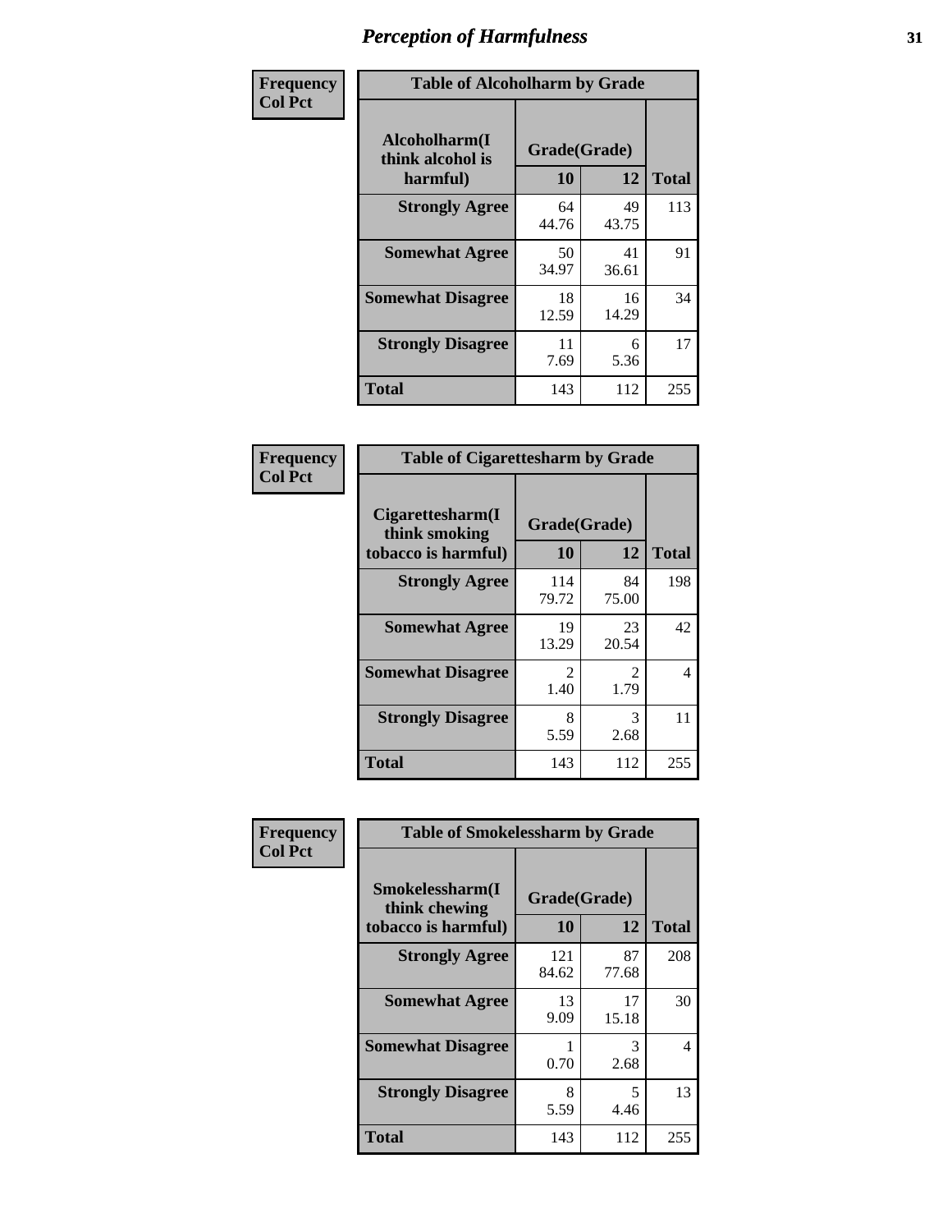# Perception of Harmfulness

**Frequency**
**Col Pct**

| Alcoholharm(I think alcohol is harmful) | Grade(Grade) 10 | 12 | Total |
|---|---|---|---|
| **Strongly Agree** | 64<br>44.76 | 49<br>43.75 | 113 |
| **Somewhat Agree** | 50<br>34.97 | 41<br>36.61 | 91 |
| **Somewhat Disagree** | 18<br>12.59 | 16<br>14.29 | 34 |
| **Strongly Disagree** | 11<br>7.69 | 6<br>5.36 | 17 |
| **Total** | 143 | 112 | 255 |

Table of Alcoholharm by Grade

**Frequency**
**Col Pct**

| Cigarettesharm(I think smoking tobacco is harmful) | Grade(Grade) 10 | 12 | Total |
|---|---|---|---|
| **Strongly Agree** | 114<br>79.72 | 84<br>75.00 | 198 |
| **Somewhat Agree** | 19<br>13.29 | 23<br>20.54 | 42 |
| **Somewhat Disagree** | 2<br>1.40 | 2<br>1.79 | 4 |
| **Strongly Disagree** | 8<br>5.59 | 3<br>2.68 | 11 |
| **Total** | 143 | 112 | 255 |

Table of Cigarettesharm by Grade

**Frequency**
**Col Pct**

| Smokelessharm(I think chewing tobacco is harmful) | Grade(Grade) 10 | 12 | Total |
|---|---|---|---|
| **Strongly Agree** | 121<br>84.62 | 87<br>77.68 | 208 |
| **Somewhat Agree** | 13<br>9.09 | 17<br>15.18 | 30 |
| **Somewhat Disagree** | 1<br>0.70 | 3<br>2.68 | 4 |
| **Strongly Disagree** | 8<br>5.59 | 5<br>4.46 | 13 |
| **Total** | 143 | 112 | 255 |

Table of Smokelessharm by Grade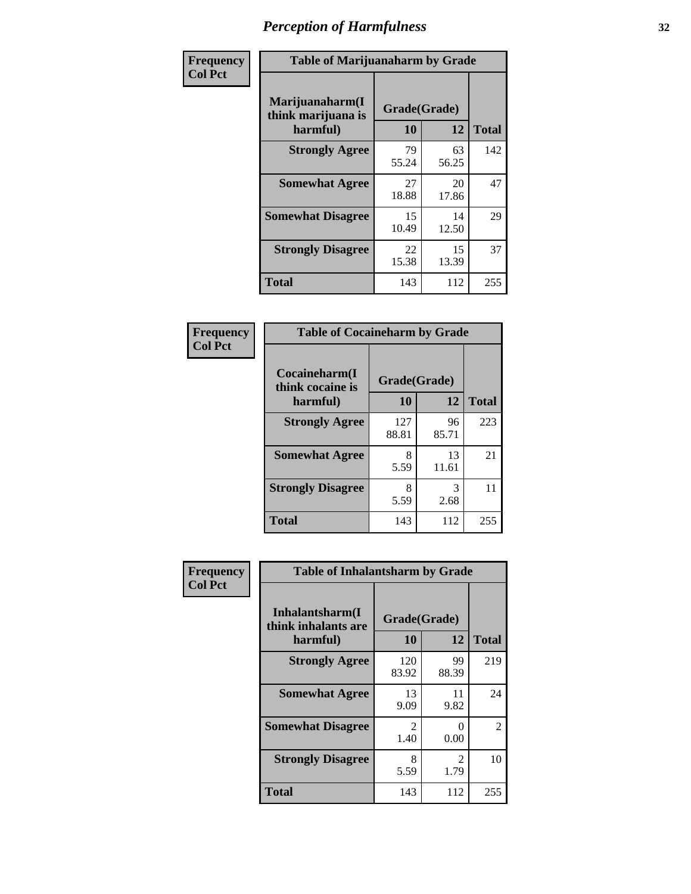# Perception of Harmfulness

| Frequency Col Pct | Table of Marijuanaharm by Grade | | |
|---|---|---|---|
| Marijuanaharm(I think marijuana is harmful) | Grade(Grade) | | |
| | 10 | 12 | Total |
| Strongly Agree | 79<br>55.24 | 63<br>56.25 | 142 |
| Somewhat Agree | 27<br>18.88 | 20<br>17.86 | 47 |
| Somewhat Disagree | 15<br>10.49 | 14<br>12.50 | 29 |
| Strongly Disagree | 22<br>15.38 | 15<br>13.39 | 37 |
| Total | 143 | 112 | 255 |

| Frequency Col Pct | Table of Cocaineharm by Grade | | |
|---|---|---|---|
| Cocaineharm(I think cocaine is harmful) | Grade(Grade) | | |
| | 10 | 12 | Total |
| Strongly Agree | 127<br>88.81 | 96<br>85.71 | 223 |
| Somewhat Agree | 8<br>5.59 | 13<br>11.61 | 21 |
| Strongly Disagree | 8<br>5.59 | 3<br>2.68 | 11 |
| Total | 143 | 112 | 255 |

| Frequency Col Pct | Table of Inhalantsharm by Grade | | |
|---|---|---|---|
| Inhalantsharm(I think inhalants are harmful) | Grade(Grade) | | |
| | 10 | 12 | Total |
| Strongly Agree | 120<br>83.92 | 99<br>88.39 | 219 |
| Somewhat Agree | 13<br>9.09 | 11<br>9.82 | 24 |
| Somewhat Disagree | 2<br>1.40 | 0<br>0.00 | 2 |
| Strongly Disagree | 8<br>5.59 | 2<br>1.79 | 10 |
| Total | 143 | 112 | 255 |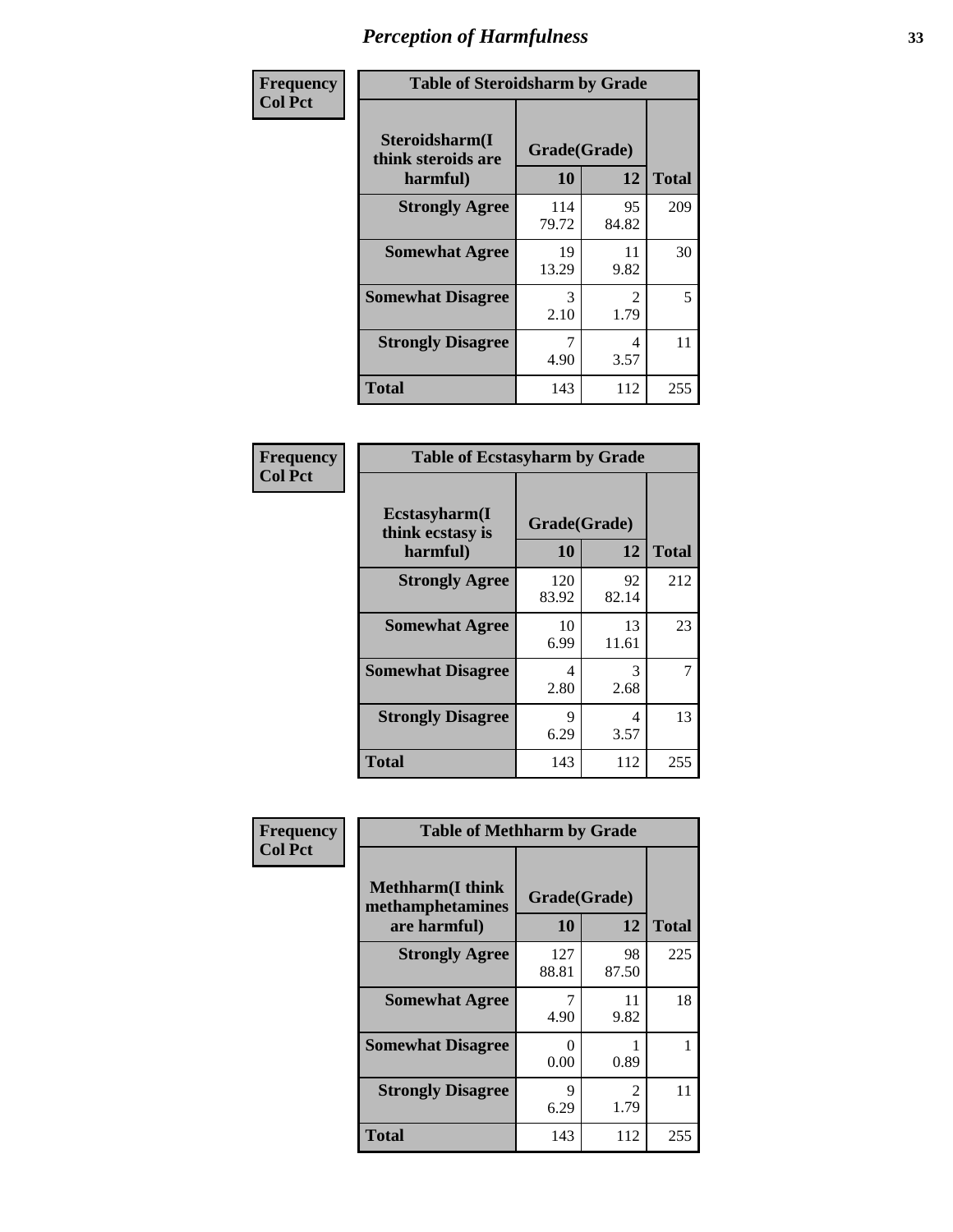# Perception of Harmfulness

| Frequency Col Pct | Table of Steroidsharm by Grade | | |
|---|---|---|---|
| Steroidsharm(I think steroids are harmful) | Grade(Grade) | | |
| | 10 | 12 | Total |
| Strongly Agree | 114<br>79.72 | 95<br>84.82 | 209 |
| Somewhat Agree | 19<br>13.29 | 11<br>9.82 | 30 |
| Somewhat Disagree | 3<br>2.10 | 2<br>1.79 | 5 |
| Strongly Disagree | 7<br>4.90 | 4<br>3.57 | 11 |
| Total | 143 | 112 | 255 |

| Frequency Col Pct | Table of Ecstasyharm by Grade | | |
|---|---|---|---|
| Ecstasyharm(I think ecstasy is harmful) | Grade(Grade) | | |
| | 10 | 12 | Total |
| Strongly Agree | 120<br>83.92 | 92<br>82.14 | 212 |
| Somewhat Agree | 10<br>6.99 | 13<br>11.61 | 23 |
| Somewhat Disagree | 4<br>2.80 | 3<br>2.68 | 7 |
| Strongly Disagree | 9<br>6.29 | 4<br>3.57 | 13 |
| Total | 143 | 112 | 255 |

| Frequency Col Pct | Table of Methharm by Grade | | |
|---|---|---|---|
| Methharm(I think methamphetamines are harmful) | Grade(Grade) | | |
| | 10 | 12 | Total |
| Strongly Agree | 127<br>88.81 | 98<br>87.50 | 225 |
| Somewhat Agree | 7<br>4.90 | 11<br>9.82 | 18 |
| Somewhat Disagree | 0<br>0.00 | 1<br>0.89 | 1 |
| Strongly Disagree | 9<br>6.29 | 2<br>1.79 | 11 |
| Total | 143 | 112 | 255 |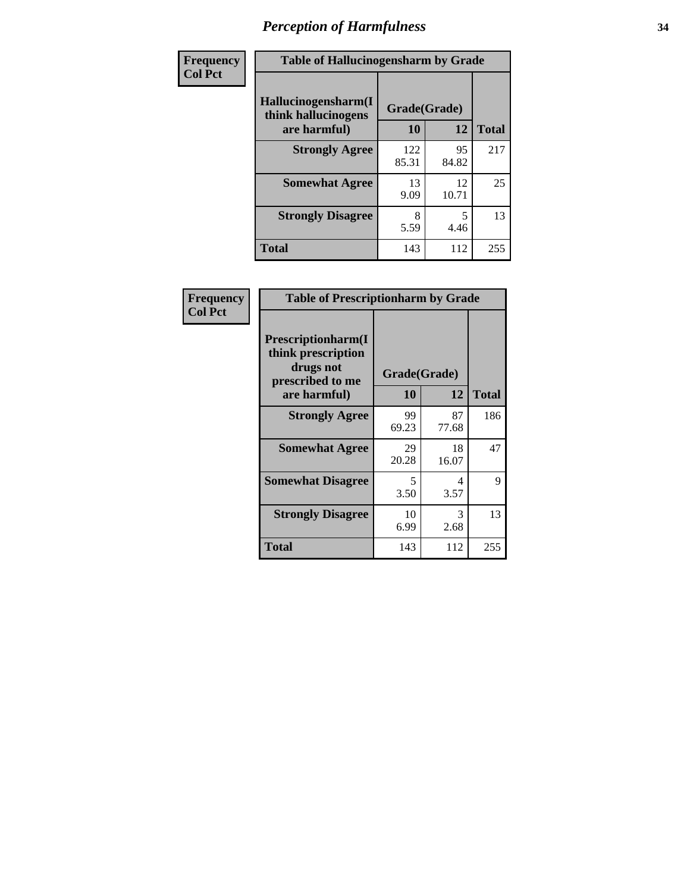# Perception of Harmfulness

| Frequency<br>Col Pct | Table of Hallucinogensharm by Grade | | |
|---|---|---|---|
| Hallucinogensharm(I think hallucinogens are harmful) | Grade(Grade) | | |
| | 10 | 12 | Total |
| Strongly Agree | 122<br>85.31 | 95<br>84.82 | 217 |
| Somewhat Agree | 13<br>9.09 | 12<br>10.71 | 25 |
| Strongly Disagree | 8<br>5.59 | 5<br>4.46 | 13 |
| Total | 143 | 112 | 255 |

| Frequency<br>Col Pct | Table of Prescriptionharm by Grade | | |
|---|---|---|---|
| Prescriptionharm(I think prescription drugs not prescribed to me are harmful) | Grade(Grade) | | |
| | 10 | 12 | Total |
| Strongly Agree | 99<br>69.23 | 87<br>77.68 | 186 |
| Somewhat Agree | 29<br>20.28 | 18<br>16.07 | 47 |
| Somewhat Disagree | 5<br>3.50 | 4<br>3.57 | 9 |
| Strongly Disagree | 10<br>6.99 | 3<br>2.68 | 13 |
| Total | 143 | 112 | 255 |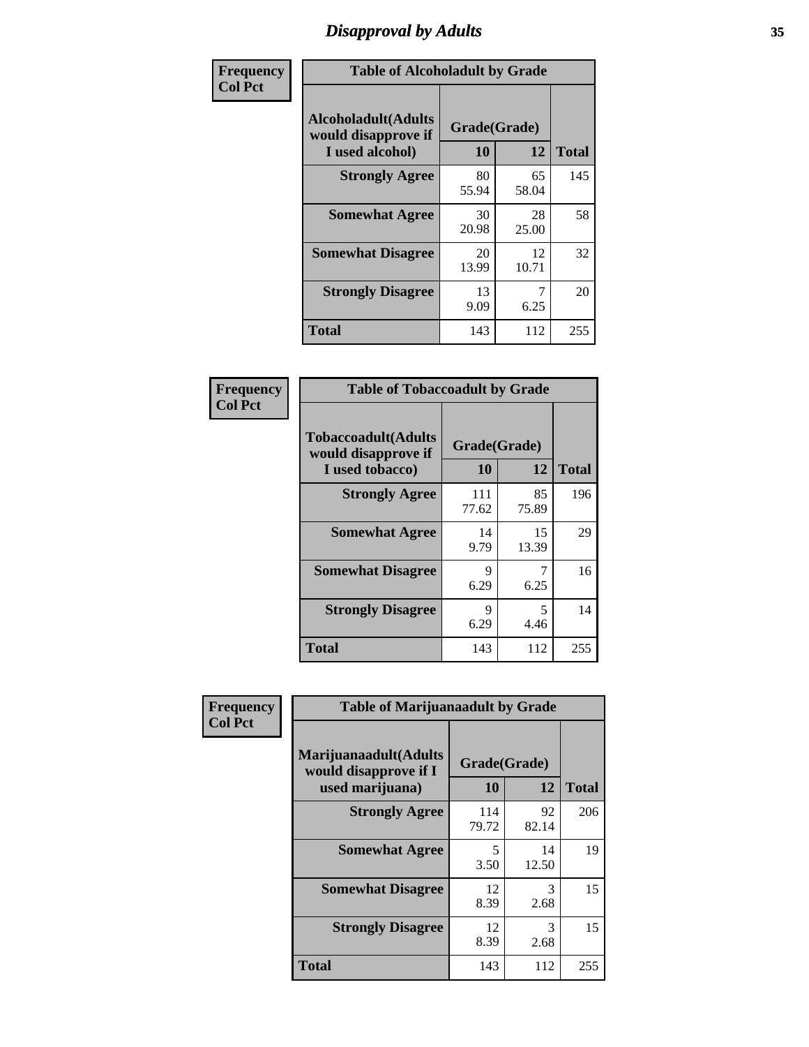# Disapproval by Adults

| Frequency Col Pct | Table of Alcoholadult by Grade | | |
|---|---|---|---|
| Alcoholadult(Adults would disapprove if I used alcohol) | Grade(Grade) | | |
| | 10 | 12 | Total |
| Strongly Agree | 80<br>55.94 | 65<br>58.04 | 145 |
| Somewhat Agree | 30<br>20.98 | 28<br>25.00 | 58 |
| Somewhat Disagree | 20<br>13.99 | 12<br>10.71 | 32 |
| Strongly Disagree | 13<br>9.09 | 7<br>6.25 | 20 |
| Total | 143 | 112 | 255 |

| Frequency Col Pct | Table of Tobaccoadult by Grade | | |
|---|---|---|---|
| Tobaccoadult(Adults would disapprove if I used tobacco) | Grade(Grade) | | |
| | 10 | 12 | Total |
| Strongly Agree | 111<br>77.62 | 85<br>75.89 | 196 |
| Somewhat Agree | 14<br>9.79 | 15<br>13.39 | 29 |
| Somewhat Disagree | 9<br>6.29 | 7<br>6.25 | 16 |
| Strongly Disagree | 9<br>6.29 | 5<br>4.46 | 14 |
| Total | 143 | 112 | 255 |

| Frequency Col Pct | Table of Marijuanaadult by Grade | | |
|---|---|---|---|
| Marijuanaadult(Adults would disapprove if I used marijuana) | Grade(Grade) | | |
| | 10 | 12 | Total |
| Strongly Agree | 114<br>79.72 | 92<br>82.14 | 206 |
| Somewhat Agree | 5<br>3.50 | 14<br>12.50 | 19 |
| Somewhat Disagree | 12<br>8.39 | 3<br>2.68 | 15 |
| Strongly Disagree | 12<br>8.39 | 3<br>2.68 | 15 |
| Total | 143 | 112 | 255 |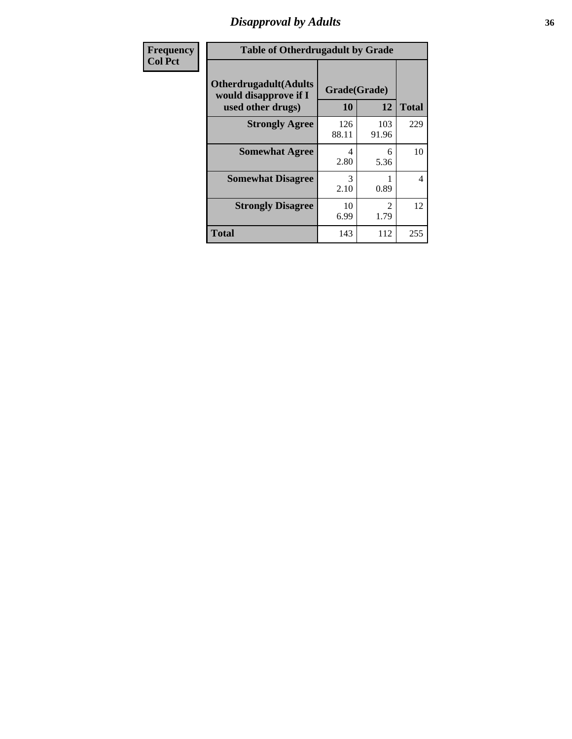## Disapproval by Adults

| Frequency<br>Col Pct |
|---|

**Table of Otherdrugadult by Grade**

| Otherdrugadult(Adults would disapprove if I used other drugs) | Grade(Grade) | | |
|---|---|---|---|
| | 10 | 12 | Total |
| **Strongly Agree** | 126<br>88.11 | 103<br>91.96 | 229 |
| **Somewhat Agree** | 4<br>2.80 | 6<br>5.36 | 10 |
| **Somewhat Disagree** | 3<br>2.10 | 1<br>0.89 | 4 |
| **Strongly Disagree** | 10<br>6.99 | 2<br>1.79 | 12 |
| **Total** | 143 | 112 | 255 |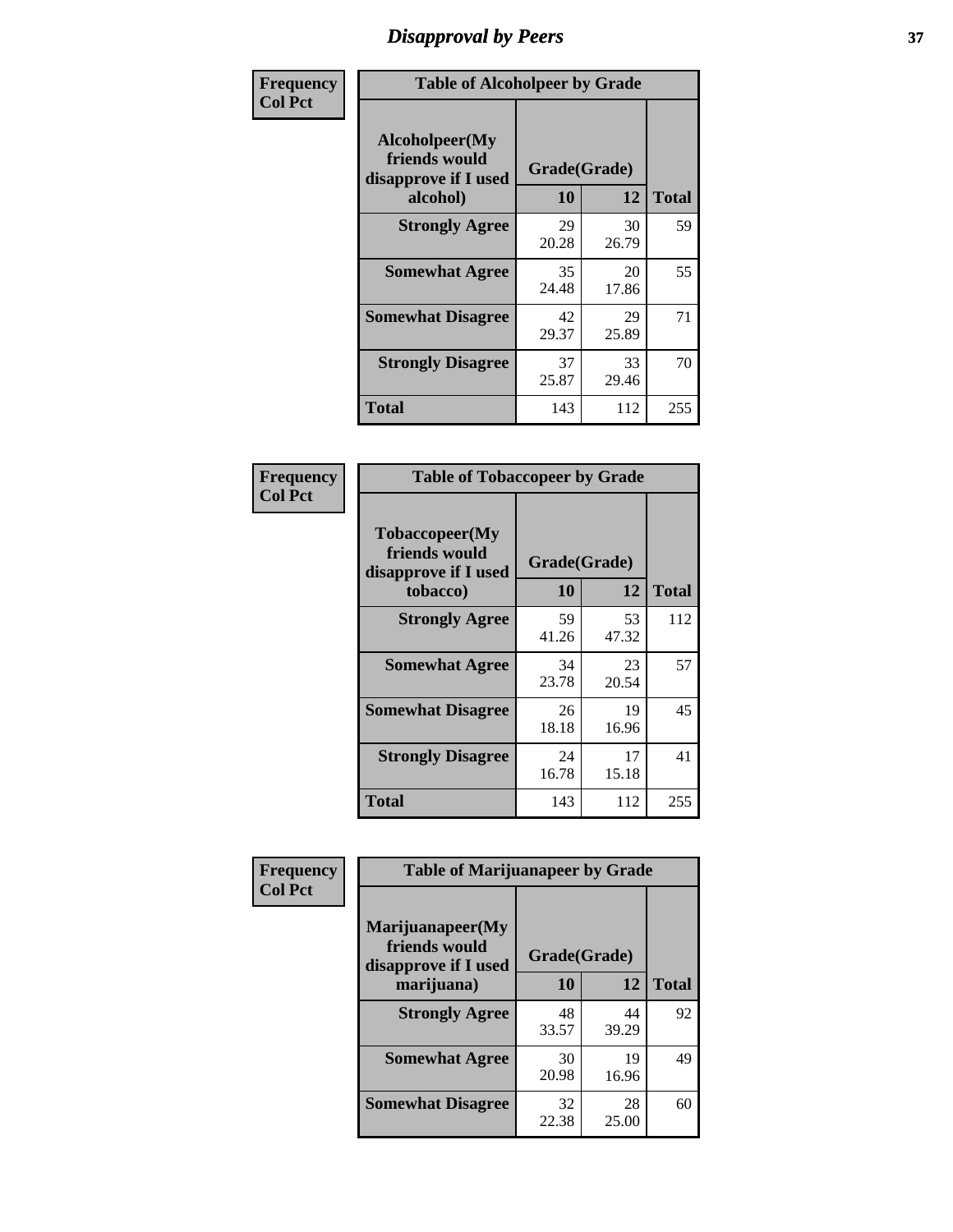# Disapproval by Peers

| Frequency Col Pct | Table of Alcoholpeer by Grade | | |
|---|---|---|---|
| Alcoholpeer(My friends would disapprove if I used alcohol) | Grade(Grade) | | |
| | 10 | 12 | Total |
| Strongly Agree | 29<br>20.28 | 30<br>26.79 | 59 |
| Somewhat Agree | 35<br>24.48 | 20<br>17.86 | 55 |
| Somewhat Disagree | 42<br>29.37 | 29<br>25.89 | 71 |
| Strongly Disagree | 37<br>25.87 | 33<br>29.46 | 70 |
| Total | 143 | 112 | 255 |

| Frequency Col Pct | Table of Tobaccopeer by Grade | | |
|---|---|---|---|
| Tobaccopeer(My friends would disapprove if I used tobacco) | Grade(Grade) | | |
| | 10 | 12 | Total |
| Strongly Agree | 59<br>41.26 | 53<br>47.32 | 112 |
| Somewhat Agree | 34<br>23.78 | 23<br>20.54 | 57 |
| Somewhat Disagree | 26<br>18.18 | 19<br>16.96 | 45 |
| Strongly Disagree | 24<br>16.78 | 17<br>15.18 | 41 |
| Total | 143 | 112 | 255 |

| Frequency Col Pct | Table of Marijuanapeer by Grade | | |
|---|---|---|---|
| Marijuanapeer(My friends would disapprove if I used marijuana) | Grade(Grade) | | |
| | 10 | 12 | Total |
| Strongly Agree | 48<br>33.57 | 44<br>39.29 | 92 |
| Somewhat Agree | 30<br>20.98 | 19<br>16.96 | 49 |
| Somewhat Disagree | 32<br>22.38 | 28<br>25.00 | 60 |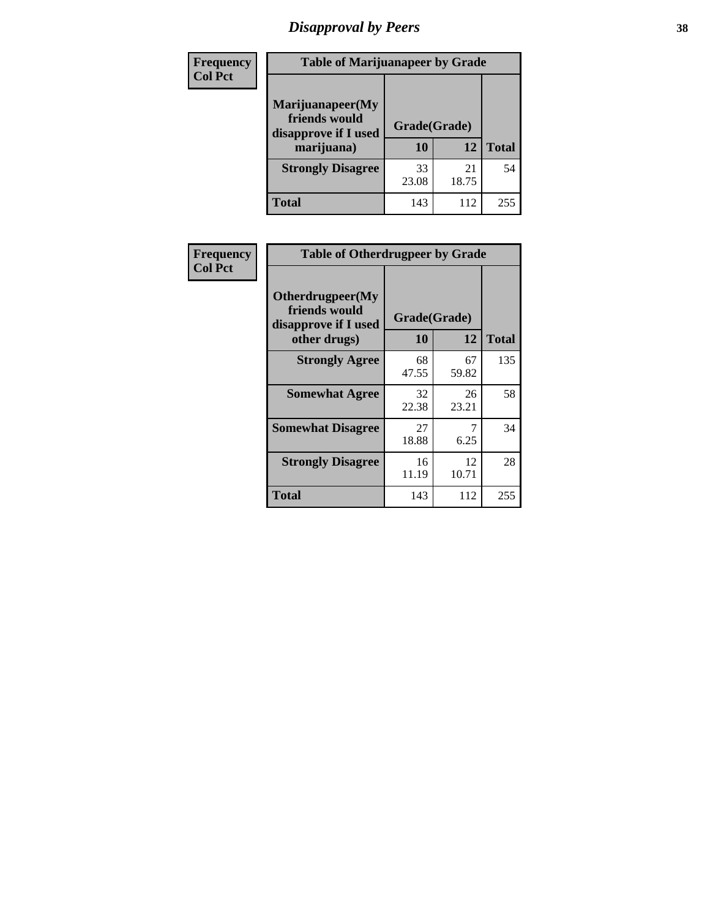# Disapproval by Peers

Frequency
Col Pct

**Table of Marijuanapeer by Grade**

| Marijuanapeer(My friends would disapprove if I used marijuana) | Grade(Grade) 10 | 12 | Total |
|---|---|---|---|
| **Strongly Disagree** | 33<br>23.08 | 21<br>18.75 | 54 |
| **Total** | 143 | 112 | 255 |

Frequency
Col Pct

**Table of Otherdrugpeer by Grade**

| Otherdrugpeer(My friends would disapprove if I used other drugs) | Grade(Grade) 10 | 12 | Total |
|---|---|---|---|
| **Strongly Agree** | 68<br>47.55 | 67<br>59.82 | 135 |
| **Somewhat Agree** | 32<br>22.38 | 26<br>23.21 | 58 |
| **Somewhat Disagree** | 27<br>18.88 | 7<br>6.25 | 34 |
| **Strongly Disagree** | 16<br>11.19 | 12<br>10.71 | 28 |
| **Total** | 143 | 112 | 255 |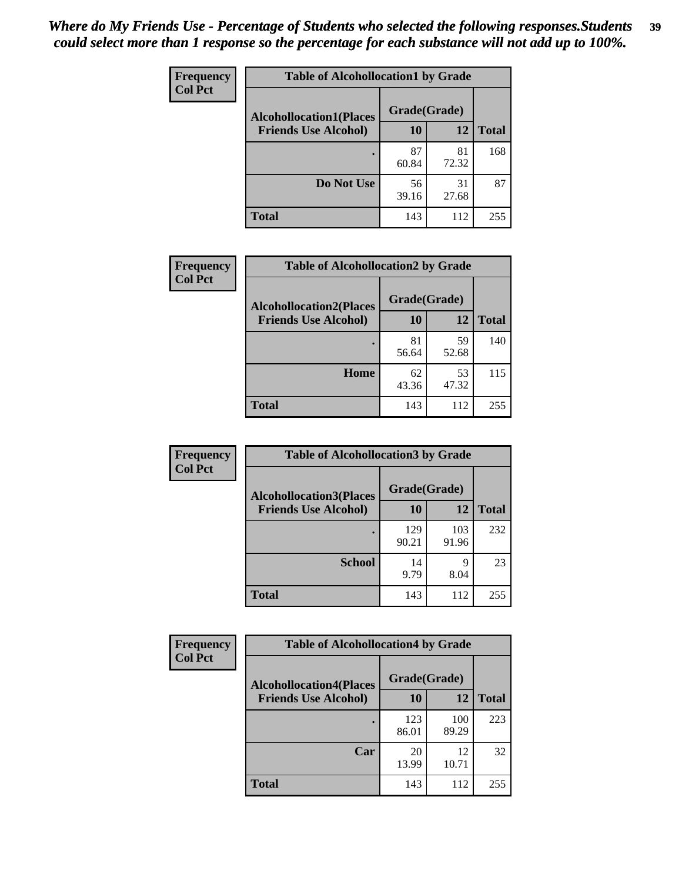*Where do My Friends Use - Percentage of Students who selected the following responses.Students could select more than 1 response so the percentage for each substance will not add up to 100%.*

**Frequency**
**Col Pct**

| Table of Alcohollocation1 by Grade | | | |
|---|---|---|---|
| **Alcohollocation1(Places Friends Use Alcohol)** | **Grade(Grade)** | | |
| | **10** | **12** | **Total** |
| **.** | 87<br>60.84 | 81<br>72.32 | 168 |
| **Do Not Use** | 56<br>39.16 | 31<br>27.68 | 87 |
| **Total** | 143 | 112 | 255 |

**Frequency**
**Col Pct**

| Table of Alcohollocation2 by Grade | | | |
|---|---|---|---|
| **Alcohollocation2(Places Friends Use Alcohol)** | **Grade(Grade)** | | |
| | **10** | **12** | **Total** |
| **.** | 81<br>56.64 | 59<br>52.68 | 140 |
| **Home** | 62<br>43.36 | 53<br>47.32 | 115 |
| **Total** | 143 | 112 | 255 |

**Frequency**
**Col Pct**

| Table of Alcohollocation3 by Grade | | | |
|---|---|---|---|
| **Alcohollocation3(Places Friends Use Alcohol)** | **Grade(Grade)** | | |
| | **10** | **12** | **Total** |
| **.** | 129<br>90.21 | 103<br>91.96 | 232 |
| **School** | 14<br>9.79 | 9<br>8.04 | 23 |
| **Total** | 143 | 112 | 255 |

**Frequency**
**Col Pct**

| Table of Alcohollocation4 by Grade | | | |
|---|---|---|---|
| **Alcohollocation4(Places Friends Use Alcohol)** | **Grade(Grade)** | | |
| | **10** | **12** | **Total** |
| **.** | 123<br>86.01 | 100<br>89.29 | 223 |
| **Car** | 20<br>13.99 | 12<br>10.71 | 32 |
| **Total** | 143 | 112 | 255 |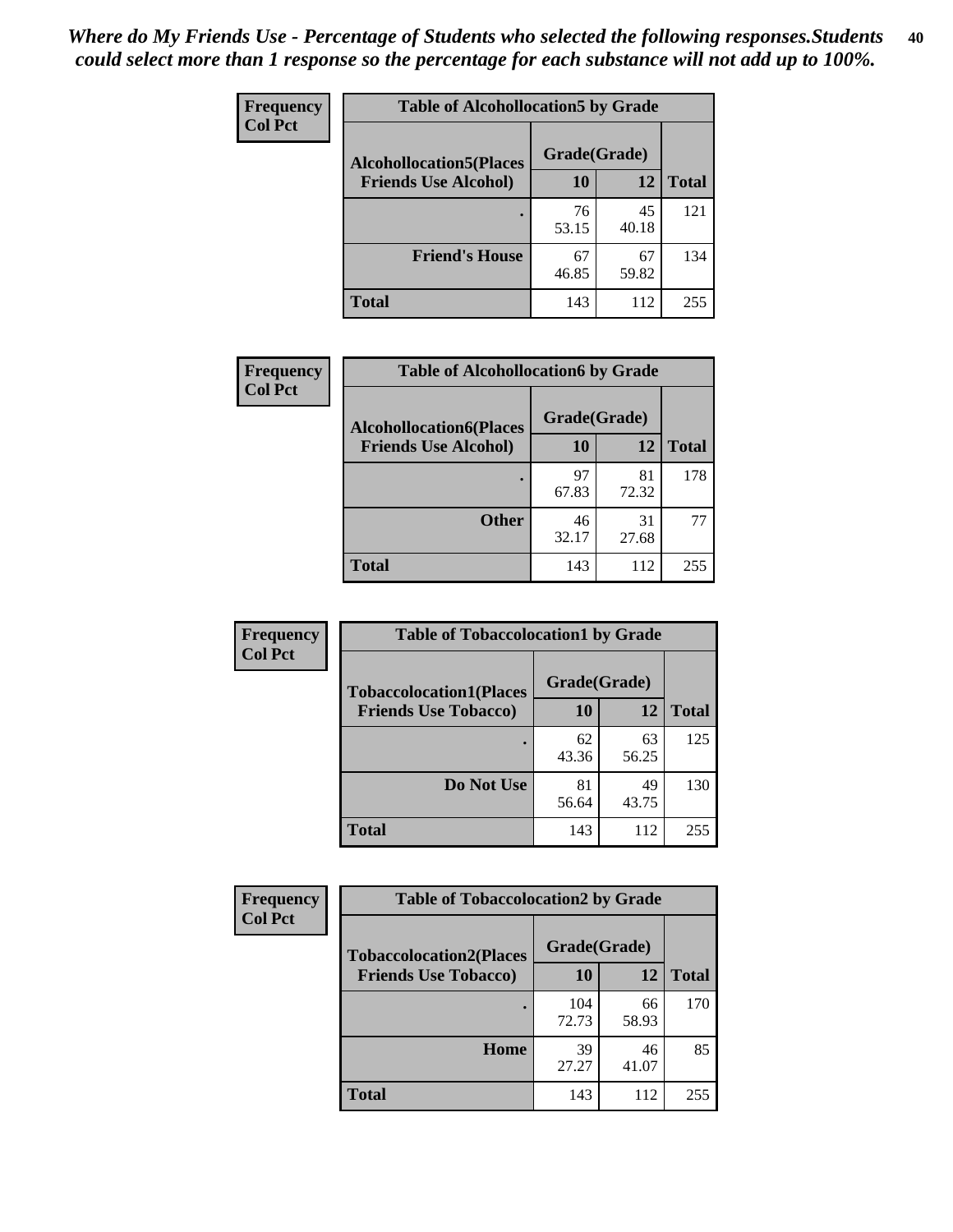*Where do My Friends Use - Percentage of Students who selected the following responses.Students could select more than 1 response so the percentage for each substance will not add up to 100%.*

**Frequency**
**Col Pct**

| Table of Alcohollocation5 by Grade | | | |
|---|---|---|---|
| **Alcohollocation5(Places Friends Use Alcohol)** | **Grade(Grade)** | | **Total** |
| | **10** | **12** | |
| **.** | 76<br>53.15 | 45<br>40.18 | 121 |
| **Friend's House** | 67<br>46.85 | 67<br>59.82 | 134 |
| **Total** | 143 | 112 | 255 |

**Frequency**
**Col Pct**

| Table of Alcohollocation6 by Grade | | | |
|---|---|---|---|
| **Alcohollocation6(Places Friends Use Alcohol)** | **Grade(Grade)** | | **Total** |
| | **10** | **12** | |
| **.** | 97<br>67.83 | 81<br>72.32 | 178 |
| **Other** | 46<br>32.17 | 31<br>27.68 | 77 |
| **Total** | 143 | 112 | 255 |

**Frequency**
**Col Pct**

| Table of Tobaccolocation1 by Grade | | | |
|---|---|---|---|
| **Tobaccolocation1(Places Friends Use Tobacco)** | **Grade(Grade)** | | **Total** |
| | **10** | **12** | |
| **.** | 62<br>43.36 | 63<br>56.25 | 125 |
| **Do Not Use** | 81<br>56.64 | 49<br>43.75 | 130 |
| **Total** | 143 | 112 | 255 |

**Frequency**
**Col Pct**

| Table of Tobaccolocation2 by Grade | | | |
|---|---|---|---|
| **Tobaccolocation2(Places Friends Use Tobacco)** | **Grade(Grade)** | | **Total** |
| | **10** | **12** | |
| **.** | 104<br>72.73 | 66<br>58.93 | 170 |
| **Home** | 39<br>27.27 | 46<br>41.07 | 85 |
| **Total** | 143 | 112 | 255 |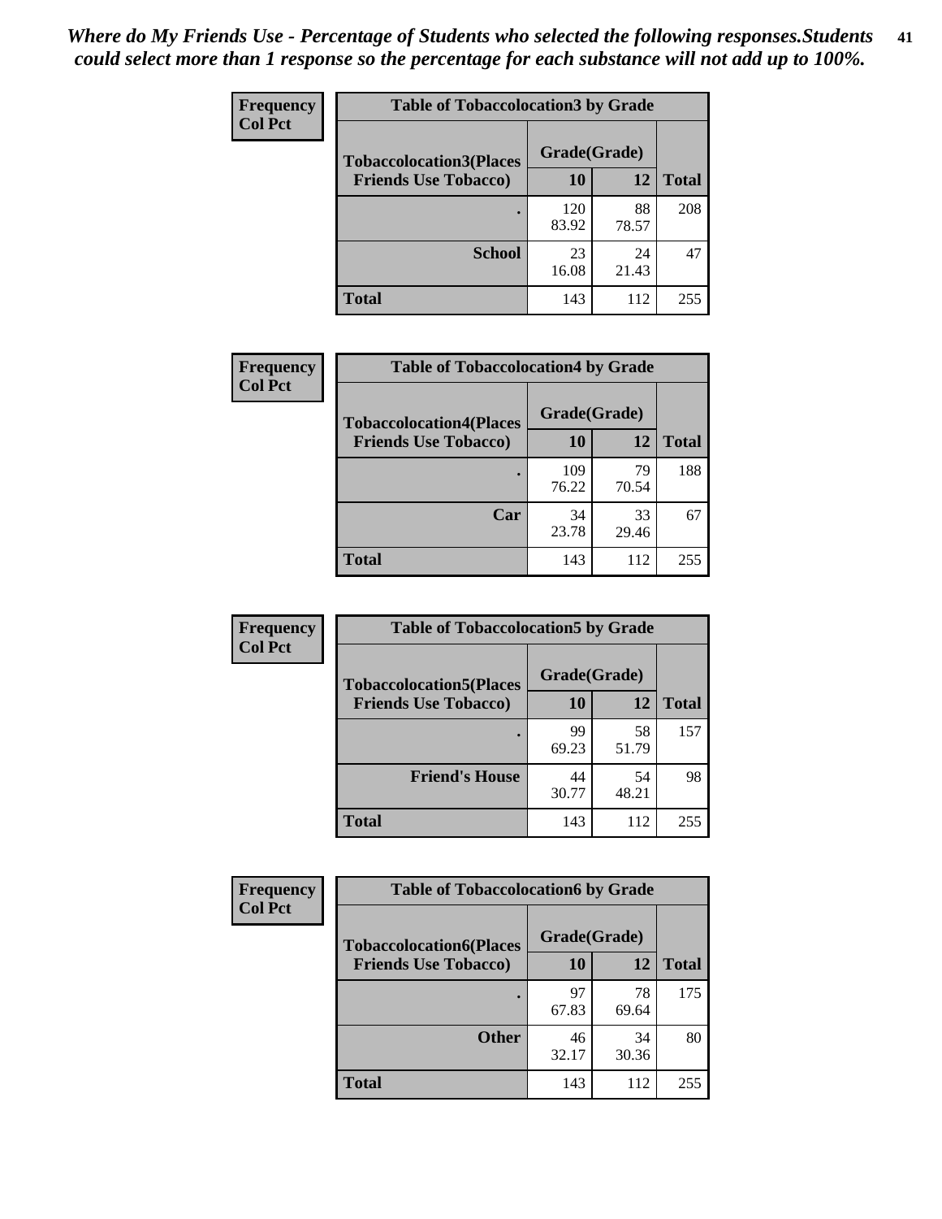*Where do My Friends Use - Percentage of Students who selected the following responses.Students could select more than 1 response so the percentage for each substance will not add up to 100%.*

**Frequency**
**Col Pct**

| Table of Tobaccolocation3 by Grade | | | |
|---|---|---|---|
| Tobaccolocation3(Places Friends Use Tobacco) | Grade(Grade) | | |
| | 10 | 12 | Total |
| . | 120<br>83.92 | 88<br>78.57 | 208 |
| School | 23<br>16.08 | 24<br>21.43 | 47 |
| Total | 143 | 112 | 255 |

**Frequency**
**Col Pct**

| Table of Tobaccolocation4 by Grade | | | |
|---|---|---|---|
| Tobaccolocation4(Places Friends Use Tobacco) | Grade(Grade) | | |
| | 10 | 12 | Total |
| . | 109<br>76.22 | 79<br>70.54 | 188 |
| Car | 34<br>23.78 | 33<br>29.46 | 67 |
| Total | 143 | 112 | 255 |

**Frequency**
**Col Pct**

| Table of Tobaccolocation5 by Grade | | | |
|---|---|---|---|
| Tobaccolocation5(Places Friends Use Tobacco) | Grade(Grade) | | |
| | 10 | 12 | Total |
| . | 99<br>69.23 | 58<br>51.79 | 157 |
| Friend's House | 44<br>30.77 | 54<br>48.21 | 98 |
| Total | 143 | 112 | 255 |

**Frequency**
**Col Pct**

| Table of Tobaccolocation6 by Grade | | | |
|---|---|---|---|
| Tobaccolocation6(Places Friends Use Tobacco) | Grade(Grade) | | |
| | 10 | 12 | Total |
| . | 97<br>67.83 | 78<br>69.64 | 175 |
| Other | 46<br>32.17 | 34<br>30.36 | 80 |
| Total | 143 | 112 | 255 |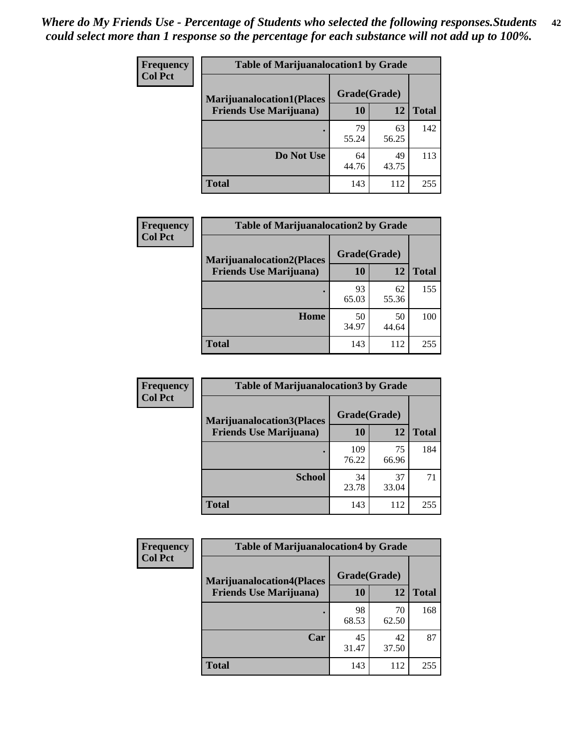*Where do My Friends Use - Percentage of Students who selected the following responses.Students could select more than 1 response so the percentage for each substance will not add up to 100%.*

**Frequency**
**Col Pct**

| Table of Marijuanalocation1 by Grade | | | |
|---|---|---|---|
| **Marijuanalocation1(Places Friends Use Marijuana)** | **Grade(Grade)** | | |
| | **10** | **12** | **Total** |
| **.** | 79<br>55.24 | 63<br>56.25 | 142 |
| **Do Not Use** | 64<br>44.76 | 49<br>43.75 | 113 |
| **Total** | 143 | 112 | 255 |

**Frequency**
**Col Pct**

| Table of Marijuanalocation2 by Grade | | | |
|---|---|---|---|
| **Marijuanalocation2(Places Friends Use Marijuana)** | **Grade(Grade)** | | |
| | **10** | **12** | **Total** |
| **.** | 93<br>65.03 | 62<br>55.36 | 155 |
| **Home** | 50<br>34.97 | 50<br>44.64 | 100 |
| **Total** | 143 | 112 | 255 |

**Frequency**
**Col Pct**

| Table of Marijuanalocation3 by Grade | | | |
|---|---|---|---|
| **Marijuanalocation3(Places Friends Use Marijuana)** | **Grade(Grade)** | | |
| | **10** | **12** | **Total** |
| **.** | 109<br>76.22 | 75<br>66.96 | 184 |
| **School** | 34<br>23.78 | 37<br>33.04 | 71 |
| **Total** | 143 | 112 | 255 |

**Frequency**
**Col Pct**

| Table of Marijuanalocation4 by Grade | | | |
|---|---|---|---|
| **Marijuanalocation4(Places Friends Use Marijuana)** | **Grade(Grade)** | | |
| | **10** | **12** | **Total** |
| **.** | 98<br>68.53 | 70<br>62.50 | 168 |
| **Car** | 45<br>31.47 | 42<br>37.50 | 87 |
| **Total** | 143 | 112 | 255 |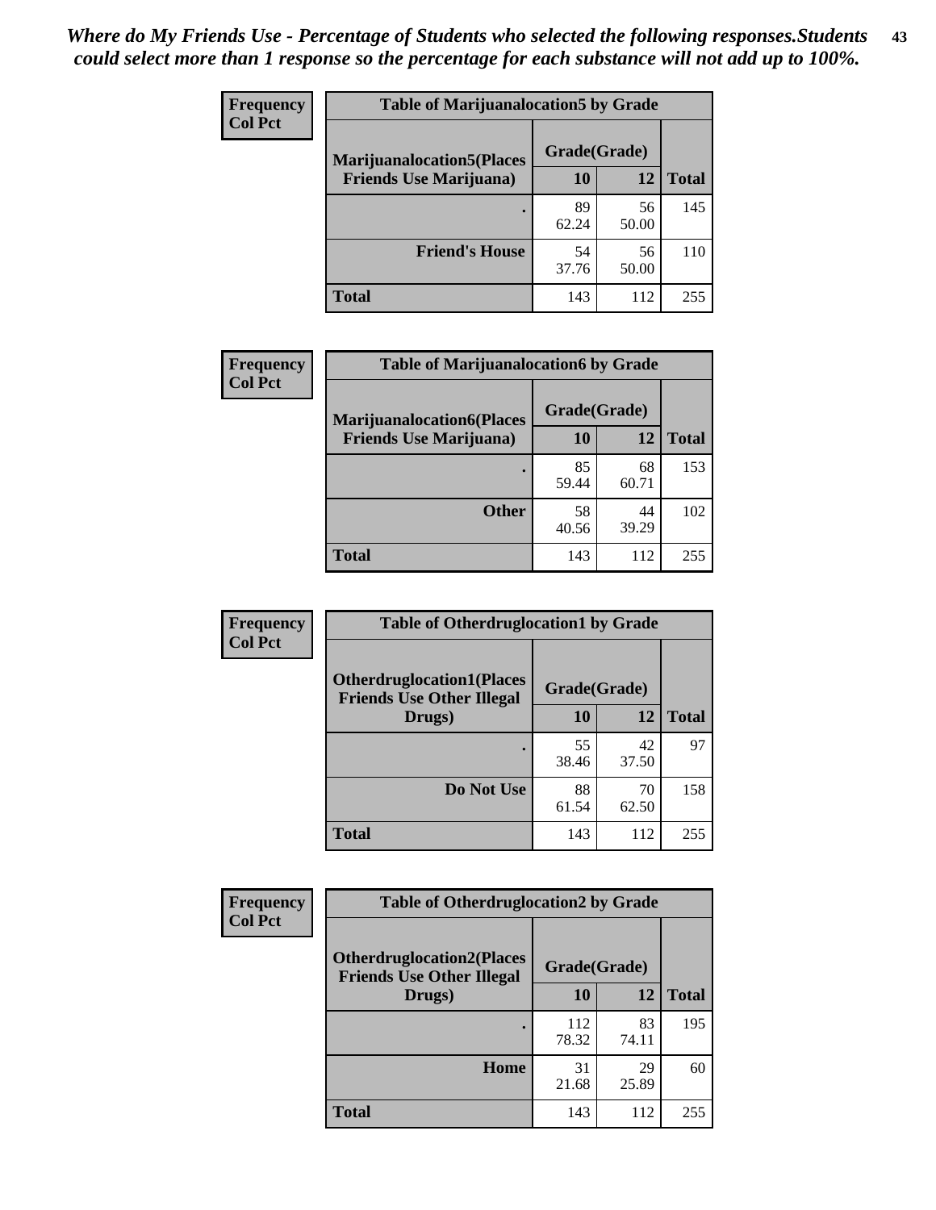*Where do My Friends Use - Percentage of Students who selected the following responses.Students could select more than 1 response so the percentage for each substance will not add up to 100%.*

**Frequency**
**Col Pct**

| Table of Marijuanalocation5 by Grade | | | |
|---|---|---|---|
| **Marijuanalocation5(Places Friends Use Marijuana)** | **Grade(Grade)** | | |
| | **10** | **12** | **Total** |
| **.** | 89<br>62.24 | 56<br>50.00 | 145 |
| **Friend's House** | 54<br>37.76 | 56<br>50.00 | 110 |
| **Total** | 143 | 112 | 255 |

**Frequency**
**Col Pct**

| Table of Marijuanalocation6 by Grade | | | |
|---|---|---|---|
| **Marijuanalocation6(Places Friends Use Marijuana)** | **Grade(Grade)** | | |
| | **10** | **12** | **Total** |
| **.** | 85<br>59.44 | 68<br>60.71 | 153 |
| **Other** | 58<br>40.56 | 44<br>39.29 | 102 |
| **Total** | 143 | 112 | 255 |

**Frequency**
**Col Pct**

| Table of Otherdruglocation1 by Grade | | | |
|---|---|---|---|
| **Otherdruglocation1(Places Friends Use Other Illegal Drugs)** | **Grade(Grade)** | | |
| | **10** | **12** | **Total** |
| **.** | 55<br>38.46 | 42<br>37.50 | 97 |
| **Do Not Use** | 88<br>61.54 | 70<br>62.50 | 158 |
| **Total** | 143 | 112 | 255 |

**Frequency**
**Col Pct**

| Table of Otherdruglocation2 by Grade | | | |
|---|---|---|---|
| **Otherdruglocation2(Places Friends Use Other Illegal Drugs)** | **Grade(Grade)** | | |
| | **10** | **12** | **Total** |
| **.** | 112<br>78.32 | 83<br>74.11 | 195 |
| **Home** | 31<br>21.68 | 29<br>25.89 | 60 |
| **Total** | 143 | 112 | 255 |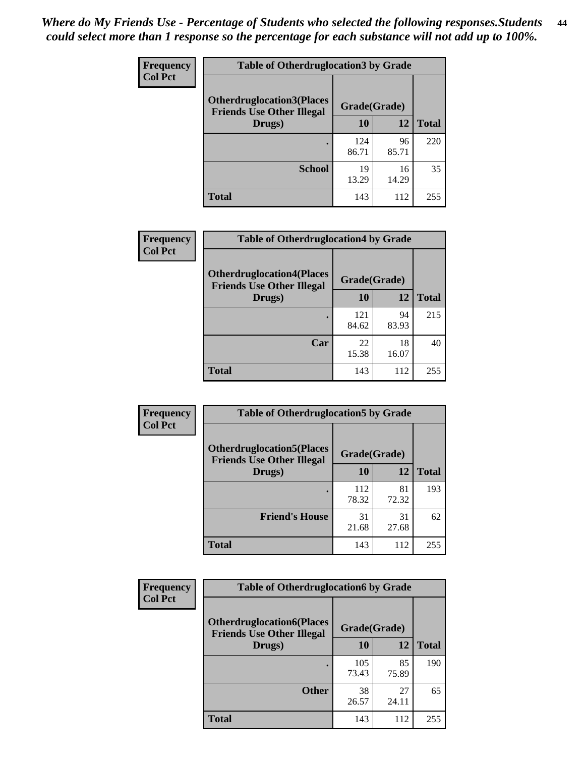*Where do My Friends Use - Percentage of Students who selected the following responses.Students could select more than 1 response so the percentage for each substance will not add up to 100%.*

**Frequency**
**Col Pct**

| Table of Otherdruglocation3 by Grade | | | |
|---|---|---|---|
| **Otherdruglocation3(Places Friends Use Other Illegal Drugs)** | **Grade(Grade)** | | |
| | **10** | **12** | **Total** |
| **.** | 124<br>86.71 | 96<br>85.71 | 220 |
| **School** | 19<br>13.29 | 16<br>14.29 | 35 |
| **Total** | 143 | 112 | 255 |

**Frequency**
**Col Pct**

| Table of Otherdruglocation4 by Grade | | | |
|---|---|---|---|
| **Otherdruglocation4(Places Friends Use Other Illegal Drugs)** | **Grade(Grade)** | | |
| | **10** | **12** | **Total** |
| **.** | 121<br>84.62 | 94<br>83.93 | 215 |
| **Car** | 22<br>15.38 | 18<br>16.07 | 40 |
| **Total** | 143 | 112 | 255 |

**Frequency**
**Col Pct**

| Table of Otherdruglocation5 by Grade | | | |
|---|---|---|---|
| **Otherdruglocation5(Places Friends Use Other Illegal Drugs)** | **Grade(Grade)** | | |
| | **10** | **12** | **Total** |
| **.** | 112<br>78.32 | 81<br>72.32 | 193 |
| **Friend's House** | 31<br>21.68 | 31<br>27.68 | 62 |
| **Total** | 143 | 112 | 255 |

**Frequency**
**Col Pct**

| Table of Otherdruglocation6 by Grade | | | |
|---|---|---|---|
| **Otherdruglocation6(Places Friends Use Other Illegal Drugs)** | **Grade(Grade)** | | |
| | **10** | **12** | **Total** |
| **.** | 105<br>73.43 | 85<br>75.89 | 190 |
| **Other** | 38<br>26.57 | 27<br>24.11 | 65 |
| **Total** | 143 | 112 | 255 |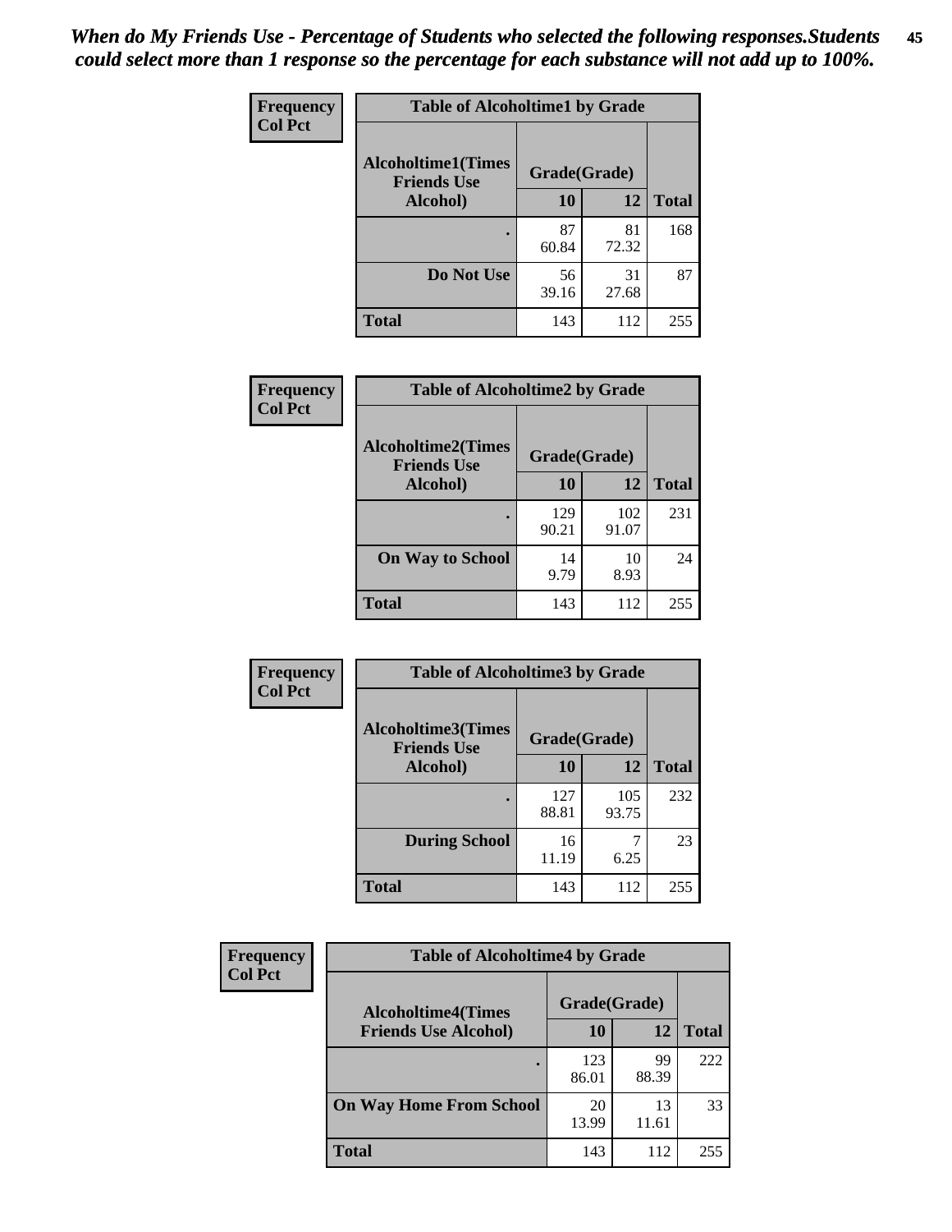*When do My Friends Use - Percentage of Students who selected the following responses.Students could select more than 1 response so the percentage for each substance will not add up to 100%.*

**Frequency**
**Col Pct**

| Table of Alcoholtime1 by Grade | | | |
|---|---|---|---|
| **Alcoholtime1(Times Friends Use Alcohol)** | **Grade(Grade)** | | |
| | **10** | **12** | **Total** |
| **.** | 87<br>60.84 | 81<br>72.32 | 168 |
| **Do Not Use** | 56<br>39.16 | 31<br>27.68 | 87 |
| **Total** | 143 | 112 | 255 |

**Frequency**
**Col Pct**

| Table of Alcoholtime2 by Grade | | | |
|---|---|---|---|
| **Alcoholtime2(Times Friends Use Alcohol)** | **Grade(Grade)** | | |
| | **10** | **12** | **Total** |
| **.** | 129<br>90.21 | 102<br>91.07 | 231 |
| **On Way to School** | 14<br>9.79 | 10<br>8.93 | 24 |
| **Total** | 143 | 112 | 255 |

**Frequency**
**Col Pct**

| Table of Alcoholtime3 by Grade | | | |
|---|---|---|---|
| **Alcoholtime3(Times Friends Use Alcohol)** | **Grade(Grade)** | | |
| | **10** | **12** | **Total** |
| **.** | 127<br>88.81 | 105<br>93.75 | 232 |
| **During School** | 16<br>11.19 | 7<br>6.25 | 23 |
| **Total** | 143 | 112 | 255 |

**Frequency**
**Col Pct**

| Table of Alcoholtime4 by Grade | | | |
|---|---|---|---|
| **Alcoholtime4(Times Friends Use Alcohol)** | **Grade(Grade)** | | |
| | **10** | **12** | **Total** |
| **.** | 123<br>86.01 | 99<br>88.39 | 222 |
| **On Way Home From School** | 20<br>13.99 | 13<br>11.61 | 33 |
| **Total** | 143 | 112 | 255 |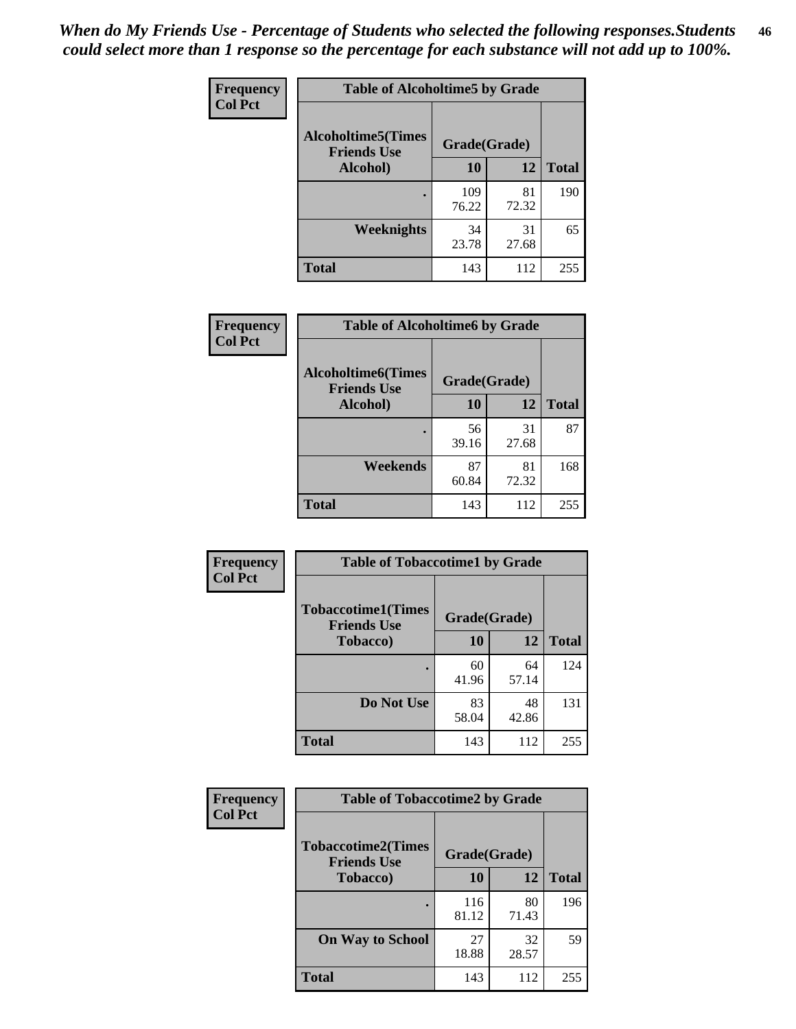*When do My Friends Use - Percentage of Students who selected the following responses.Students could select more than 1 response so the percentage for each substance will not add up to 100%.*

**Frequency**
**Col Pct**

| Table of Alcoholtime5 by Grade | | | |
|---|---|---|---|
| **Alcoholtime5(Times Friends Use Alcohol)** | **Grade(Grade)** | | **Total** |
| | **10** | **12** | |
| **.** | 109<br>76.22 | 81<br>72.32 | 190 |
| **Weeknights** | 34<br>23.78 | 31<br>27.68 | 65 |
| **Total** | 143 | 112 | 255 |

**Frequency**
**Col Pct**

| Table of Alcoholtime6 by Grade | | | |
|---|---|---|---|
| **Alcoholtime6(Times Friends Use Alcohol)** | **Grade(Grade)** | | **Total** |
| | **10** | **12** | |
| **.** | 56<br>39.16 | 31<br>27.68 | 87 |
| **Weekends** | 87<br>60.84 | 81<br>72.32 | 168 |
| **Total** | 143 | 112 | 255 |

**Frequency**
**Col Pct**

| Table of Tobaccotime1 by Grade | | | |
|---|---|---|---|
| **Tobaccotime1(Times Friends Use Tobacco)** | **Grade(Grade)** | | **Total** |
| | **10** | **12** | |
| **.** | 60<br>41.96 | 64<br>57.14 | 124 |
| **Do Not Use** | 83<br>58.04 | 48<br>42.86 | 131 |
| **Total** | 143 | 112 | 255 |

**Frequency**
**Col Pct**

| Table of Tobaccotime2 by Grade | | | |
|---|---|---|---|
| **Tobaccotime2(Times Friends Use Tobacco)** | **Grade(Grade)** | | **Total** |
| | **10** | **12** | |
| **.** | 116<br>81.12 | 80<br>71.43 | 196 |
| **On Way to School** | 27<br>18.88 | 32<br>28.57 | 59 |
| **Total** | 143 | 112 | 255 |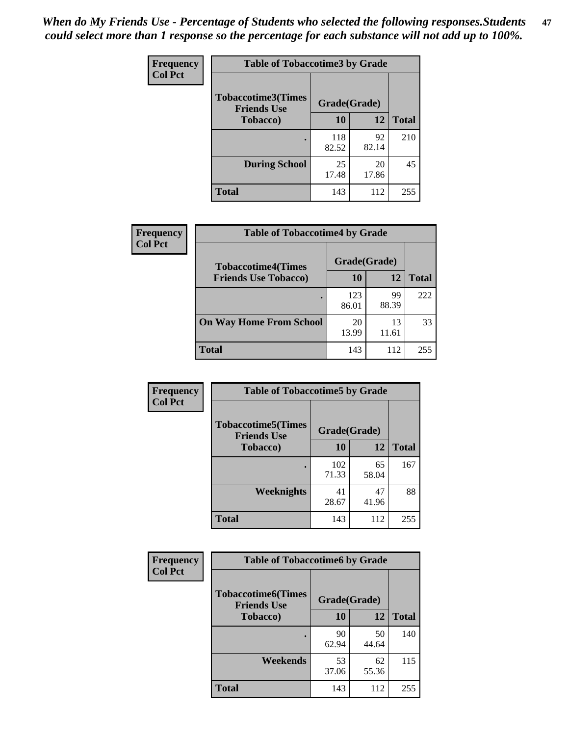*When do My Friends Use - Percentage of Students who selected the following responses.Students could select more than 1 response so the percentage for each substance will not add up to 100%.*

**Frequency**
**Col Pct**

| Table of Tobaccotime3 by Grade | | | |
|---|---|---|---|
| **Tobaccotime3(Times Friends Use Tobacco)** | **Grade(Grade)** | | **Total** |
| | **10** | **12** | |
| . | 118<br>82.52 | 92<br>82.14 | 210 |
| **During School** | 25<br>17.48 | 20<br>17.86 | 45 |
| **Total** | 143 | 112 | 255 |

**Frequency**
**Col Pct**

| Table of Tobaccotime4 by Grade | | | |
|---|---|---|---|
| **Tobaccotime4(Times Friends Use Tobacco)** | **Grade(Grade)** | | **Total** |
| | **10** | **12** | |
| . | 123<br>86.01 | 99<br>88.39 | 222 |
| **On Way Home From School** | 20<br>13.99 | 13<br>11.61 | 33 |
| **Total** | 143 | 112 | 255 |

**Frequency**
**Col Pct**

| Table of Tobaccotime5 by Grade | | | |
|---|---|---|---|
| **Tobaccotime5(Times Friends Use Tobacco)** | **Grade(Grade)** | | **Total** |
| | **10** | **12** | |
| . | 102<br>71.33 | 65<br>58.04 | 167 |
| **Weeknights** | 41<br>28.67 | 47<br>41.96 | 88 |
| **Total** | 143 | 112 | 255 |

**Frequency**
**Col Pct**

| Table of Tobaccotime6 by Grade | | | |
|---|---|---|---|
| **Tobaccotime6(Times Friends Use Tobacco)** | **Grade(Grade)** | | **Total** |
| | **10** | **12** | |
| . | 90<br>62.94 | 50<br>44.64 | 140 |
| **Weekends** | 53<br>37.06 | 62<br>55.36 | 115 |
| **Total** | 143 | 112 | 255 |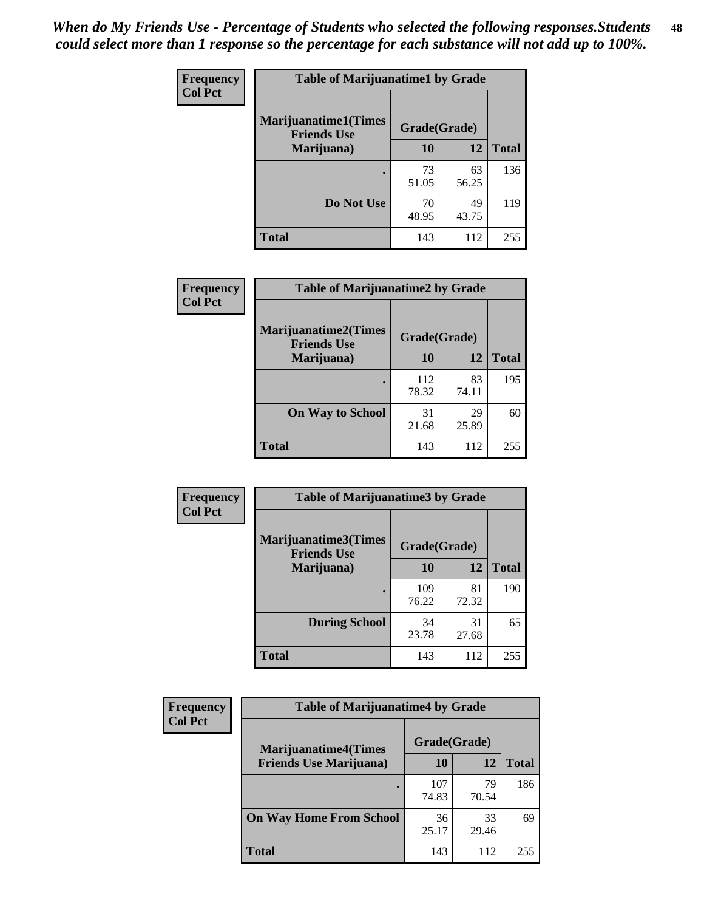*When do My Friends Use - Percentage of Students who selected the following responses.Students could select more than 1 response so the percentage for each substance will not add up to 100%.*

**Frequency**
**Col Pct**

**Table of Marijuanatime1 by Grade**

| Marijuanatime1(Times Friends Use Marijuana) | Grade(Grade) | | Total |
|---|---|---|---|
| | 10 | 12 | |
| . | 73<br>51.05 | 63<br>56.25 | 136 |
| Do Not Use | 70<br>48.95 | 49<br>43.75 | 119 |
| Total | 143 | 112 | 255 |

**Frequency**
**Col Pct**

**Table of Marijuanatime2 by Grade**

| Marijuanatime2(Times Friends Use Marijuana) | Grade(Grade) | | Total |
|---|---|---|---|
| | 10 | 12 | |
| . | 112<br>78.32 | 83<br>74.11 | 195 |
| On Way to School | 31<br>21.68 | 29<br>25.89 | 60 |
| Total | 143 | 112 | 255 |

**Frequency**
**Col Pct**

**Table of Marijuanatime3 by Grade**

| Marijuanatime3(Times Friends Use Marijuana) | Grade(Grade) | | Total |
|---|---|---|---|
| | 10 | 12 | |
| . | 109<br>76.22 | 81<br>72.32 | 190 |
| During School | 34<br>23.78 | 31<br>27.68 | 65 |
| Total | 143 | 112 | 255 |

**Frequency**
**Col Pct**

**Table of Marijuanatime4 by Grade**

| Marijuanatime4(Times Friends Use Marijuana) | Grade(Grade) | | Total |
|---|---|---|---|
| | 10 | 12 | |
| . | 107<br>74.83 | 79<br>70.54 | 186 |
| On Way Home From School | 36<br>25.17 | 33<br>29.46 | 69 |
| Total | 143 | 112 | 255 |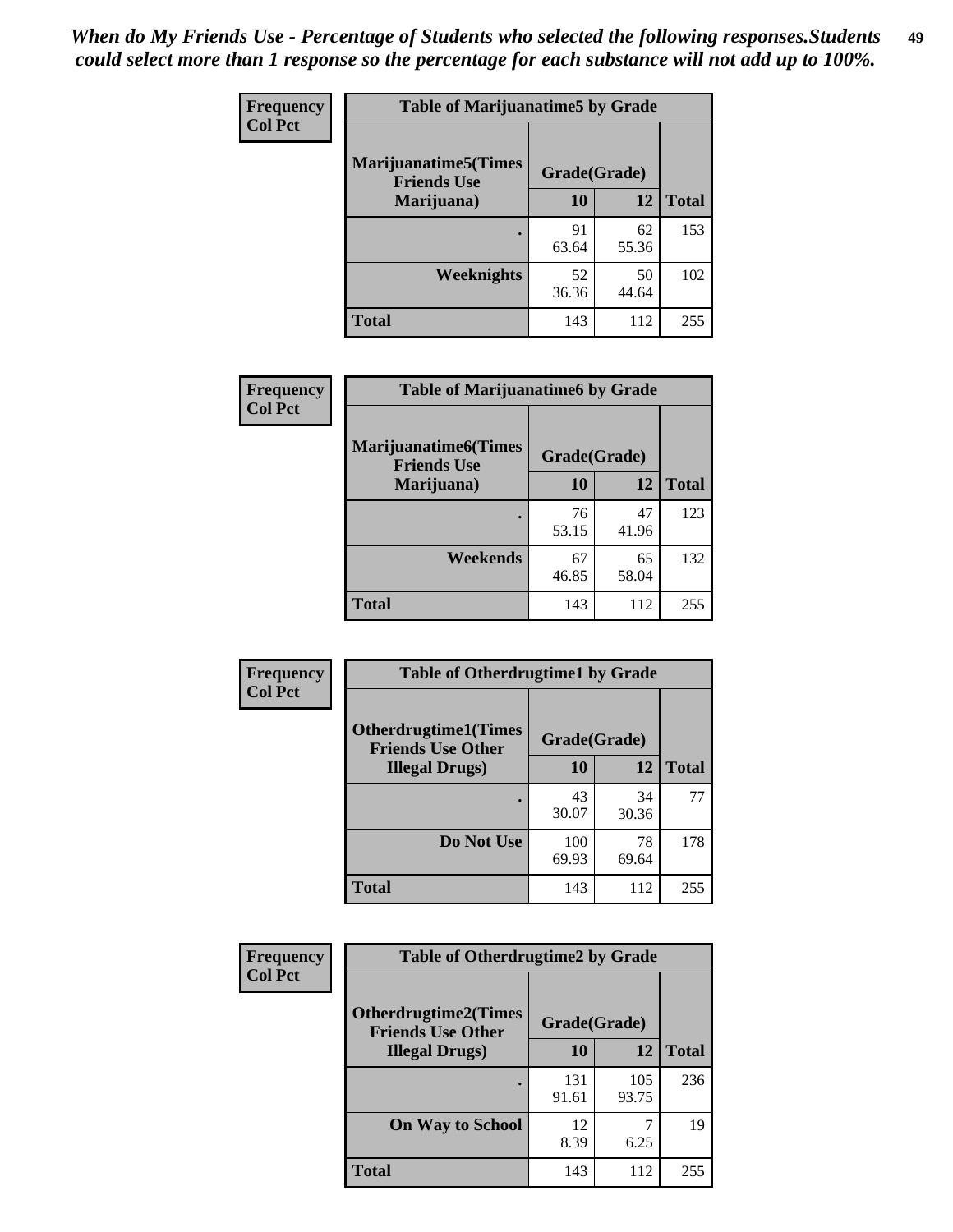*When do My Friends Use - Percentage of Students who selected the following responses.Students could select more than 1 response so the percentage for each substance will not add up to 100%.*

**Frequency**
**Col Pct**

| Table of Marijuanatime5 by Grade | | | |
|---|---|---|---|
| **Marijuanatime5(Times Friends Use Marijuana)** | **Grade(Grade)** | | **Total** |
| | **10** | **12** | |
| **.** | 91<br>63.64 | 62<br>55.36 | 153 |
| **Weeknights** | 52<br>36.36 | 50<br>44.64 | 102 |
| **Total** | 143 | 112 | 255 |

**Frequency**
**Col Pct**

| Table of Marijuanatime6 by Grade | | | |
|---|---|---|---|
| **Marijuanatime6(Times Friends Use Marijuana)** | **Grade(Grade)** | | **Total** |
| | **10** | **12** | |
| **.** | 76<br>53.15 | 47<br>41.96 | 123 |
| **Weekends** | 67<br>46.85 | 65<br>58.04 | 132 |
| **Total** | 143 | 112 | 255 |

**Frequency**
**Col Pct**

| Table of Otherdrugtime1 by Grade | | | |
|---|---|---|---|
| **Otherdrugtime1(Times Friends Use Other Illegal Drugs)** | **Grade(Grade)** | | **Total** |
| | **10** | **12** | |
| **.** | 43<br>30.07 | 34<br>30.36 | 77 |
| **Do Not Use** | 100<br>69.93 | 78<br>69.64 | 178 |
| **Total** | 143 | 112 | 255 |

**Frequency**
**Col Pct**

| Table of Otherdrugtime2 by Grade | | | |
|---|---|---|---|
| **Otherdrugtime2(Times Friends Use Other Illegal Drugs)** | **Grade(Grade)** | | **Total** |
| | **10** | **12** | |
| **.** | 131<br>91.61 | 105<br>93.75 | 236 |
| **On Way to School** | 12<br>8.39 | 7<br>6.25 | 19 |
| **Total** | 143 | 112 | 255 |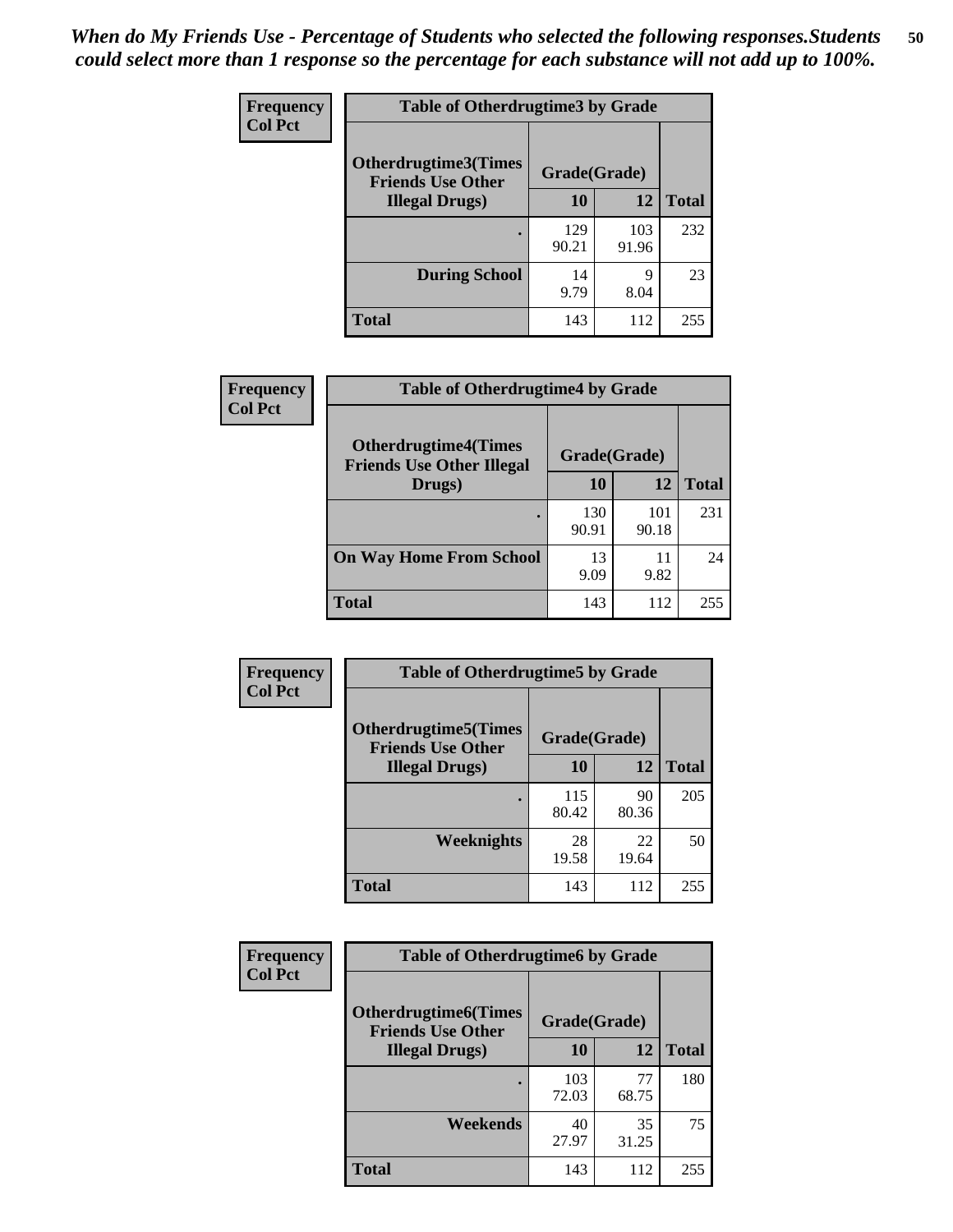*When do My Friends Use - Percentage of Students who selected the following responses.Students could select more than 1 response so the percentage for each substance will not add up to 100%.*

**Frequency**
**Col Pct**

| Table of Otherdrugtime3 by Grade | | | |
|---|---|---|---|
| **Otherdrugtime3(Times Friends Use Other Illegal Drugs)** | **Grade(Grade)** | | |
| | **10** | **12** | **Total** |
| **.** | 129<br>90.21 | 103<br>91.96 | 232 |
| **During School** | 14<br>9.79 | 9<br>8.04 | 23 |
| **Total** | 143 | 112 | 255 |

**Frequency**
**Col Pct**

| Table of Otherdrugtime4 by Grade | | | |
|---|---|---|---|
| **Otherdrugtime4(Times Friends Use Other Illegal Drugs)** | **Grade(Grade)** | | |
| | **10** | **12** | **Total** |
| **.** | 130<br>90.91 | 101<br>90.18 | 231 |
| **On Way Home From School** | 13<br>9.09 | 11<br>9.82 | 24 |
| **Total** | 143 | 112 | 255 |

**Frequency**
**Col Pct**

| Table of Otherdrugtime5 by Grade | | | |
|---|---|---|---|
| **Otherdrugtime5(Times Friends Use Other Illegal Drugs)** | **Grade(Grade)** | | |
| | **10** | **12** | **Total** |
| **.** | 115<br>80.42 | 90<br>80.36 | 205 |
| **Weeknights** | 28<br>19.58 | 22<br>19.64 | 50 |
| **Total** | 143 | 112 | 255 |

**Frequency**
**Col Pct**

| Table of Otherdrugtime6 by Grade | | | |
|---|---|---|---|
| **Otherdrugtime6(Times Friends Use Other Illegal Drugs)** | **Grade(Grade)** | | |
| | **10** | **12** | **Total** |
| **.** | 103<br>72.03 | 77<br>68.75 | 180 |
| **Weekends** | 40<br>27.97 | 35<br>31.25 | 75 |
| **Total** | 143 | 112 | 255 |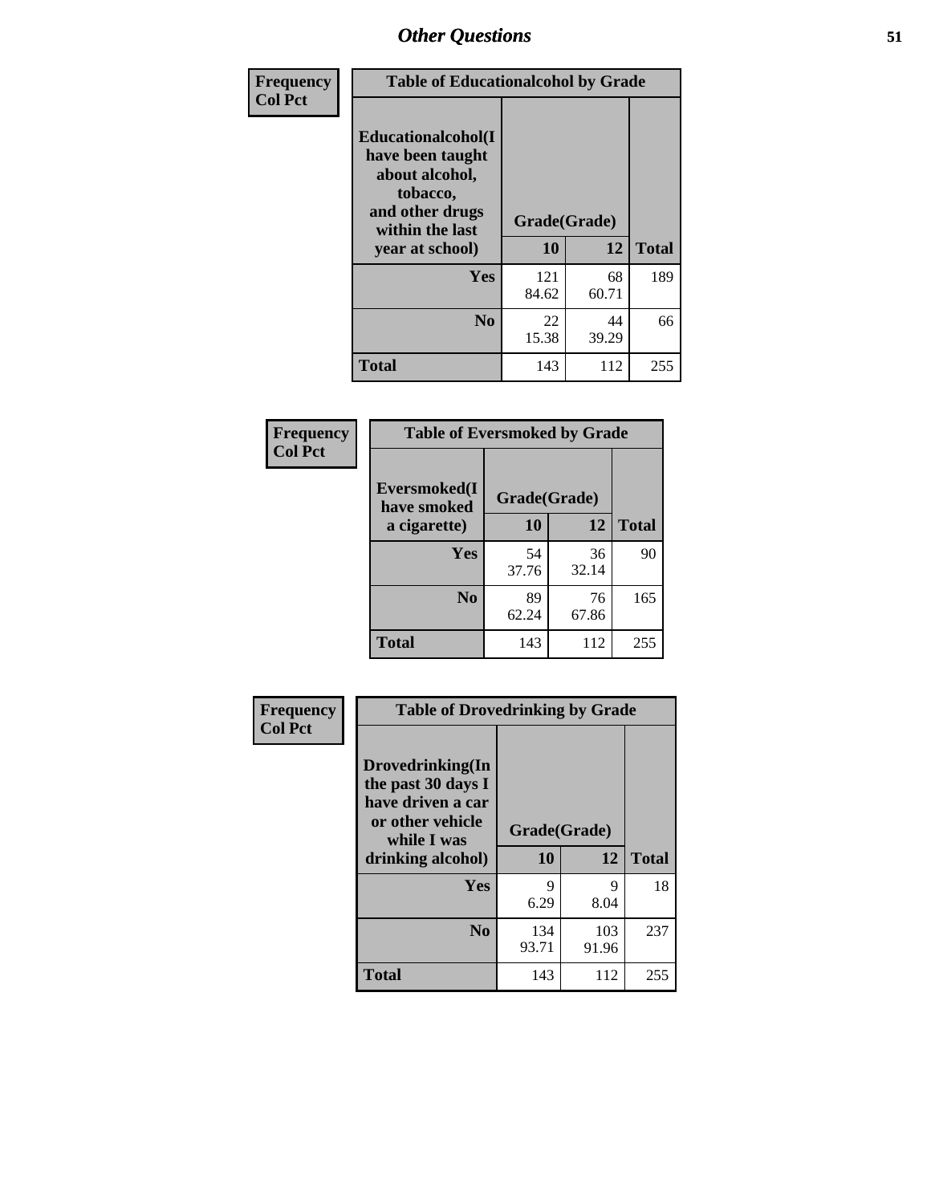## Other Questions

**Frequency / Col Pct**

**Table of Educationalalcohol by Grade**

| Educationalalcohol(I have been taught about alcohol, tobacco, and other drugs within the last year at school) | Grade(Grade) 10 | 12 | Total |
|---|---|---|---|
| **Yes** | 121<br>84.62 | 68<br>60.71 | 189 |
| **No** | 22<br>15.38 | 44<br>39.29 | 66 |
| **Total** | 143 | 112 | 255 |

**Frequency / Col Pct**

**Table of Eversmoked by Grade**

| Eversmoked(I have smoked a cigarette) | Grade(Grade) 10 | 12 | Total |
|---|---|---|---|
| **Yes** | 54<br>37.76 | 36<br>32.14 | 90 |
| **No** | 89<br>62.24 | 76<br>67.86 | 165 |
| **Total** | 143 | 112 | 255 |

**Frequency / Col Pct**

**Table of Drovedrinking by Grade**

| Drovedrinking(In the past 30 days I have driven a car or other vehicle while I was drinking alcohol) | Grade(Grade) 10 | 12 | Total |
|---|---|---|---|
| **Yes** | 9<br>6.29 | 9<br>8.04 | 18 |
| **No** | 134<br>93.71 | 103<br>91.96 | 237 |
| **Total** | 143 | 112 | 255 |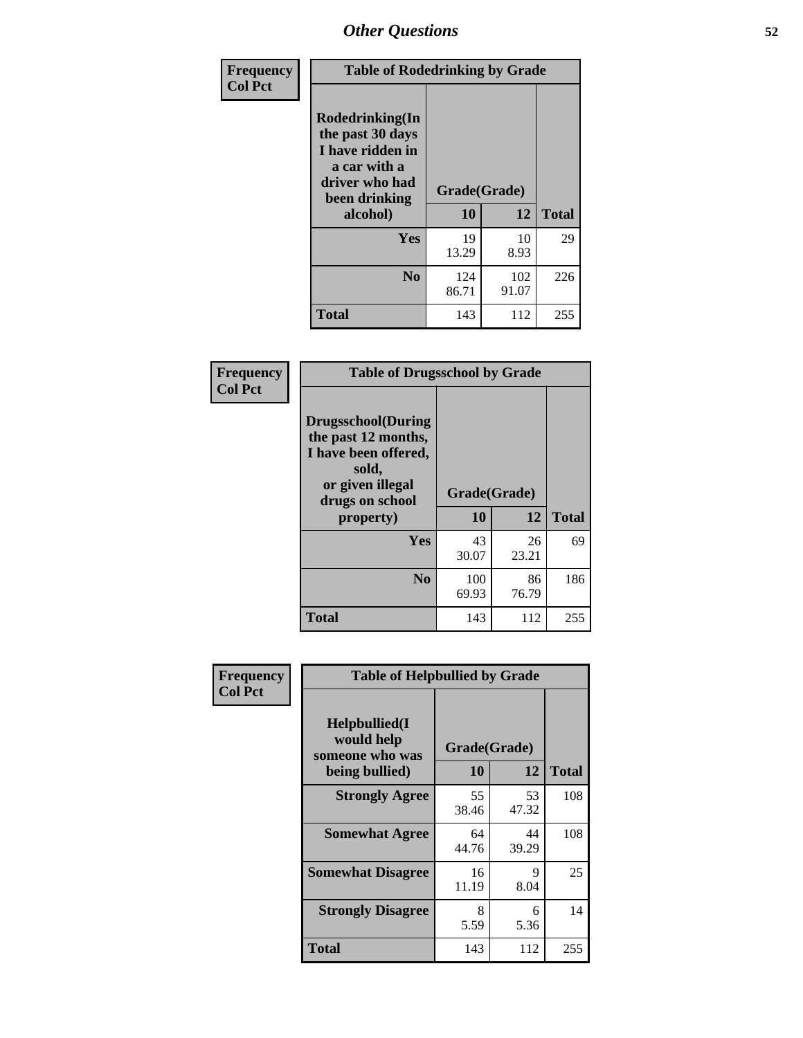# Other Questions

**Frequency**
**Col Pct**

**Table of Rodedrinking by Grade**

| Rodedrinking(In the past 30 days I have ridden in a car with a driver who had been drinking alcohol) | Grade(Grade) | | Total |
|---|---|---|---|
| | 10 | 12 | |
| **Yes** | 19<br>13.29 | 10<br>8.93 | 29 |
| **No** | 124<br>86.71 | 102<br>91.07 | 226 |
| **Total** | 143 | 112 | 255 |

**Frequency**
**Col Pct**

**Table of Drugsschool by Grade**

| Drugsschool(During the past 12 months, I have been offered, sold, or given illegal drugs on school property) | Grade(Grade) | | Total |
|---|---|---|---|
| | 10 | 12 | |
| **Yes** | 43<br>30.07 | 26<br>23.21 | 69 |
| **No** | 100<br>69.93 | 86<br>76.79 | 186 |
| **Total** | 143 | 112 | 255 |

**Frequency**
**Col Pct**

**Table of Helpbullied by Grade**

| Helpbullied(I would help someone who was being bullied) | Grade(Grade) | | Total |
|---|---|---|---|
| | 10 | 12 | |
| **Strongly Agree** | 55<br>38.46 | 53<br>47.32 | 108 |
| **Somewhat Agree** | 64<br>44.76 | 44<br>39.29 | 108 |
| **Somewhat Disagree** | 16<br>11.19 | 9<br>8.04 | 25 |
| **Strongly Disagree** | 8<br>5.59 | 6<br>5.36 | 14 |
| **Total** | 143 | 112 | 255 |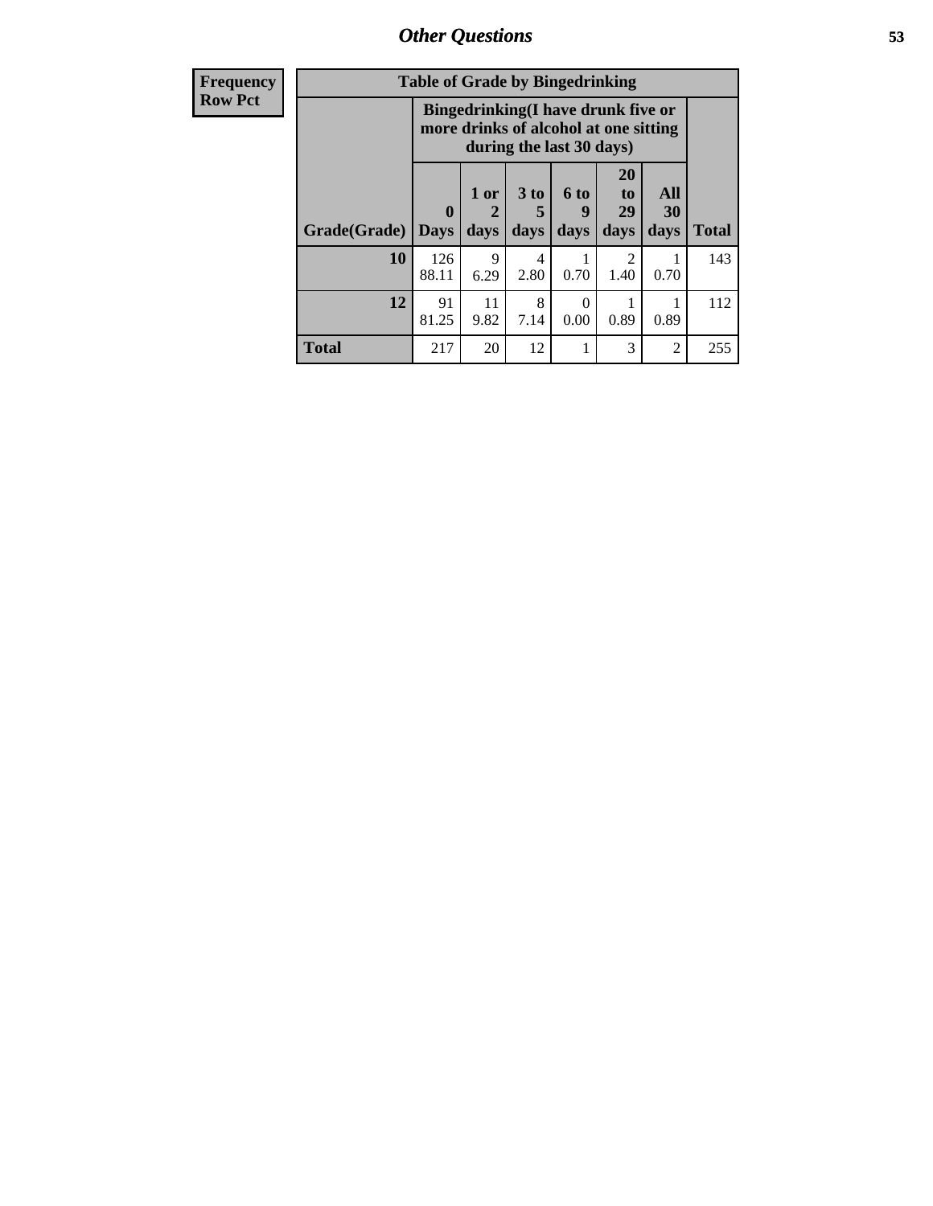# Other Questions

| Frequency Row Pct | Table of Grade by Bingedrinking | | | | | | |
|---|---|---|---|---|---|---|---|
| | Bingedrinking(I have drunk five or more drinks of alcohol at one sitting during the last 30 days) | | | | | | |
| Grade(Grade) | 0 Days | 1 or 2 days | 3 to 5 days | 6 to 9 days | 20 to 29 days | All 30 days | Total |
| **10** | 126 88.11 | 9 6.29 | 4 2.80 | 1 0.70 | 2 1.40 | 1 0.70 | 143 |
| **12** | 91 81.25 | 11 9.82 | 8 7.14 | 0 0.00 | 1 0.89 | 1 0.89 | 112 |
| **Total** | 217 | 20 | 12 | 1 | 3 | 2 | 255 |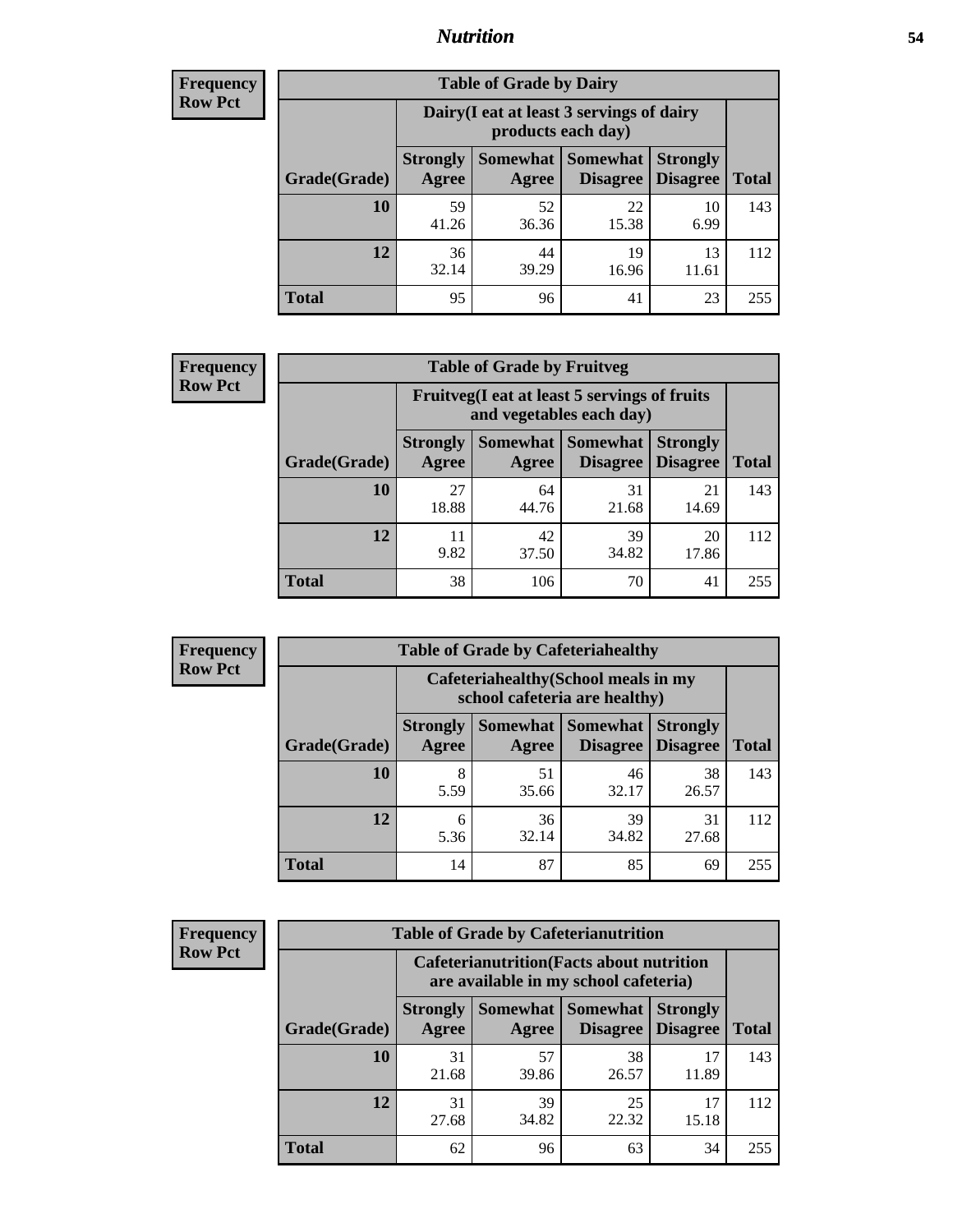# Nutrition

**Frequency Row Pct**

| Table of Grade by Dairy | | | | | |
|---|---|---|---|---|---|
| | Dairy(I eat at least 3 servings of dairy products each day) | | | | |
| Grade(Grade) | Strongly Agree | Somewhat Agree | Somewhat Disagree | Strongly Disagree | Total |
| 10 | 59<br>41.26 | 52<br>36.36 | 22<br>15.38 | 10<br>6.99 | 143 |
| 12 | 36<br>32.14 | 44<br>39.29 | 19<br>16.96 | 13<br>11.61 | 112 |
| Total | 95 | 96 | 41 | 23 | 255 |

**Frequency Row Pct**

| Table of Grade by Fruitveg | | | | | |
|---|---|---|---|---|---|
| | Fruitveg(I eat at least 5 servings of fruits and vegetables each day) | | | | |
| Grade(Grade) | Strongly Agree | Somewhat Agree | Somewhat Disagree | Strongly Disagree | Total |
| 10 | 27<br>18.88 | 64<br>44.76 | 31<br>21.68 | 21<br>14.69 | 143 |
| 12 | 11<br>9.82 | 42<br>37.50 | 39<br>34.82 | 20<br>17.86 | 112 |
| Total | 38 | 106 | 70 | 41 | 255 |

**Frequency Row Pct**

| Table of Grade by Cafeteriahealthy | | | | | |
|---|---|---|---|---|---|
| | Cafeteriahealthy(School meals in my school cafeteria are healthy) | | | | |
| Grade(Grade) | Strongly Agree | Somewhat Agree | Somewhat Disagree | Strongly Disagree | Total |
| 10 | 8<br>5.59 | 51<br>35.66 | 46<br>32.17 | 38<br>26.57 | 143 |
| 12 | 6<br>5.36 | 36<br>32.14 | 39<br>34.82 | 31<br>27.68 | 112 |
| Total | 14 | 87 | 85 | 69 | 255 |

**Frequency Row Pct**

| Table of Grade by Cafeterianutrition | | | | | |
|---|---|---|---|---|---|
| | Cafeterianutrition(Facts about nutrition are available in my school cafeteria) | | | | |
| Grade(Grade) | Strongly Agree | Somewhat Agree | Somewhat Disagree | Strongly Disagree | Total |
| 10 | 31<br>21.68 | 57<br>39.86 | 38<br>26.57 | 17<br>11.89 | 143 |
| 12 | 31<br>27.68 | 39<br>34.82 | 25<br>22.32 | 17<br>15.18 | 112 |
| Total | 62 | 96 | 63 | 34 | 255 |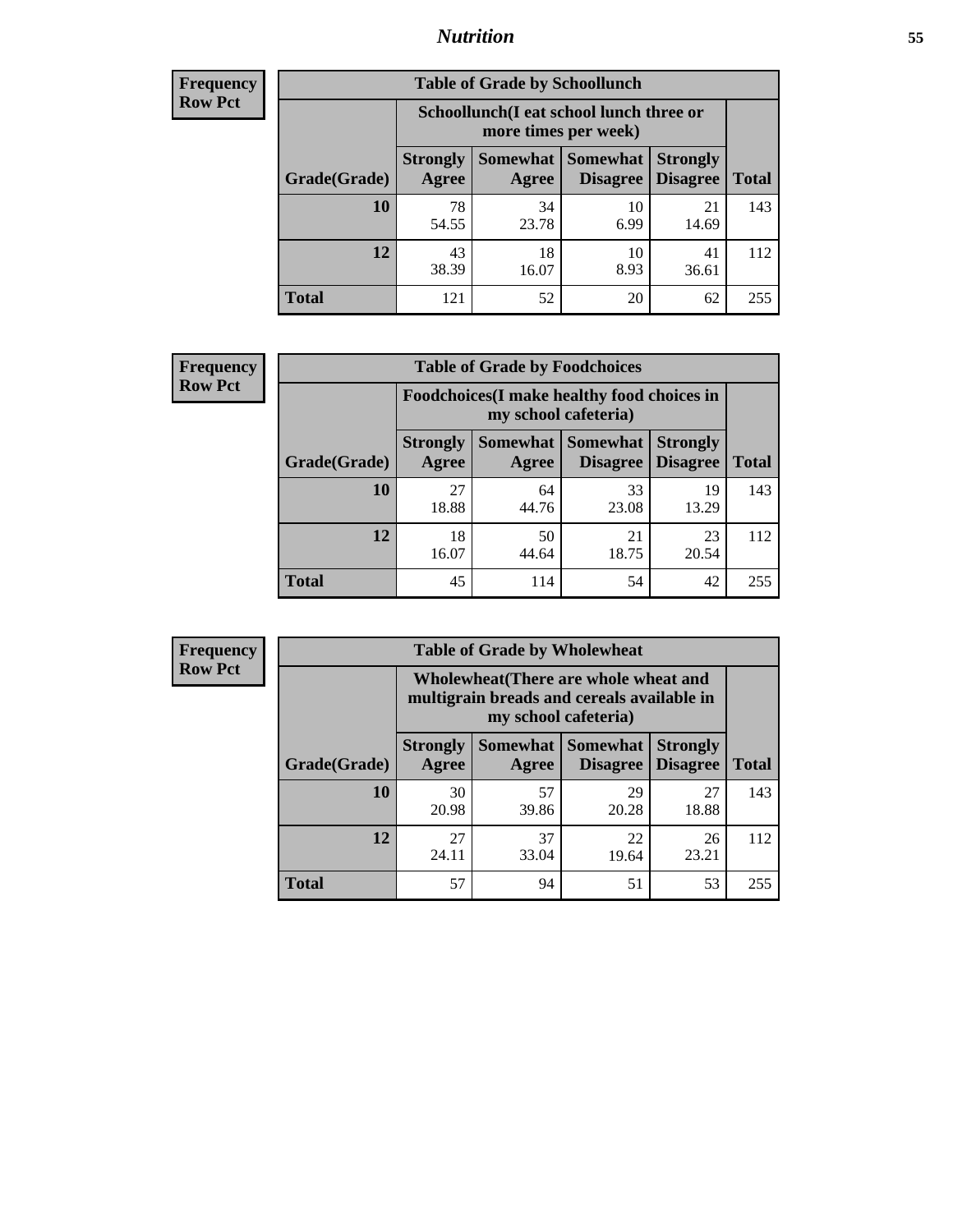**Frequency**
**Row Pct**

| Table of Grade by Schoollunch | | | | | |
|---|---|---|---|---|---|
| | **Schoollunch(I eat school lunch three or more times per week)** | | | | |
| **Grade(Grade)** | **Strongly Agree** | **Somewhat Agree** | **Somewhat Disagree** | **Strongly Disagree** | **Total** |
| **10** | 78<br>54.55 | 34<br>23.78 | 10<br>6.99 | 21<br>14.69 | 143 |
| **12** | 43<br>38.39 | 18<br>16.07 | 10<br>8.93 | 41<br>36.61 | 112 |
| **Total** | 121 | 52 | 20 | 62 | 255 |

**Frequency**
**Row Pct**

| Table of Grade by Foodchoices | | | | | |
|---|---|---|---|---|---|
| | **Foodchoices(I make healthy food choices in my school cafeteria)** | | | | |
| **Grade(Grade)** | **Strongly Agree** | **Somewhat Agree** | **Somewhat Disagree** | **Strongly Disagree** | **Total** |
| **10** | 27<br>18.88 | 64<br>44.76 | 33<br>23.08 | 19<br>13.29 | 143 |
| **12** | 18<br>16.07 | 50<br>44.64 | 21<br>18.75 | 23<br>20.54 | 112 |
| **Total** | 45 | 114 | 54 | 42 | 255 |

**Frequency**
**Row Pct**

| Table of Grade by Wholewheat | | | | | |
|---|---|---|---|---|---|
| | **Wholewheat(There are whole wheat and multigrain breads and cereals available in my school cafeteria)** | | | | |
| **Grade(Grade)** | **Strongly Agree** | **Somewhat Agree** | **Somewhat Disagree** | **Strongly Disagree** | **Total** |
| **10** | 30<br>20.98 | 57<br>39.86 | 29<br>20.28 | 27<br>18.88 | 143 |
| **12** | 27<br>24.11 | 37<br>33.04 | 22<br>19.64 | 26<br>23.21 | 112 |
| **Total** | 57 | 94 | 51 | 53 | 255 |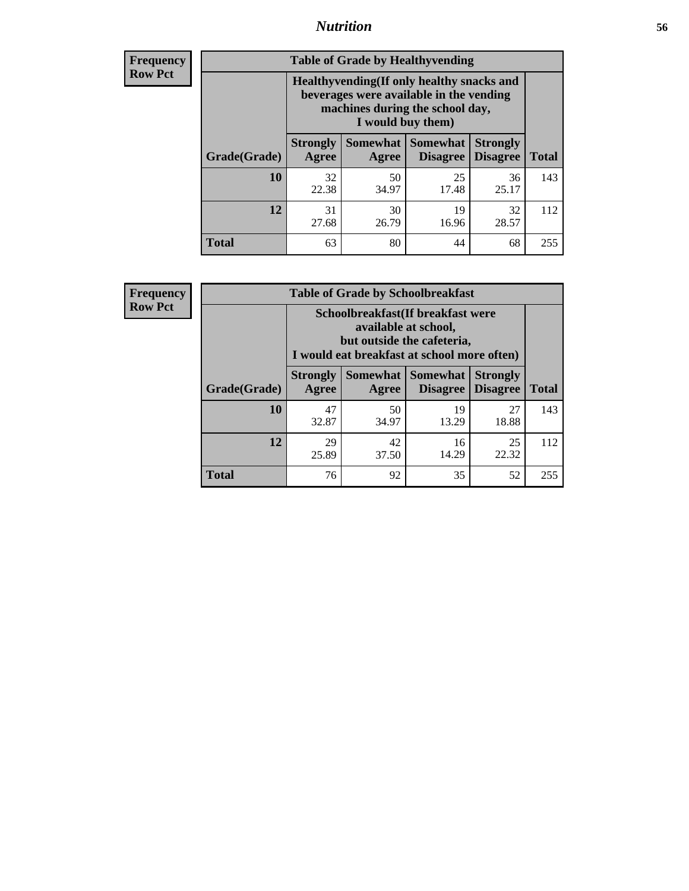**Frequency**
**Row Pct**

| Table of Grade by Healthyvending | | | | | |
|---|---|---|---|---|---|
| | Healthyvending(If only healthy snacks and beverages were available in the vending machines during the school day, I would buy them) | | | | |
| Grade(Grade) | Strongly Agree | Somewhat Agree | Somewhat Disagree | Strongly Disagree | Total |
| 10 | 32<br>22.38 | 50<br>34.97 | 25<br>17.48 | 36<br>25.17 | 143 |
| 12 | 31<br>27.68 | 30<br>26.79 | 19<br>16.96 | 32<br>28.57 | 112 |
| Total | 63 | 80 | 44 | 68 | 255 |

**Frequency**
**Row Pct**

| Table of Grade by Schoolbreakfast | | | | | |
|---|---|---|---|---|---|
| | Schoolbreakfast(If breakfast were available at school, but outside the cafeteria, I would eat breakfast at school more often) | | | | |
| Grade(Grade) | Strongly Agree | Somewhat Agree | Somewhat Disagree | Strongly Disagree | Total |
| 10 | 47<br>32.87 | 50<br>34.97 | 19<br>13.29 | 27<br>18.88 | 143 |
| 12 | 29<br>25.89 | 42<br>37.50 | 16<br>14.29 | 25<br>22.32 | 112 |
| Total | 76 | 92 | 35 | 52 | 255 |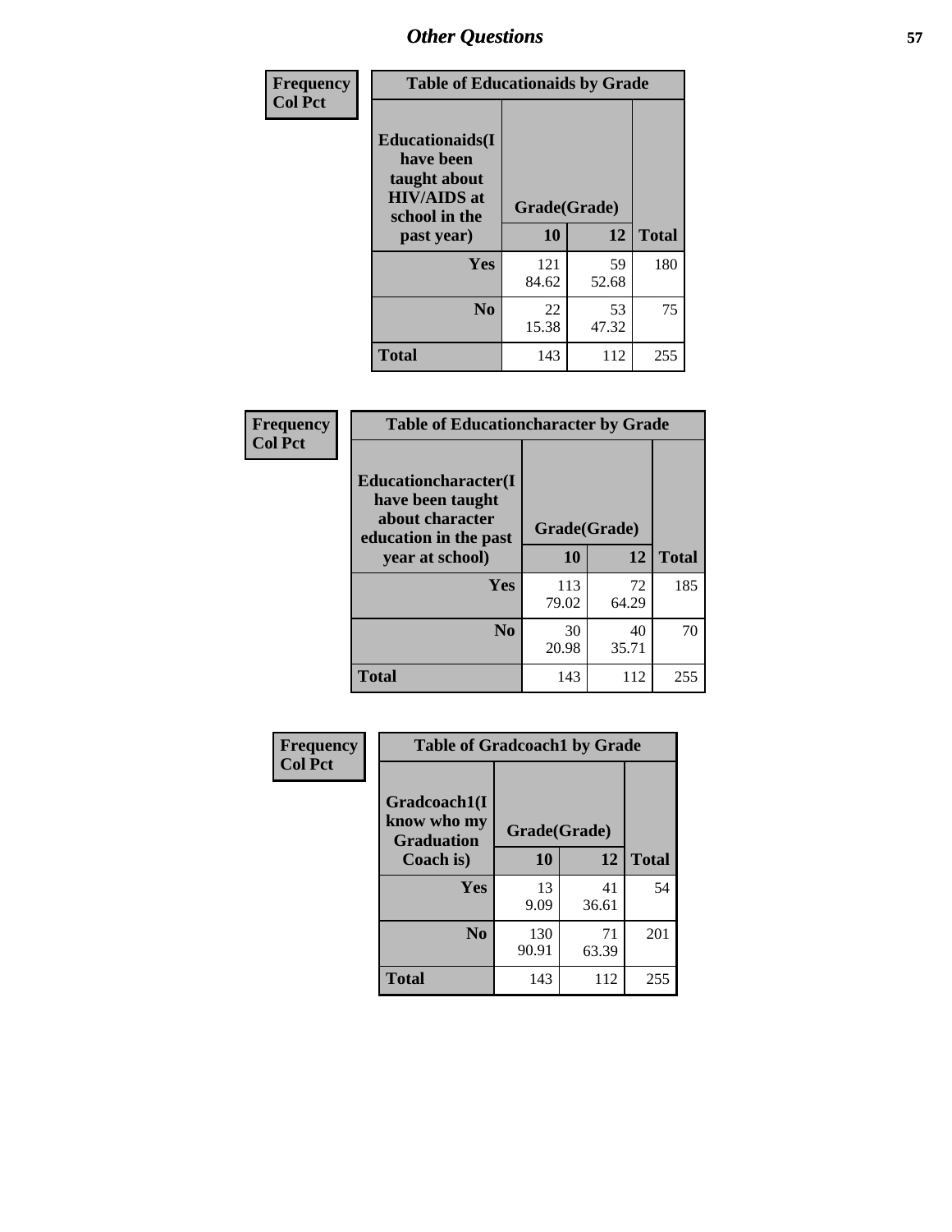# Other Questions

Frequency
Col Pct

| Table of Educationaids by Grade | | | |
|---|---|---|---|
| Educationaids(I have been taught about HIV/AIDS at school in the past year) | Grade(Grade) | | |
| | 10 | 12 | Total |
| Yes | 121<br>84.62 | 59<br>52.68 | 180 |
| No | 22<br>15.38 | 53<br>47.32 | 75 |
| Total | 143 | 112 | 255 |

Frequency
Col Pct

| Table of Educationcharacter by Grade | | | |
|---|---|---|---|
| Educationcharacter(I have been taught about character education in the past year at school) | Grade(Grade) | | |
| | 10 | 12 | Total |
| Yes | 113<br>79.02 | 72<br>64.29 | 185 |
| No | 30<br>20.98 | 40<br>35.71 | 70 |
| Total | 143 | 112 | 255 |

Frequency
Col Pct

| Table of Gradcoach1 by Grade | | | |
|---|---|---|---|
| Gradcoach1(I know who my Graduation Coach is) | Grade(Grade) | | |
| | 10 | 12 | Total |
| Yes | 13<br>9.09 | 41<br>36.61 | 54 |
| No | 130<br>90.91 | 71<br>63.39 | 201 |
| Total | 143 | 112 | 255 |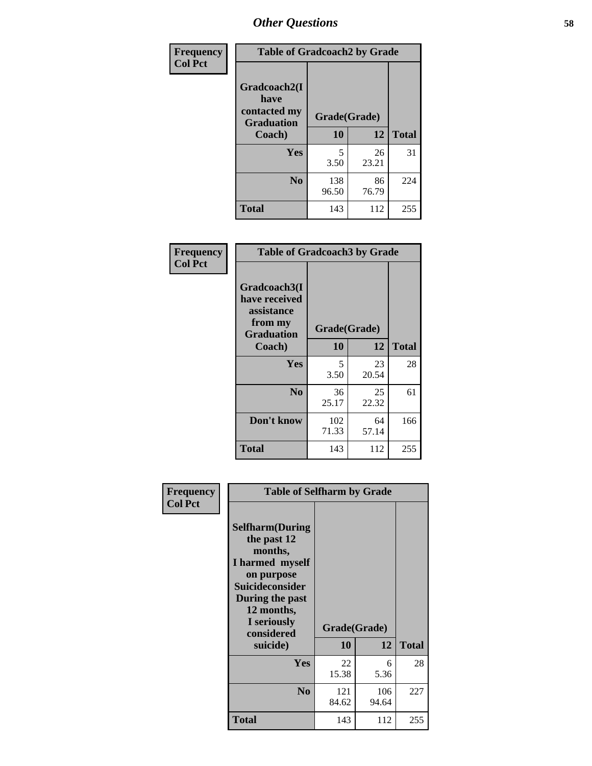# Other Questions

**Frequency**
**Col Pct**

| Table of Gradcoach2 by Grade | | | |
|---|---|---|---|
| Gradcoach2(I have contacted my Graduation Coach) | Grade(Grade) | | |
| | 10 | 12 | Total |
| **Yes** | 5<br>3.50 | 26<br>23.21 | 31 |
| **No** | 138<br>96.50 | 86<br>76.79 | 224 |
| **Total** | 143 | 112 | 255 |

**Frequency**
**Col Pct**

| Table of Gradcoach3 by Grade | | | |
|---|---|---|---|
| Gradcoach3(I have received assistance from my Graduation Coach) | Grade(Grade) | | |
| | 10 | 12 | Total |
| **Yes** | 5<br>3.50 | 23<br>20.54 | 28 |
| **No** | 36<br>25.17 | 25<br>22.32 | 61 |
| **Don't know** | 102<br>71.33 | 64<br>57.14 | 166 |
| **Total** | 143 | 112 | 255 |

**Frequency**
**Col Pct**

| Table of Selfharm by Grade | | | |
|---|---|---|---|
| Selfharm(During the past 12 months, I harmed myself on purpose Suicideconsider During the past 12 months, I seriously considered suicide) | Grade(Grade) | | |
| | 10 | 12 | Total |
| **Yes** | 22<br>15.38 | 6<br>5.36 | 28 |
| **No** | 121<br>84.62 | 106<br>94.64 | 227 |
| **Total** | 143 | 112 | 255 |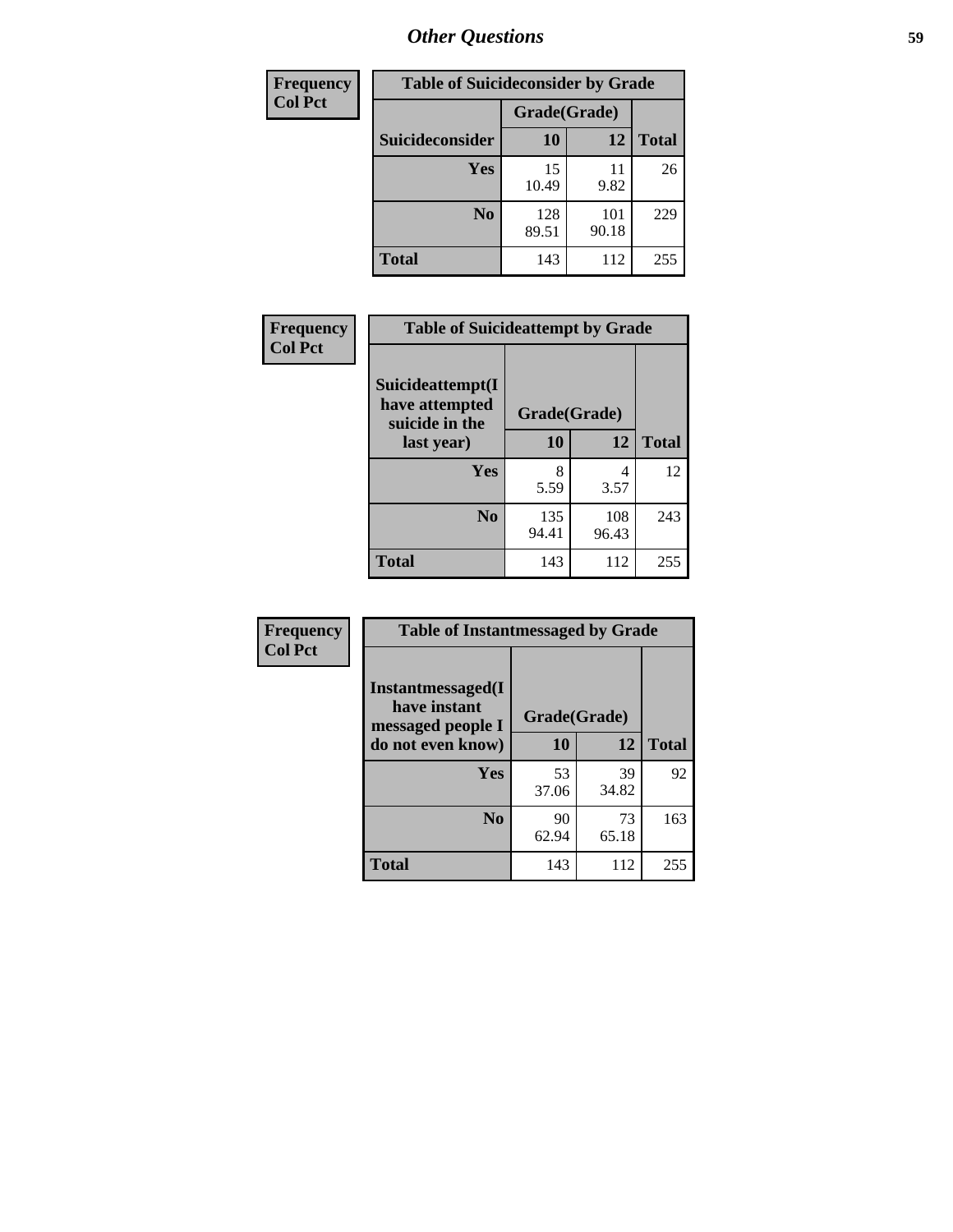# Other Questions

| Frequency Col Pct | Table of Suicideconsider by Grade | | |
|---|---|---|---|
| | Grade(Grade) | | |
| Suicideconsider | 10 | 12 | Total |
| Yes | 15<br>10.49 | 11<br>9.82 | 26 |
| No | 128<br>89.51 | 101<br>90.18 | 229 |
| Total | 143 | 112 | 255 |

| Frequency Col Pct | Table of Suicideattempt by Grade | | |
|---|---|---|---|
| Suicideattempt(I have attempted suicide in the last year) | Grade(Grade) | | |
| | 10 | 12 | Total |
| Yes | 8<br>5.59 | 4<br>3.57 | 12 |
| No | 135<br>94.41 | 108<br>96.43 | 243 |
| Total | 143 | 112 | 255 |

| Frequency Col Pct | Table of Instantmessaged by Grade | | |
|---|---|---|---|
| Instantmessaged(I have instant messaged people I do not even know) | Grade(Grade) | | |
| | 10 | 12 | Total |
| Yes | 53<br>37.06 | 39<br>34.82 | 92 |
| No | 90<br>62.94 | 73<br>65.18 | 163 |
| Total | 143 | 112 | 255 |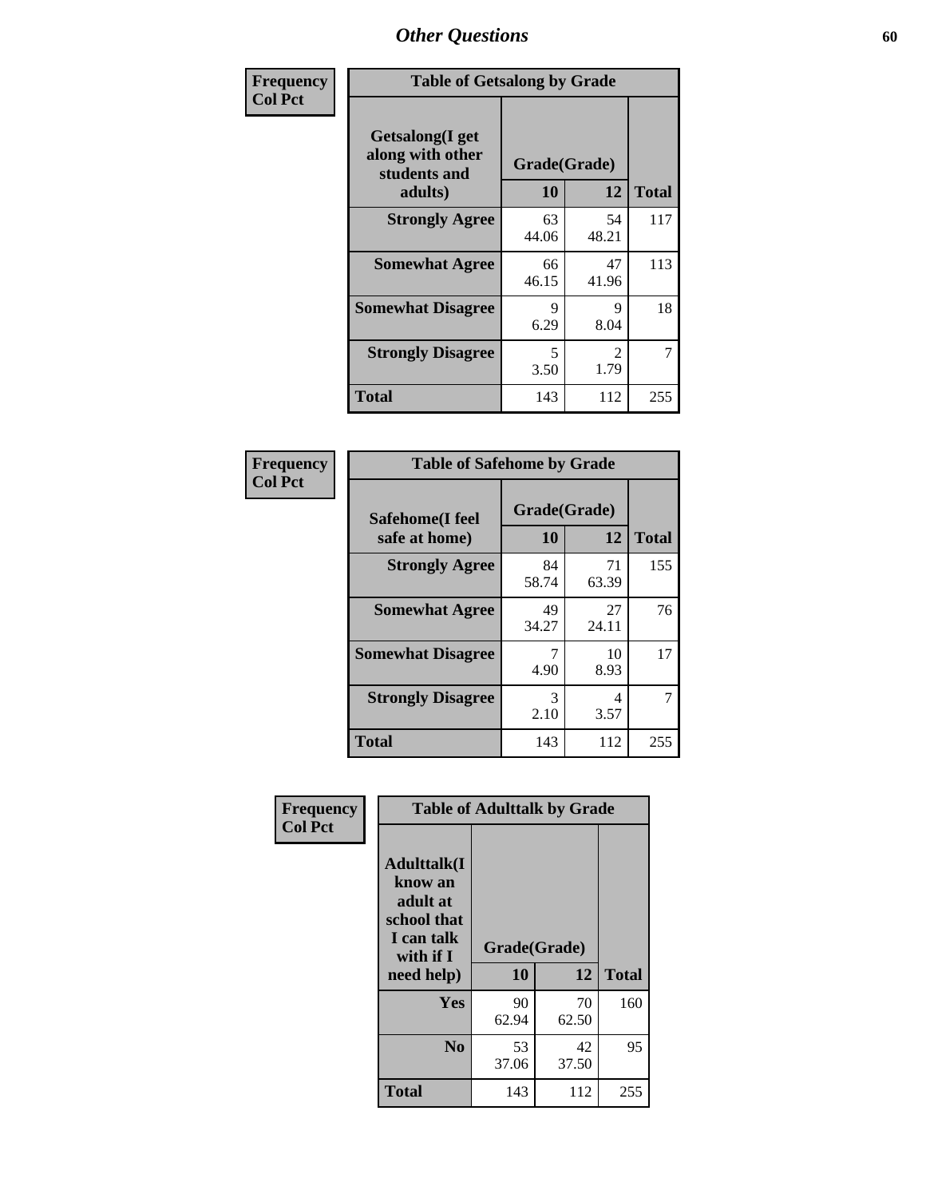# Other Questions

**Frequency**
**Col Pct**

| Table of Getsalong by Grade | | | |
|---|---|---|---|
| **Getsalong(I get along with other students and adults)** | **Grade(Grade)** | | |
| | **10** | **12** | **Total** |
| **Strongly Agree** | 63<br>44.06 | 54<br>48.21 | 117 |
| **Somewhat Agree** | 66<br>46.15 | 47<br>41.96 | 113 |
| **Somewhat Disagree** | 9<br>6.29 | 9<br>8.04 | 18 |
| **Strongly Disagree** | 5<br>3.50 | 2<br>1.79 | 7 |
| **Total** | 143 | 112 | 255 |

**Frequency**
**Col Pct**

| Table of Safehome by Grade | | | |
|---|---|---|---|
| **Safehome(I feel safe at home)** | **Grade(Grade)** | | |
| | **10** | **12** | **Total** |
| **Strongly Agree** | 84<br>58.74 | 71<br>63.39 | 155 |
| **Somewhat Agree** | 49<br>34.27 | 27<br>24.11 | 76 |
| **Somewhat Disagree** | 7<br>4.90 | 10<br>8.93 | 17 |
| **Strongly Disagree** | 3<br>2.10 | 4<br>3.57 | 7 |
| **Total** | 143 | 112 | 255 |

**Frequency**
**Col Pct**

| Table of Adulttalk by Grade | | | |
|---|---|---|---|
| **Adulttalk(I know an adult at school that I can talk with if I need help)** | **Grade(Grade)** | | |
| | **10** | **12** | **Total** |
| **Yes** | 90<br>62.94 | 70<br>62.50 | 160 |
| **No** | 53<br>37.06 | 42<br>37.50 | 95 |
| **Total** | 143 | 112 | 255 |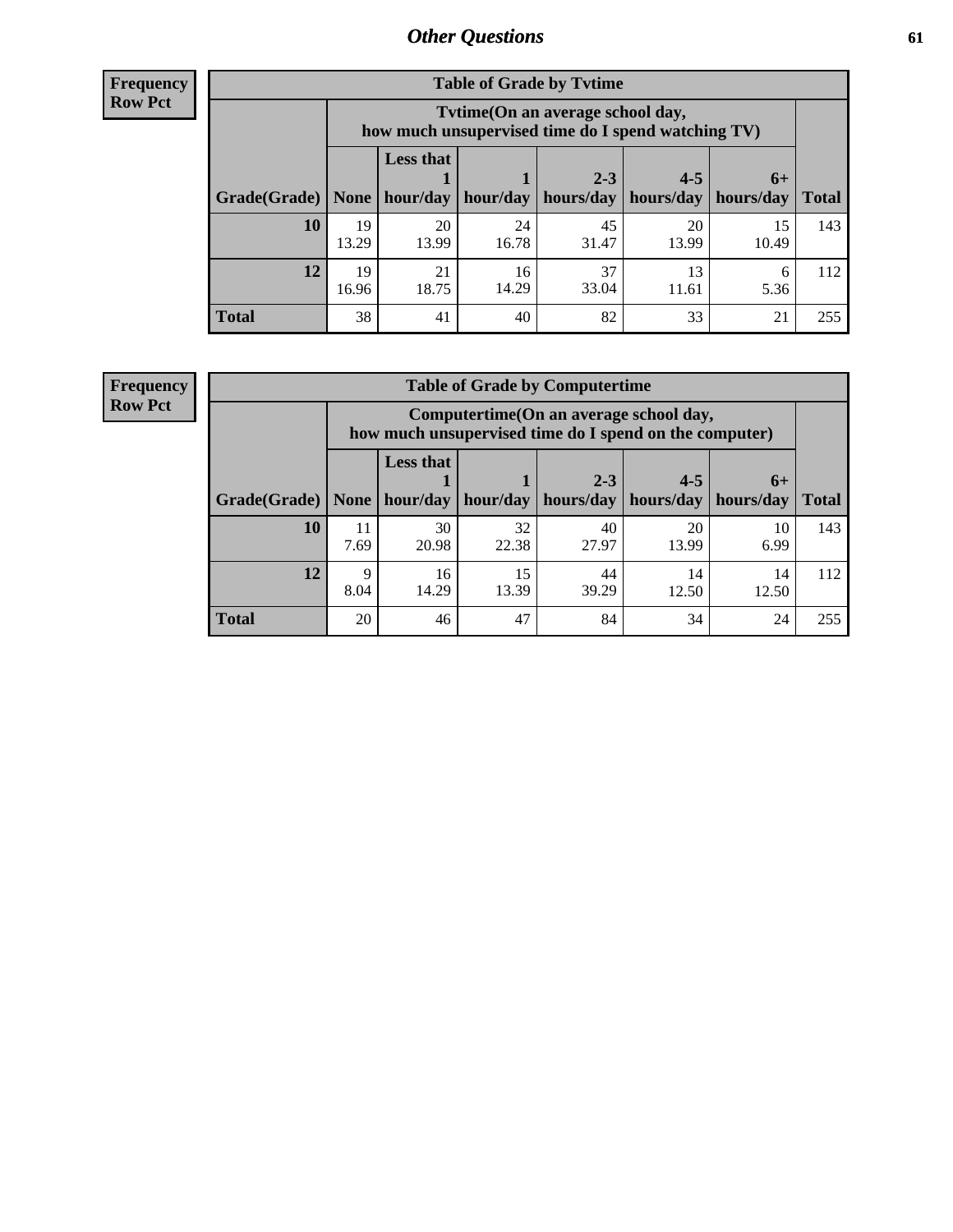# Other Questions

**Frequency**
**Row Pct**

| Table of Grade by Tvtime | | | | | | | |
|---|---|---|---|---|---|---|---|
| | Tvtime(On an average school day, how much unsupervised time do I spend watching TV) | | | | | | |
| Grade(Grade) | None | Less that 1 hour/day | 1 hour/day | 2-3 hours/day | 4-5 hours/day | 6+ hours/day | Total |
| **10** | 19<br>13.29 | 20<br>13.99 | 24<br>16.78 | 45<br>31.47 | 20<br>13.99 | 15<br>10.49 | 143 |
| **12** | 19<br>16.96 | 21<br>18.75 | 16<br>14.29 | 37<br>33.04 | 13<br>11.61 | 6<br>5.36 | 112 |
| **Total** | 38 | 41 | 40 | 82 | 33 | 21 | 255 |

**Frequency**
**Row Pct**

| Table of Grade by Computertime | | | | | | | |
|---|---|---|---|---|---|---|---|
| | Computertime(On an average school day, how much unsupervised time do I spend on the computer) | | | | | | |
| Grade(Grade) | None | Less that 1 hour/day | 1 hour/day | 2-3 hours/day | 4-5 hours/day | 6+ hours/day | Total |
| **10** | 11<br>7.69 | 30<br>20.98 | 32<br>22.38 | 40<br>27.97 | 20<br>13.99 | 10<br>6.99 | 143 |
| **12** | 9<br>8.04 | 16<br>14.29 | 15<br>13.39 | 44<br>39.29 | 14<br>12.50 | 14<br>12.50 | 112 |
| **Total** | 20 | 46 | 47 | 84 | 34 | 24 | 255 |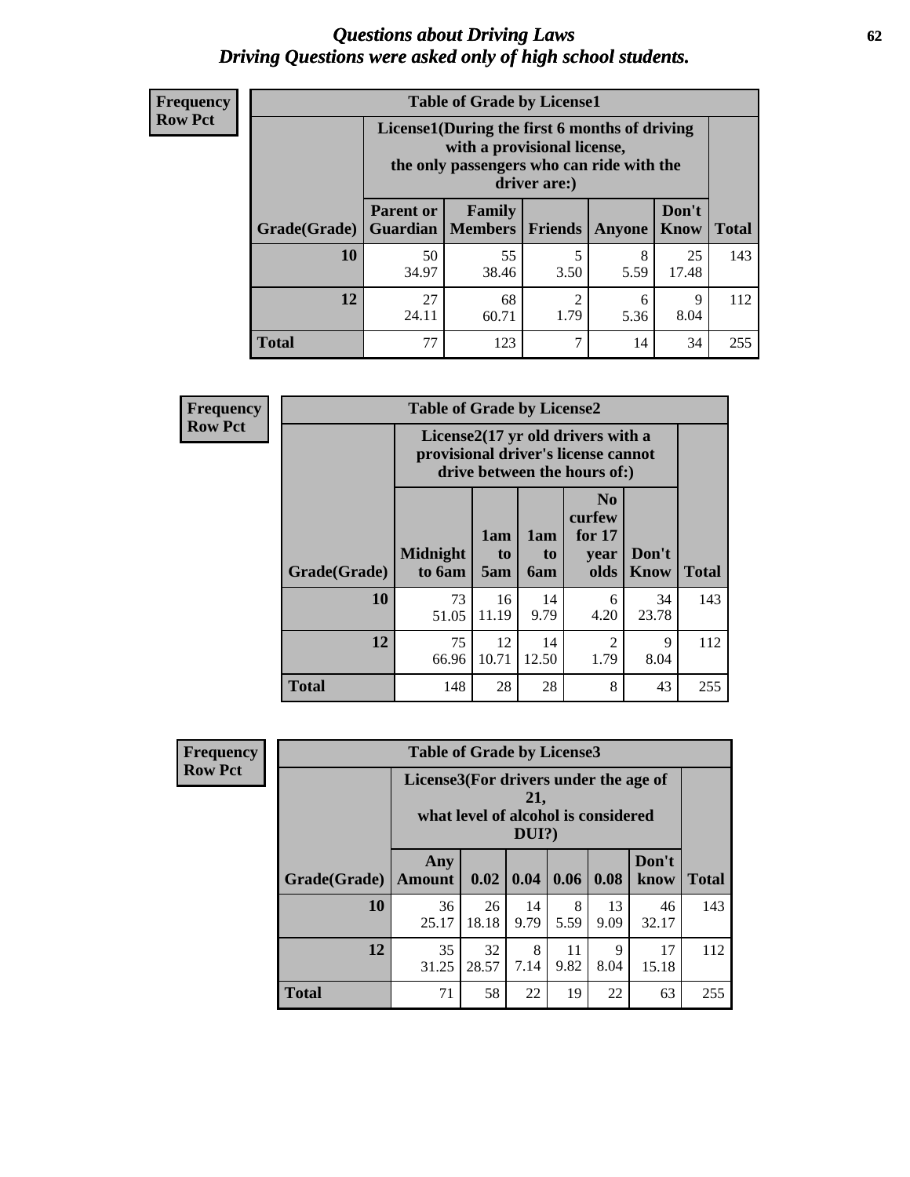# *Questions about Driving Laws*
## *Driving Questions were asked only of high school students.*

**Frequency**
**Row Pct**

**Table of Grade by License1**

| | License1(During the first 6 months of driving with a provisional license, the only passengers who can ride with the driver are:) | | | | | |
|---|---|---|---|---|---|---|
| **Grade(Grade)** | **Parent or Guardian** | **Family Members** | **Friends** | **Anyone** | **Don't Know** | **Total** |
| **10** | 50<br>34.97 | 55<br>38.46 | 5<br>3.50 | 8<br>5.59 | 25<br>17.48 | 143 |
| **12** | 27<br>24.11 | 68<br>60.71 | 2<br>1.79 | 6<br>5.36 | 9<br>8.04 | 112 |
| **Total** | 77 | 123 | 7 | 14 | 34 | 255 |

**Frequency**
**Row Pct**

**Table of Grade by License2**

| | License2(17 yr old drivers with a provisional driver's license cannot drive between the hours of:) | | | | | |
|---|---|---|---|---|---|---|
| **Grade(Grade)** | **Midnight to 6am** | **1am to 5am** | **1am to 6am** | **No curfew for 17 year olds** | **Don't Know** | **Total** |
| **10** | 73<br>51.05 | 16<br>11.19 | 14<br>9.79 | 6<br>4.20 | 34<br>23.78 | 143 |
| **12** | 75<br>66.96 | 12<br>10.71 | 14<br>12.50 | 2<br>1.79 | 9<br>8.04 | 112 |
| **Total** | 148 | 28 | 28 | 8 | 43 | 255 |

**Frequency**
**Row Pct**

**Table of Grade by License3**

| | License3(For drivers under the age of 21, what level of alcohol is considered DUI?) | | | | | | |
|---|---|---|---|---|---|---|---|
| **Grade(Grade)** | **Any Amount** | **0.02** | **0.04** | **0.06** | **0.08** | **Don't know** | **Total** |
| **10** | 36<br>25.17 | 26<br>18.18 | 14<br>9.79 | 8<br>5.59 | 13<br>9.09 | 46<br>32.17 | 143 |
| **12** | 35<br>31.25 | 32<br>28.57 | 8<br>7.14 | 11<br>9.82 | 9<br>8.04 | 17<br>15.18 | 112 |
| **Total** | 71 | 58 | 22 | 19 | 22 | 63 | 255 |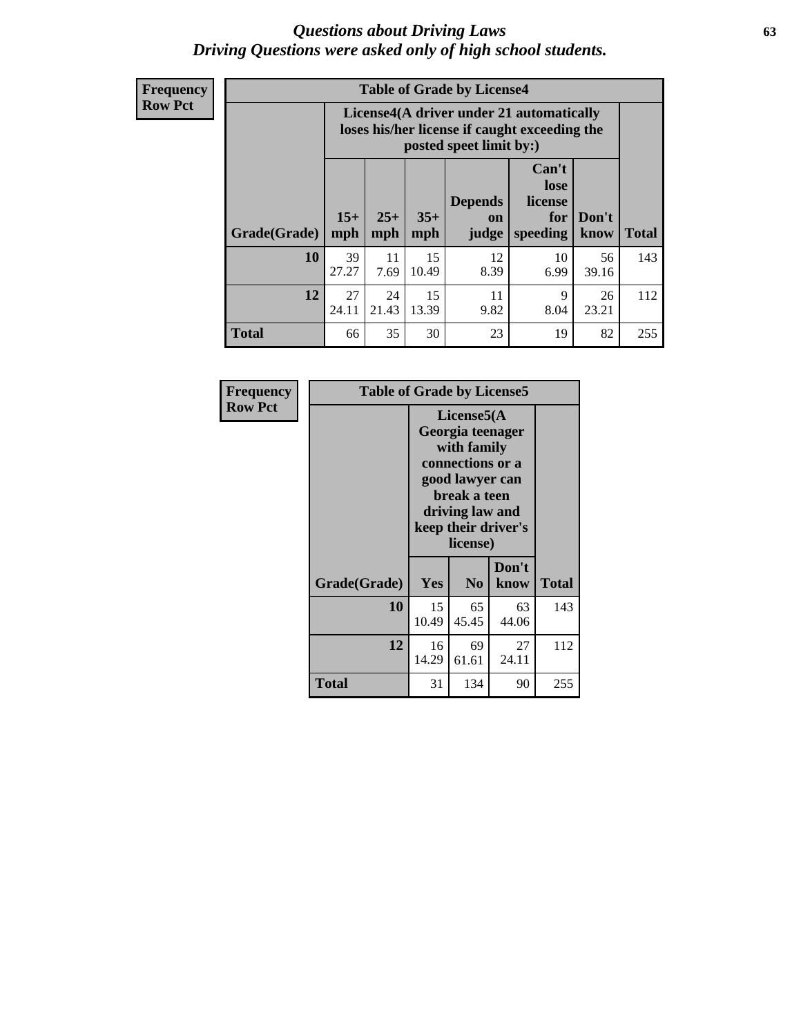## *Questions about Driving Laws*
## *Driving Questions were asked only of high school students.*

**Frequency**
**Row Pct**

**Table of Grade by License4**

| Grade(Grade) | License4(A driver under 21 automatically loses his/her license if caught exceeding the posted speet limit by:) | | | | | | Total |
|---|---|---|---|---|---|---|---|
| | 15+ mph | 25+ mph | 35+ mph | Depends on judge | Can't lose license for speeding | Don't know | |
| **10** | 39<br>27.27 | 11<br>7.69 | 15<br>10.49 | 12<br>8.39 | 10<br>6.99 | 56<br>39.16 | 143 |
| **12** | 27<br>24.11 | 24<br>21.43 | 15<br>13.39 | 11<br>9.82 | 9<br>8.04 | 26<br>23.21 | 112 |
| **Total** | 66 | 35 | 30 | 23 | 19 | 82 | 255 |

**Frequency**
**Row Pct**

**Table of Grade by License5**

| Grade(Grade) | License5(A Georgia teenager with family connections or a good lawyer can break a teen driving law and keep their driver's license) | | | Total |
|---|---|---|---|---|
| | Yes | No | Don't know | |
| **10** | 15<br>10.49 | 65<br>45.45 | 63<br>44.06 | 143 |
| **12** | 16<br>14.29 | 69<br>61.61 | 27<br>24.11 | 112 |
| **Total** | 31 | 134 | 90 | 255 |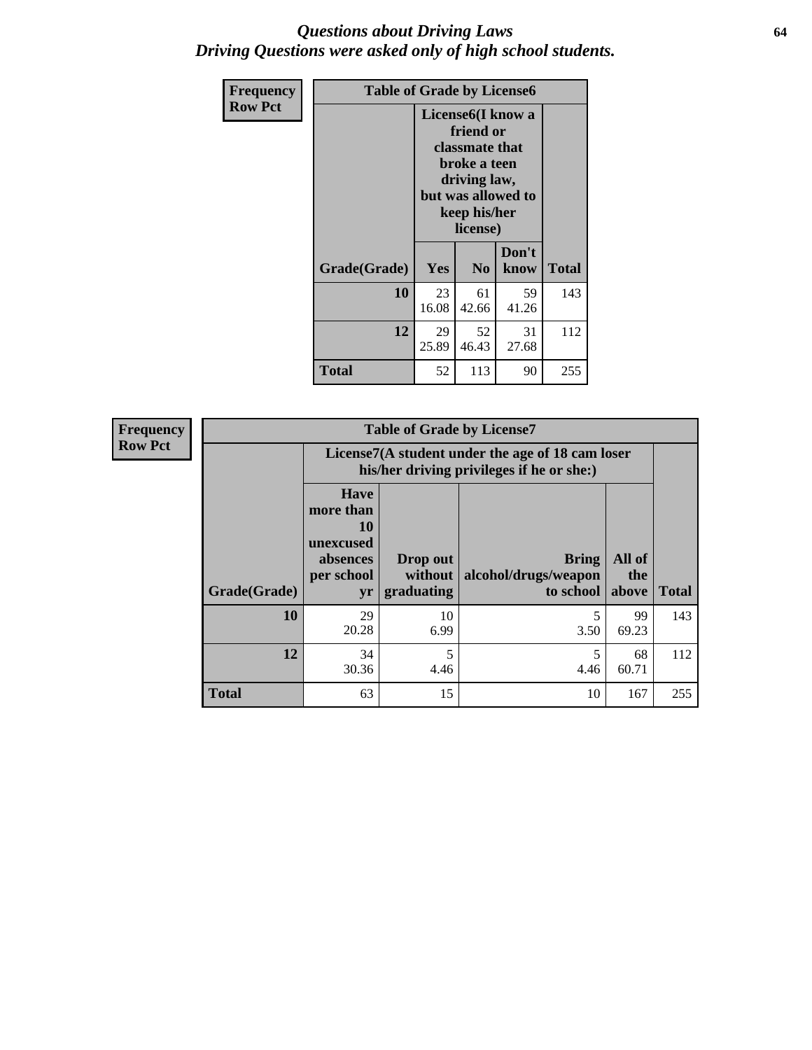# *Questions about Driving Laws*
# *Driving Questions were asked only of high school students.*

**Frequency**
**Row Pct**

| Table of Grade by License6 | | | | |
|---|---|---|---|---|
| | License6(I know a friend or classmate that broke a teen driving law, but was allowed to keep his/her license) | | | |
| Grade(Grade) | Yes | No | Don't know | Total |
| 10 | 23<br>16.08 | 61<br>42.66 | 59<br>41.26 | 143 |
| 12 | 29<br>25.89 | 52<br>46.43 | 31<br>27.68 | 112 |
| Total | 52 | 113 | 90 | 255 |

**Frequency**
**Row Pct**

| Table of Grade by License7 | | | | | |
|---|---|---|---|---|---|
| | License7(A student under the age of 18 cam loser his/her driving privileges if he or she:) | | | | |
| Grade(Grade) | Have more than 10 unexcused absences per school yr | Drop out without graduating | Bring alcohol/drugs/weapon to school | All of the above | Total |
| 10 | 29<br>20.28 | 10<br>6.99 | 5<br>3.50 | 99<br>69.23 | 143 |
| 12 | 34<br>30.36 | 5<br>4.46 | 5<br>4.46 | 68<br>60.71 | 112 |
| Total | 63 | 15 | 10 | 167 | 255 |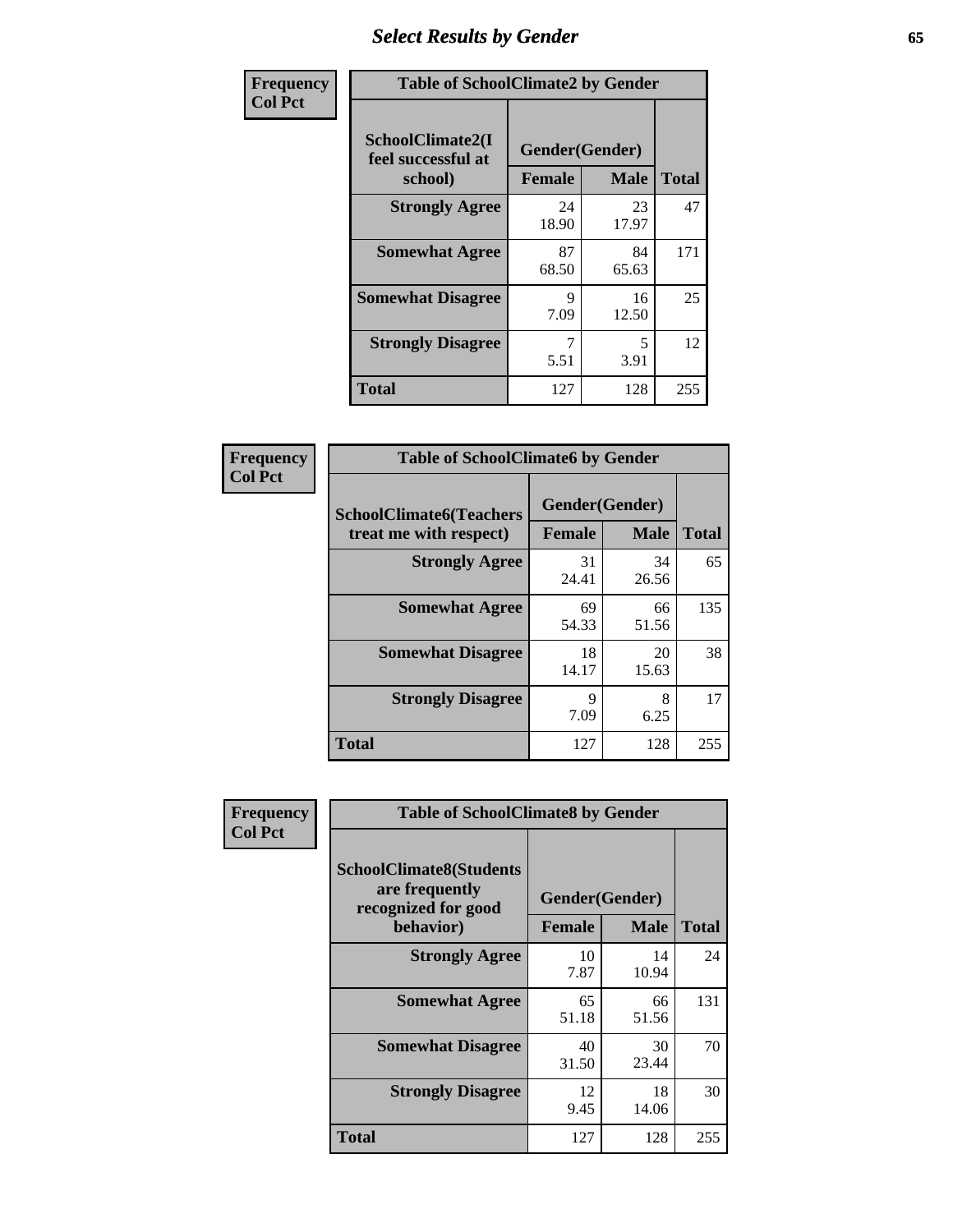| Frequency<br>Col Pct | Table of SchoolClimate2 by Gender | | |
|---|---|---|---|
| SchoolClimate2(I feel successful at school) | Gender(Gender) | | |
| | Female | Male | Total |
| Strongly Agree | 24<br>18.90 | 23<br>17.97 | 47 |
| Somewhat Agree | 87<br>68.50 | 84<br>65.63 | 171 |
| Somewhat Disagree | 9<br>7.09 | 16<br>12.50 | 25 |
| Strongly Disagree | 7<br>5.51 | 5<br>3.91 | 12 |
| Total | 127 | 128 | 255 |

| Frequency<br>Col Pct | Table of SchoolClimate6 by Gender | | |
|---|---|---|---|
| SchoolClimate6(Teachers treat me with respect) | Gender(Gender) | | |
| | Female | Male | Total |
| Strongly Agree | 31<br>24.41 | 34<br>26.56 | 65 |
| Somewhat Agree | 69<br>54.33 | 66<br>51.56 | 135 |
| Somewhat Disagree | 18<br>14.17 | 20<br>15.63 | 38 |
| Strongly Disagree | 9<br>7.09 | 8<br>6.25 | 17 |
| Total | 127 | 128 | 255 |

| Frequency<br>Col Pct | Table of SchoolClimate8 by Gender | | |
|---|---|---|---|
| SchoolClimate8(Students are frequently recognized for good behavior) | Gender(Gender) | | |
| | Female | Male | Total |
| Strongly Agree | 10<br>7.87 | 14<br>10.94 | 24 |
| Somewhat Agree | 65<br>51.18 | 66<br>51.56 | 131 |
| Somewhat Disagree | 40<br>31.50 | 30<br>23.44 | 70 |
| Strongly Disagree | 12<br>9.45 | 18<br>14.06 | 30 |
| Total | 127 | 128 | 255 |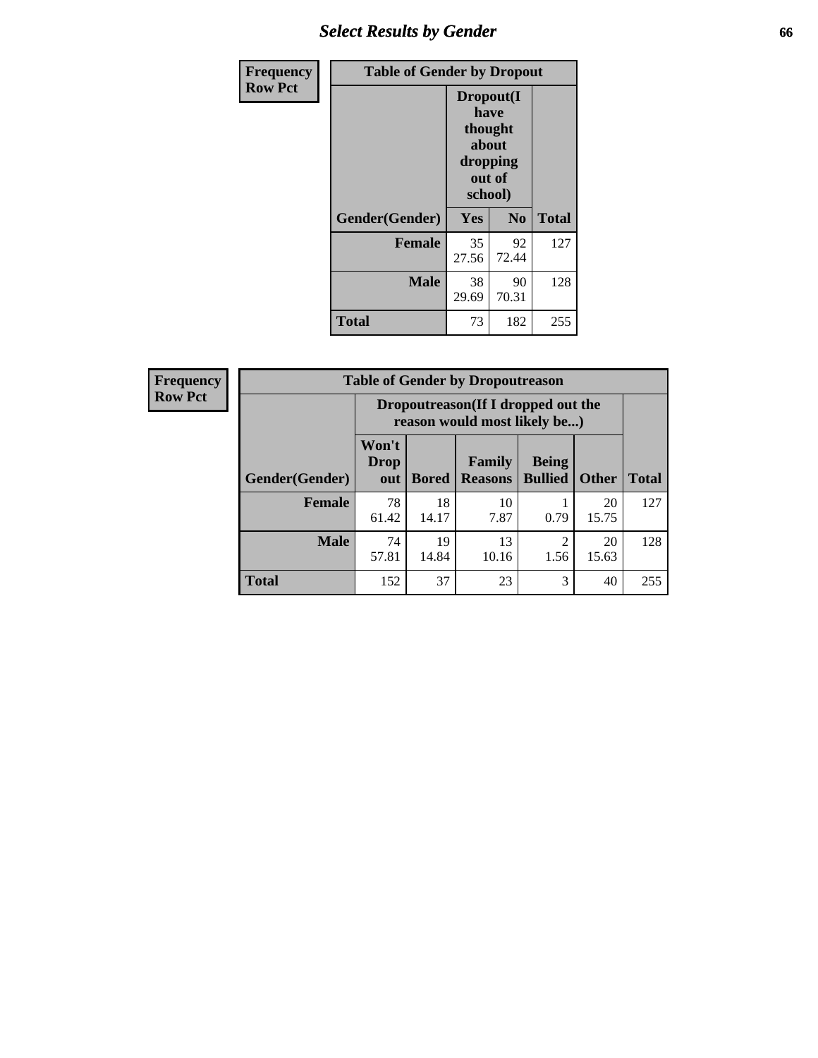## Select Results by Gender

**Frequency**
**Row Pct**

| Table of Gender by Dropout | | | |
|---|---|---|---|
| | Dropout(I have thought about dropping out of school) | | |
| Gender(Gender) | Yes | No | Total |
| **Female** | 35<br>27.56 | 92<br>72.44 | 127 |
| **Male** | 38<br>29.69 | 90<br>70.31 | 128 |
| **Total** | 73 | 182 | 255 |

**Frequency**
**Row Pct**

| Table of Gender by Dropoutreason | | | | | | |
|---|---|---|---|---|---|---|
| | Dropoutreason(If I dropped out the reason would most likely be...) | | | | | |
| Gender(Gender) | Won't Drop out | Bored | Family Reasons | Being Bullied | Other | Total |
| **Female** | 78<br>61.42 | 18<br>14.17 | 10<br>7.87 | 1<br>0.79 | 20<br>15.75 | 127 |
| **Male** | 74<br>57.81 | 19<br>14.84 | 13<br>10.16 | 2<br>1.56 | 20<br>15.63 | 128 |
| **Total** | 152 | 37 | 23 | 3 | 40 | 255 |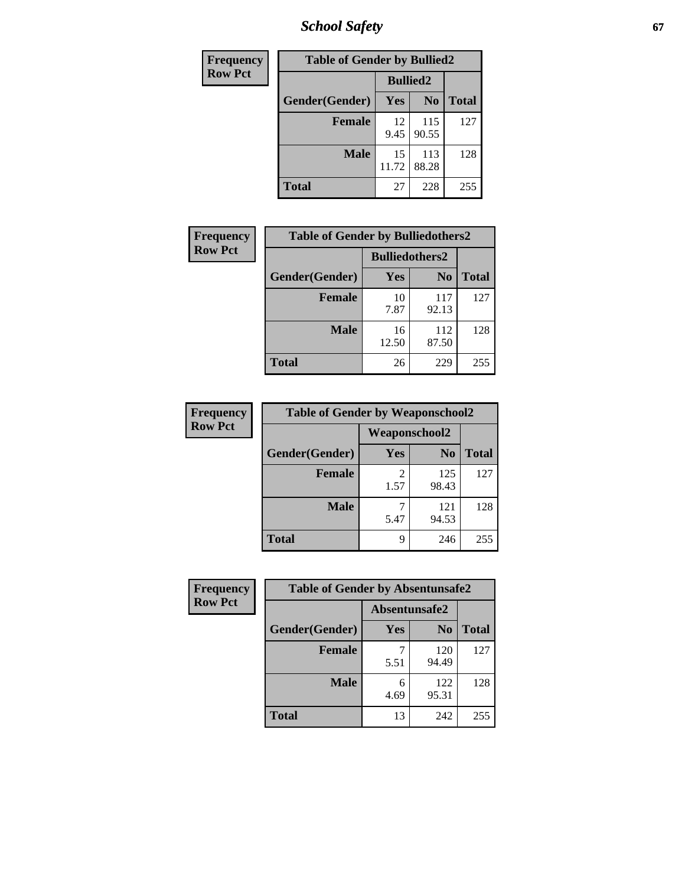| Frequency<br>Row Pct | Table of Gender by Bullied2 | | |
|---|---|---|---|
| | Bullied2 | | |
| Gender(Gender) | Yes | No | Total |
| Female | 12<br>9.45 | 115<br>90.55 | 127 |
| Male | 15<br>11.72 | 113<br>88.28 | 128 |
| Total | 27 | 228 | 255 |

| Frequency<br>Row Pct | Table of Gender by Bulliedothers2 | | |
|---|---|---|---|
| | Bulliedothers2 | | |
| Gender(Gender) | Yes | No | Total |
| Female | 10<br>7.87 | 117<br>92.13 | 127 |
| Male | 16<br>12.50 | 112<br>87.50 | 128 |
| Total | 26 | 229 | 255 |

| Frequency<br>Row Pct | Table of Gender by Weaponschool2 | | |
|---|---|---|---|
| | Weaponschool2 | | |
| Gender(Gender) | Yes | No | Total |
| Female | 2<br>1.57 | 125<br>98.43 | 127 |
| Male | 7<br>5.47 | 121<br>94.53 | 128 |
| Total | 9 | 246 | 255 |

| Frequency<br>Row Pct | Table of Gender by Absentunsafe2 | | |
|---|---|---|---|
| | Absentunsafe2 | | |
| Gender(Gender) | Yes | No | Total |
| Female | 7<br>5.51 | 120<br>94.49 | 127 |
| Male | 6<br>4.69 | 122<br>95.31 | 128 |
| Total | 13 | 242 | 255 |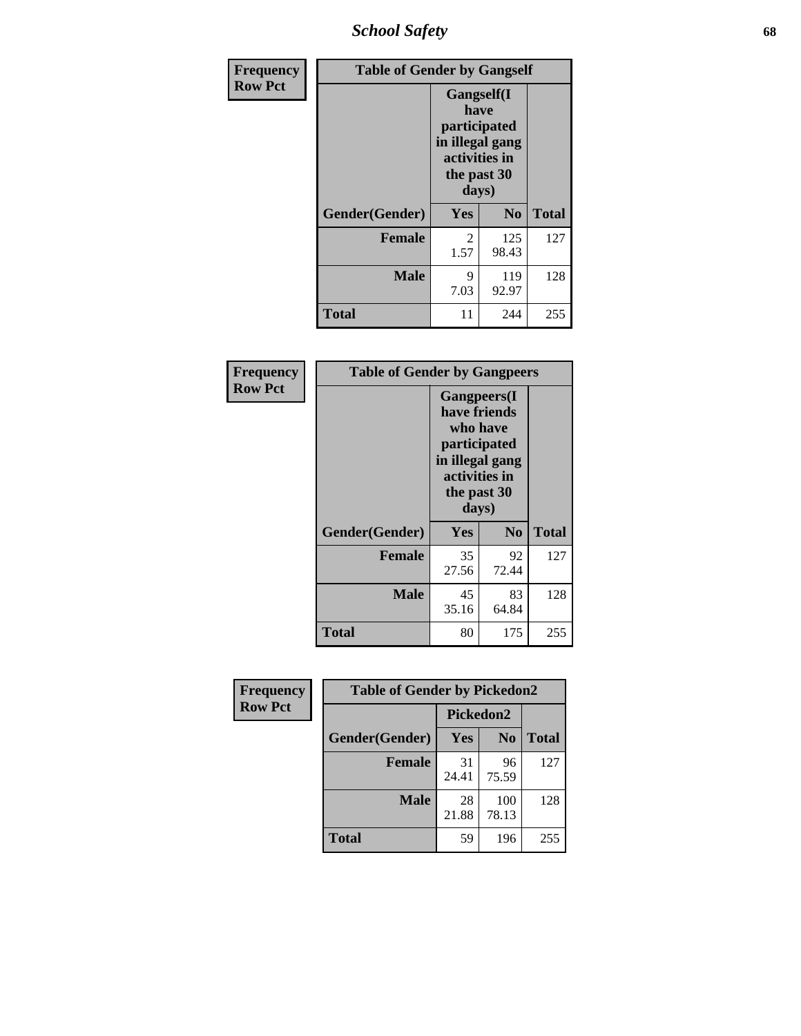| Frequency Row Pct | Table of Gender by Gangself | | |
|---|---|---|---|
| | Gangself(I have participated in illegal gang activities in the past 30 days) | | |
| Gender(Gender) | Yes | No | Total |
| Female | 2<br>1.57 | 125<br>98.43 | 127 |
| Male | 9<br>7.03 | 119<br>92.97 | 128 |
| Total | 11 | 244 | 255 |

| Frequency Row Pct | Table of Gender by Gangpeers | | |
|---|---|---|---|
| | Gangpeers(I have friends who have participated in illegal gang activities in the past 30 days) | | |
| Gender(Gender) | Yes | No | Total |
| Female | 35<br>27.56 | 92<br>72.44 | 127 |
| Male | 45<br>35.16 | 83<br>64.84 | 128 |
| Total | 80 | 175 | 255 |

| Frequency Row Pct | Table of Gender by Pickedon2 | | |
|---|---|---|---|
| | Pickedon2 | | |
| Gender(Gender) | Yes | No | Total |
| Female | 31<br>24.41 | 96<br>75.59 | 127 |
| Male | 28<br>21.88 | 100<br>78.13 | 128 |
| Total | 59 | 196 | 255 |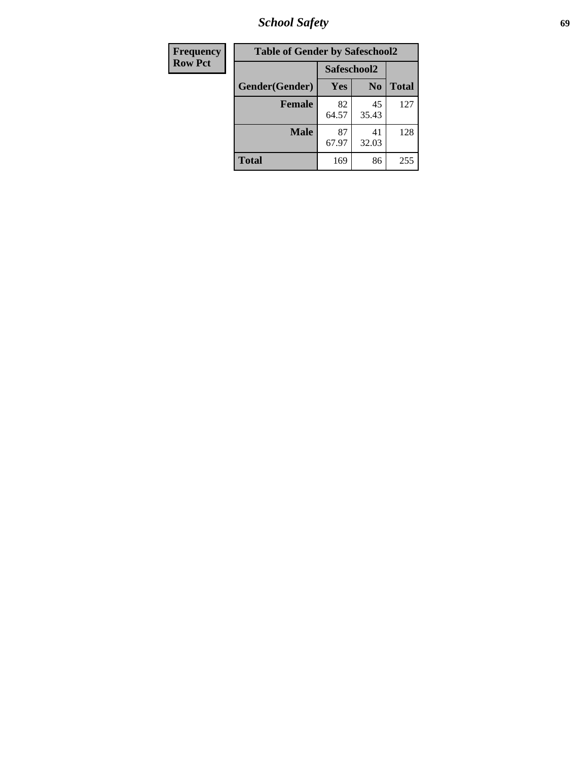| Frequency<br>Row Pct |
|---|

**Table of Gender by Safeschool2**

| Gender(Gender) | Safeschool2 | | Total |
|---|---|---|---|
| | Yes | No | |
| **Female** | 82<br>64.57 | 45<br>35.43 | 127 |
| **Male** | 87<br>67.97 | 41<br>32.03 | 128 |
| **Total** | 169 | 86 | 255 |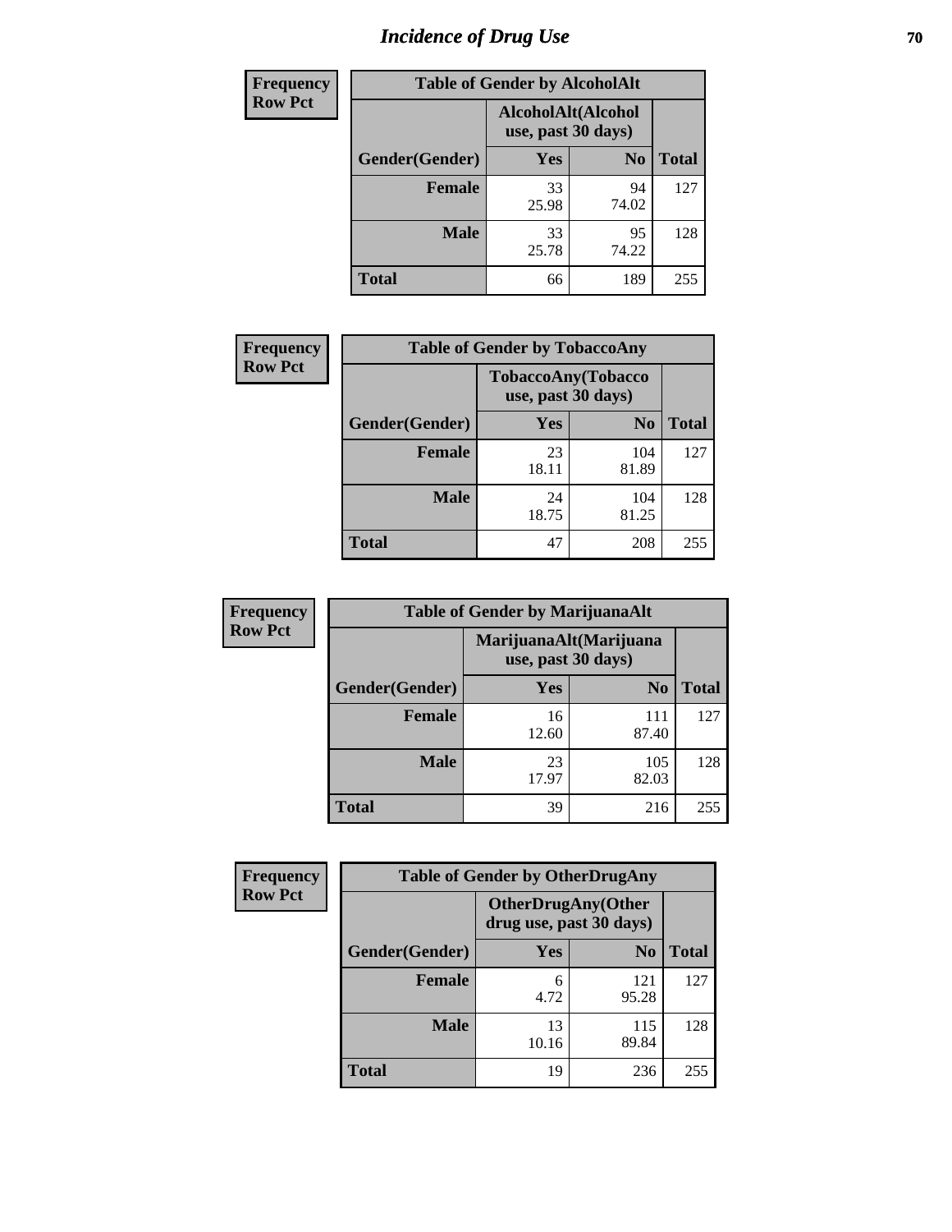# Incidence of Drug Use

| Frequency Row Pct |
|---|

| Table of Gender by AlcoholAlt | | | |
|---|---|---|---|
| | AlcoholAlt(Alcohol use, past 30 days) | | |
| Gender(Gender) | Yes | No | Total |
| Female | 33<br>25.98 | 94<br>74.02 | 127 |
| Male | 33<br>25.78 | 95<br>74.22 | 128 |
| Total | 66 | 189 | 255 |

| Frequency Row Pct |
|---|

| Table of Gender by TobaccoAny | | | |
|---|---|---|---|
| | TobaccoAny(Tobacco use, past 30 days) | | |
| Gender(Gender) | Yes | No | Total |
| Female | 23<br>18.11 | 104<br>81.89 | 127 |
| Male | 24<br>18.75 | 104<br>81.25 | 128 |
| Total | 47 | 208 | 255 |

| Frequency Row Pct |
|---|

| Table of Gender by MarijuanaAlt | | | |
|---|---|---|---|
| | MarijuanaAlt(Marijuana use, past 30 days) | | |
| Gender(Gender) | Yes | No | Total |
| Female | 16<br>12.60 | 111<br>87.40 | 127 |
| Male | 23<br>17.97 | 105<br>82.03 | 128 |
| Total | 39 | 216 | 255 |

| Frequency Row Pct |
|---|

| Table of Gender by OtherDrugAny | | | |
|---|---|---|---|
| | OtherDrugAny(Other drug use, past 30 days) | | |
| Gender(Gender) | Yes | No | Total |
| Female | 6<br>4.72 | 121<br>95.28 | 127 |
| Male | 13<br>10.16 | 115<br>89.84 | 128 |
| Total | 19 | 236 | 255 |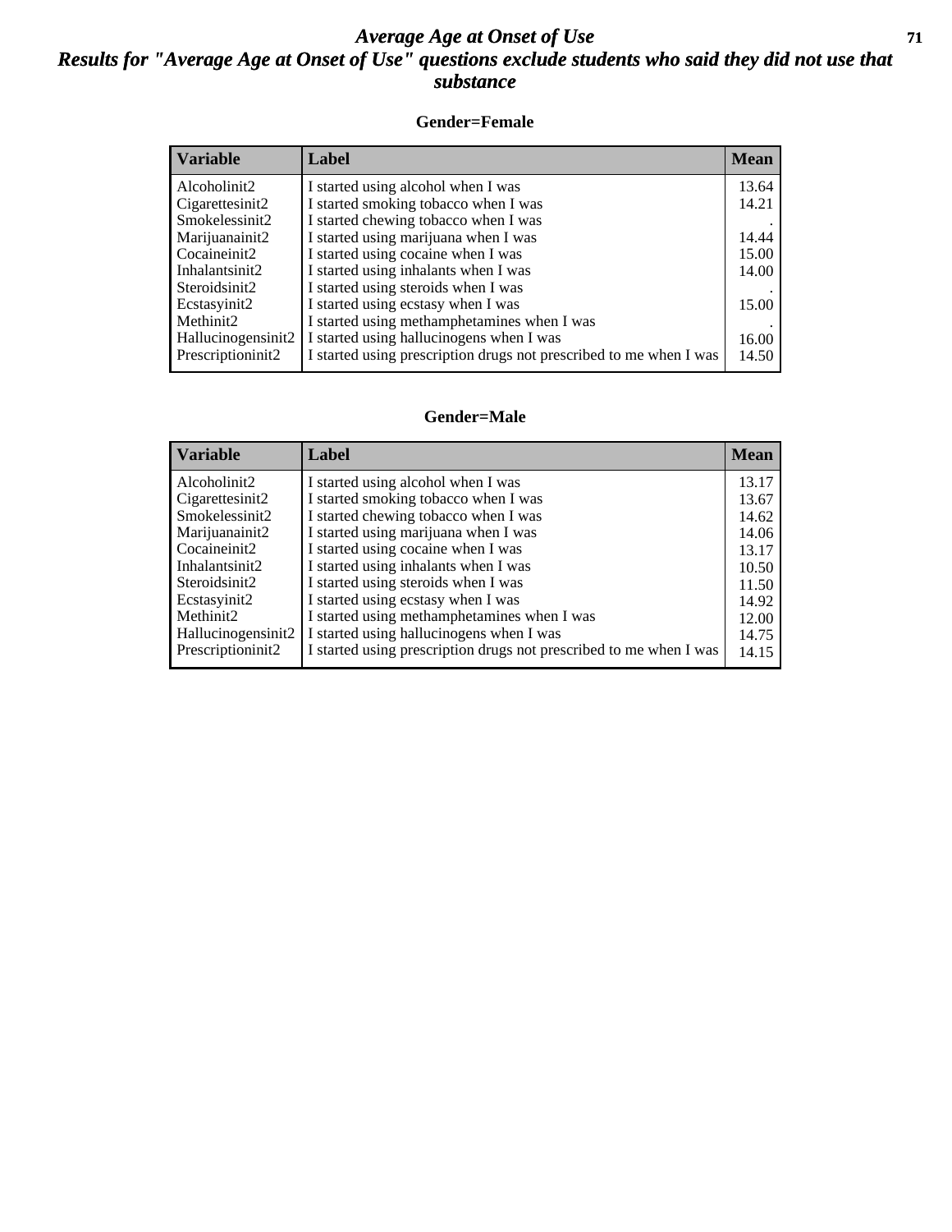# *Average Age at Onset of Use*

## *Results for "Average Age at Onset of Use" questions exclude students who said they did not use that substance*

### Gender=Female

| Variable | Label | Mean |
|---|---|---|
| Alcoholinit2 | I started using alcohol when I was | 13.64 |
| Cigarettesinit2 | I started smoking tobacco when I was | 14.21 |
| Smokelessinit2 | I started chewing tobacco when I was | . |
| Marijuanainit2 | I started using marijuana when I was | 14.44 |
| Cocaineinit2 | I started using cocaine when I was | 15.00 |
| Inhalantsinit2 | I started using inhalants when I was | 14.00 |
| Steroidsinit2 | I started using steroids when I was | . |
| Ecstasyinit2 | I started using ecstasy when I was | 15.00 |
| Methinit2 | I started using methamphetamines when I was | . |
| Hallucinogensinit2 | I started using hallucinogens when I was | 16.00 |
| Prescriptioninit2 | I started using prescription drugs not prescribed to me when I was | 14.50 |

### Gender=Male

| Variable | Label | Mean |
|---|---|---|
| Alcoholinit2 | I started using alcohol when I was | 13.17 |
| Cigarettesinit2 | I started smoking tobacco when I was | 13.67 |
| Smokelessinit2 | I started chewing tobacco when I was | 14.62 |
| Marijuanainit2 | I started using marijuana when I was | 14.06 |
| Cocaineinit2 | I started using cocaine when I was | 13.17 |
| Inhalantsinit2 | I started using inhalants when I was | 10.50 |
| Steroidsinit2 | I started using steroids when I was | 11.50 |
| Ecstasyinit2 | I started using ecstasy when I was | 14.92 |
| Methinit2 | I started using methamphetamines when I was | 12.00 |
| Hallucinogensinit2 | I started using hallucinogens when I was | 14.75 |
| Prescriptioninit2 | I started using prescription drugs not prescribed to me when I was | 14.15 |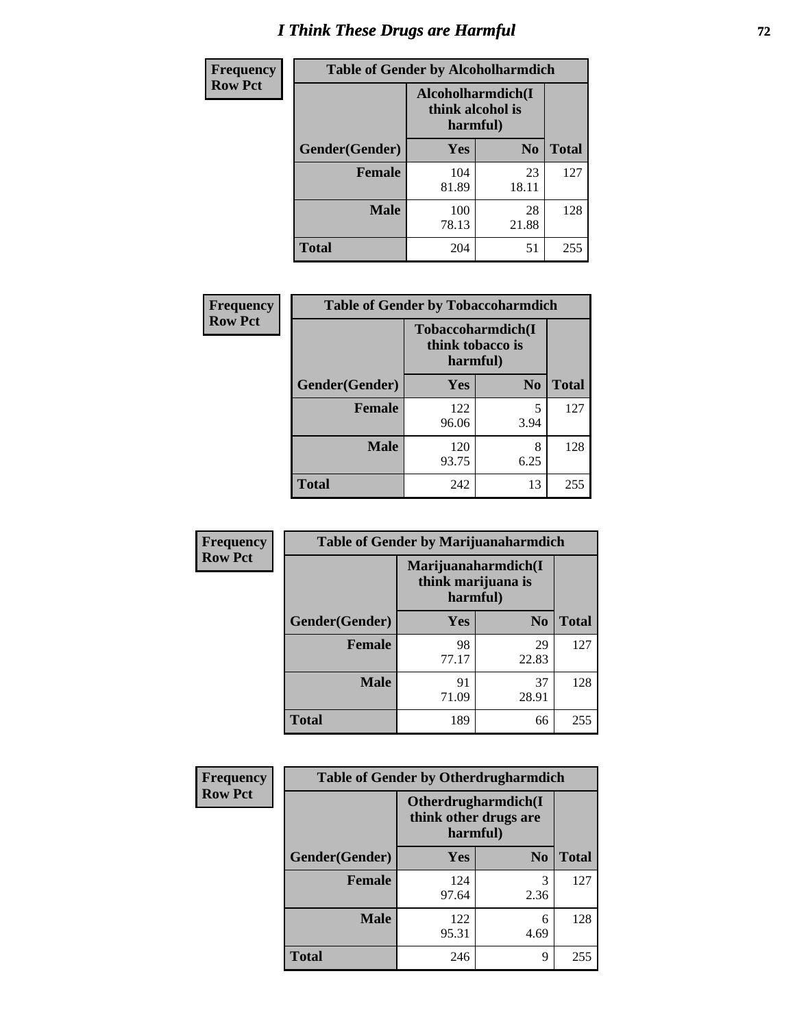# I Think These Drugs are Harmful

**Frequency**
**Row Pct**

| Table of Gender by Alcoholharmdich | | | |
|---|---|---|---|
| | Alcoholharmdich(I think alcohol is harmful) | | |
| Gender(Gender) | Yes | No | Total |
| Female | 104<br>81.89 | 23<br>18.11 | 127 |
| Male | 100<br>78.13 | 28<br>21.88 | 128 |
| Total | 204 | 51 | 255 |

**Frequency**
**Row Pct**

| Table of Gender by Tobaccoharmdich | | | |
|---|---|---|---|
| | Tobaccoharmdich(I think tobacco is harmful) | | |
| Gender(Gender) | Yes | No | Total |
| Female | 122<br>96.06 | 5<br>3.94 | 127 |
| Male | 120<br>93.75 | 8<br>6.25 | 128 |
| Total | 242 | 13 | 255 |

**Frequency**
**Row Pct**

| Table of Gender by Marijuanaharmdich | | | |
|---|---|---|---|
| | Marijuanaharmdich(I think marijuana is harmful) | | |
| Gender(Gender) | Yes | No | Total |
| Female | 98<br>77.17 | 29<br>22.83 | 127 |
| Male | 91<br>71.09 | 37<br>28.91 | 128 |
| Total | 189 | 66 | 255 |

**Frequency**
**Row Pct**

| Table of Gender by Otherdrugharmdich | | | |
|---|---|---|---|
| | Otherdrugharmdich(I think other drugs are harmful) | | |
| Gender(Gender) | Yes | No | Total |
| Female | 124<br>97.64 | 3<br>2.36 | 127 |
| Male | 122<br>95.31 | 6<br>4.69 | 128 |
| Total | 246 | 9 | 255 |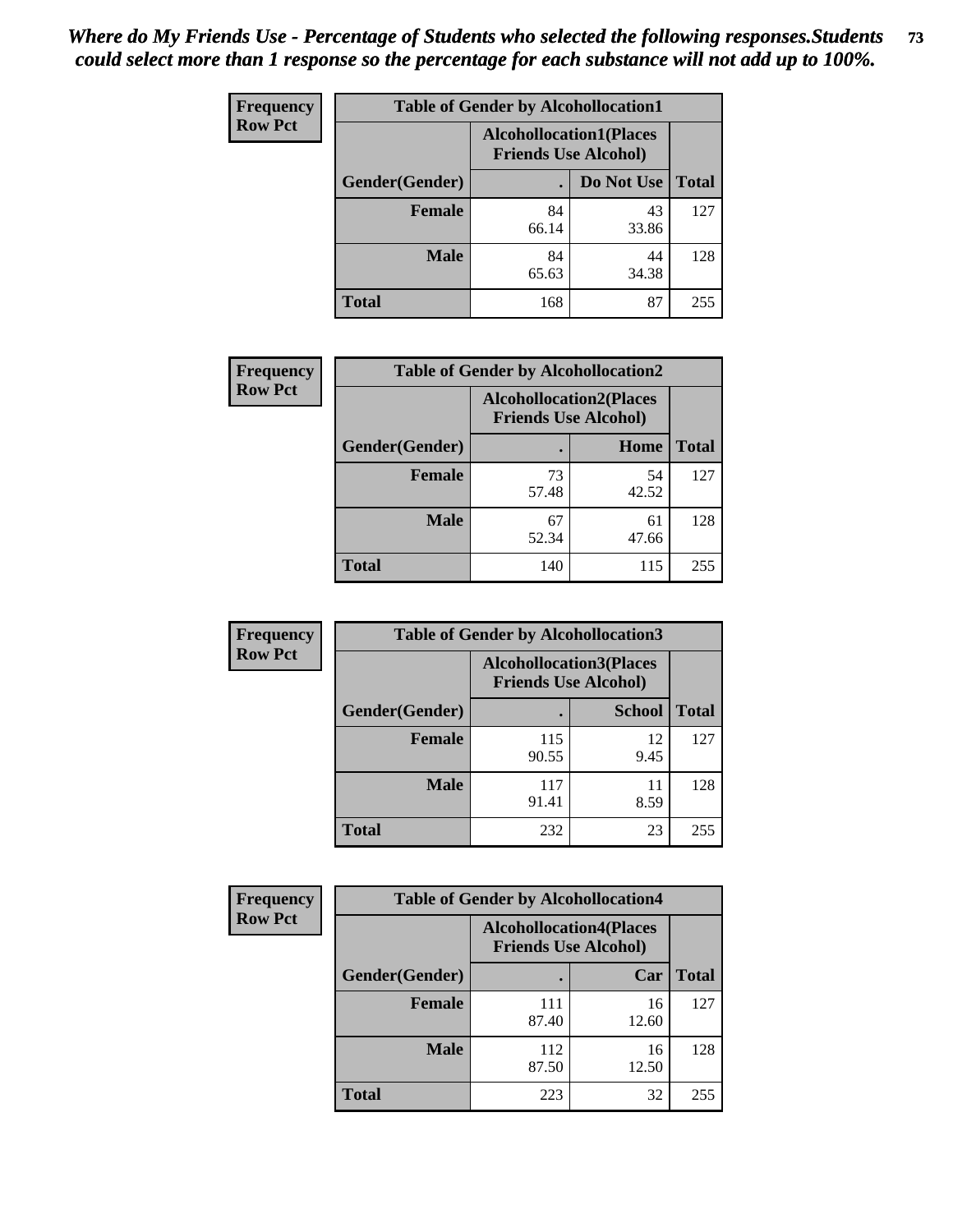*Where do My Friends Use - Percentage of Students who selected the following responses.Students could select more than 1 response so the percentage for each substance will not add up to 100%.*

| Frequency Row Pct | Table of Gender by Alcohollocation1 | | |
|---|---|---|---|
| | Alcohollocation1(Places Friends Use Alcohol) | | |
| Gender(Gender) | . | Do Not Use | Total |
| Female | 84<br>66.14 | 43<br>33.86 | 127 |
| Male | 84<br>65.63 | 44<br>34.38 | 128 |
| Total | 168 | 87 | 255 |

| Frequency Row Pct | Table of Gender by Alcohollocation2 | | |
|---|---|---|---|
| | Alcohollocation2(Places Friends Use Alcohol) | | |
| Gender(Gender) | . | Home | Total |
| Female | 73<br>57.48 | 54<br>42.52 | 127 |
| Male | 67<br>52.34 | 61<br>47.66 | 128 |
| Total | 140 | 115 | 255 |

| Frequency Row Pct | Table of Gender by Alcohollocation3 | | |
|---|---|---|---|
| | Alcohollocation3(Places Friends Use Alcohol) | | |
| Gender(Gender) | . | School | Total |
| Female | 115<br>90.55 | 12<br>9.45 | 127 |
| Male | 117<br>91.41 | 11<br>8.59 | 128 |
| Total | 232 | 23 | 255 |

| Frequency Row Pct | Table of Gender by Alcohollocation4 | | |
|---|---|---|---|
| | Alcohollocation4(Places Friends Use Alcohol) | | |
| Gender(Gender) | . | Car | Total |
| Female | 111<br>87.40 | 16<br>12.60 | 127 |
| Male | 112<br>87.50 | 16<br>12.50 | 128 |
| Total | 223 | 32 | 255 |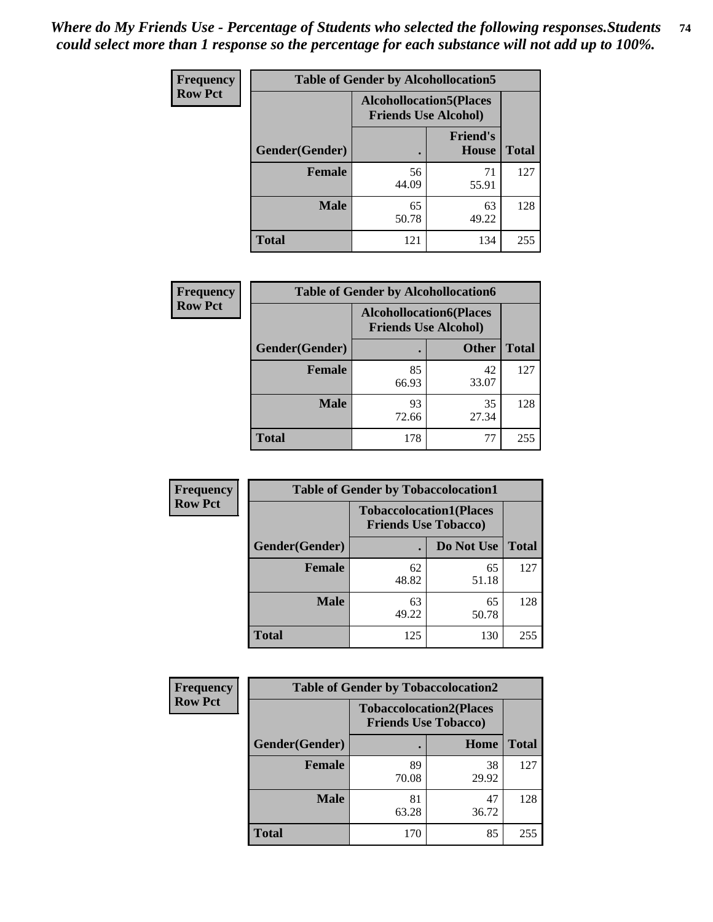*Where do My Friends Use - Percentage of Students who selected the following responses.Students could select more than 1 response so the percentage for each substance will not add up to 100%.*

**Frequency**
**Row Pct**

| Table of Gender by Alcohollocation5 | | | |
|---|---|---|---|
| | Alcohollocation5(Places Friends Use Alcohol) | | |
| Gender(Gender) | . | Friend's House | Total |
| **Female** | 56<br>44.09 | 71<br>55.91 | 127 |
| **Male** | 65<br>50.78 | 63<br>49.22 | 128 |
| **Total** | 121 | 134 | 255 |

**Frequency**
**Row Pct**

| Table of Gender by Alcohollocation6 | | | |
|---|---|---|---|
| | Alcohollocation6(Places Friends Use Alcohol) | | |
| Gender(Gender) | . | Other | Total |
| **Female** | 85<br>66.93 | 42<br>33.07 | 127 |
| **Male** | 93<br>72.66 | 35<br>27.34 | 128 |
| **Total** | 178 | 77 | 255 |

**Frequency**
**Row Pct**

| Table of Gender by Tobaccolocation1 | | | |
|---|---|---|---|
| | Tobaccolocation1(Places Friends Use Tobacco) | | |
| Gender(Gender) | . | Do Not Use | Total |
| **Female** | 62<br>48.82 | 65<br>51.18 | 127 |
| **Male** | 63<br>49.22 | 65<br>50.78 | 128 |
| **Total** | 125 | 130 | 255 |

**Frequency**
**Row Pct**

| Table of Gender by Tobaccolocation2 | | | |
|---|---|---|---|
| | Tobaccolocation2(Places Friends Use Tobacco) | | |
| Gender(Gender) | . | Home | Total |
| **Female** | 89<br>70.08 | 38<br>29.92 | 127 |
| **Male** | 81<br>63.28 | 47<br>36.72 | 128 |
| **Total** | 170 | 85 | 255 |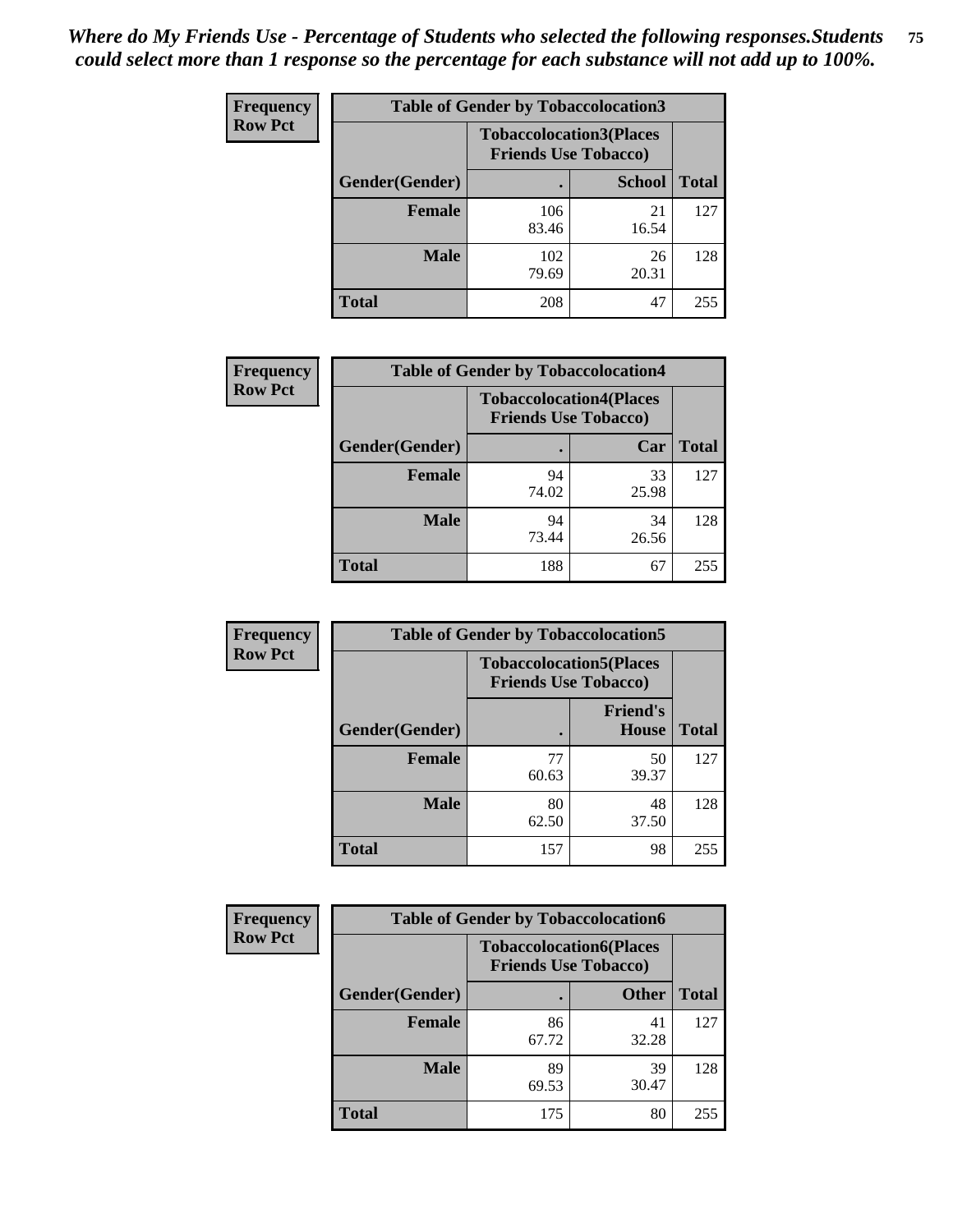*Where do My Friends Use - Percentage of Students who selected the following responses.Students could select more than 1 response so the percentage for each substance will not add up to 100%.*

**Frequency**
**Row Pct**

| Table of Gender by Tobaccolocation3 | | | |
|---|---|---|---|
| | Tobaccolocation3(Places Friends Use Tobacco) | | |
| Gender(Gender) | . | School | Total |
| Female | 106<br>83.46 | 21<br>16.54 | 127 |
| Male | 102<br>79.69 | 26<br>20.31 | 128 |
| Total | 208 | 47 | 255 |

**Frequency**
**Row Pct**

| Table of Gender by Tobaccolocation4 | | | |
|---|---|---|---|
| | Tobaccolocation4(Places Friends Use Tobacco) | | |
| Gender(Gender) | . | Car | Total |
| Female | 94<br>74.02 | 33<br>25.98 | 127 |
| Male | 94<br>73.44 | 34<br>26.56 | 128 |
| Total | 188 | 67 | 255 |

**Frequency**
**Row Pct**

| Table of Gender by Tobaccolocation5 | | | |
|---|---|---|---|
| | Tobaccolocation5(Places Friends Use Tobacco) | | |
| Gender(Gender) | . | Friend's House | Total |
| Female | 77<br>60.63 | 50<br>39.37 | 127 |
| Male | 80<br>62.50 | 48<br>37.50 | 128 |
| Total | 157 | 98 | 255 |

**Frequency**
**Row Pct**

| Table of Gender by Tobaccolocation6 | | | |
|---|---|---|---|
| | Tobaccolocation6(Places Friends Use Tobacco) | | |
| Gender(Gender) | . | Other | Total |
| Female | 86<br>67.72 | 41<br>32.28 | 127 |
| Male | 89<br>69.53 | 39<br>30.47 | 128 |
| Total | 175 | 80 | 255 |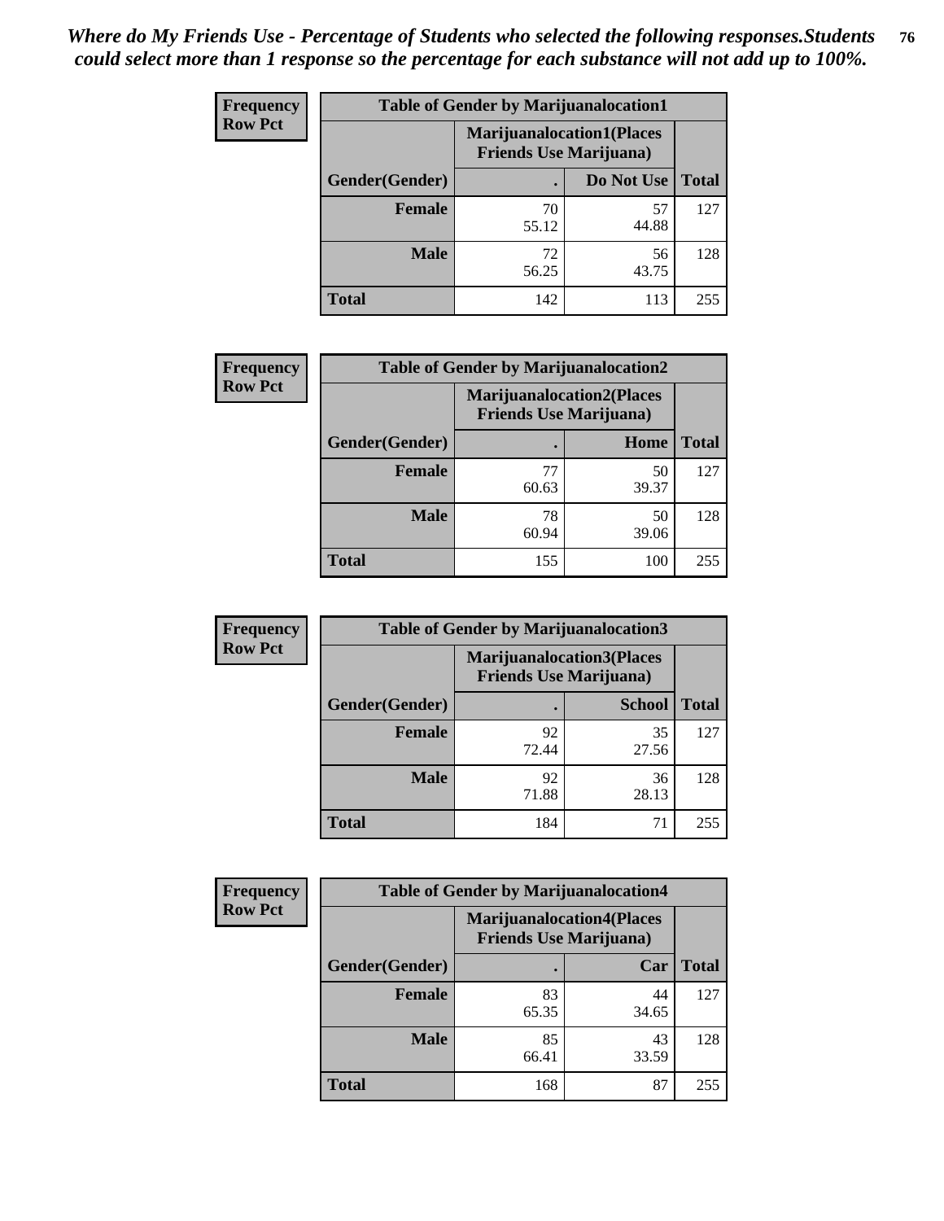*Where do My Friends Use - Percentage of Students who selected the following responses.Students could select more than 1 response so the percentage for each substance will not add up to 100%.*

**Frequency**
**Row Pct**

| Table of Gender by Marijuanalocation1 | | | |
|---|---|---|---|
| | Marijuanalocation1(Places Friends Use Marijuana) | | |
| Gender(Gender) | . | Do Not Use | Total |
| Female | 70<br>55.12 | 57<br>44.88 | 127 |
| Male | 72<br>56.25 | 56<br>43.75 | 128 |
| Total | 142 | 113 | 255 |

**Frequency**
**Row Pct**

| Table of Gender by Marijuanalocation2 | | | |
|---|---|---|---|
| | Marijuanalocation2(Places Friends Use Marijuana) | | |
| Gender(Gender) | . | Home | Total |
| Female | 77<br>60.63 | 50<br>39.37 | 127 |
| Male | 78<br>60.94 | 50<br>39.06 | 128 |
| Total | 155 | 100 | 255 |

**Frequency**
**Row Pct**

| Table of Gender by Marijuanalocation3 | | | |
|---|---|---|---|
| | Marijuanalocation3(Places Friends Use Marijuana) | | |
| Gender(Gender) | . | School | Total |
| Female | 92<br>72.44 | 35<br>27.56 | 127 |
| Male | 92<br>71.88 | 36<br>28.13 | 128 |
| Total | 184 | 71 | 255 |

**Frequency**
**Row Pct**

| Table of Gender by Marijuanalocation4 | | | |
|---|---|---|---|
| | Marijuanalocation4(Places Friends Use Marijuana) | | |
| Gender(Gender) | . | Car | Total |
| Female | 83<br>65.35 | 44<br>34.65 | 127 |
| Male | 85<br>66.41 | 43<br>33.59 | 128 |
| Total | 168 | 87 | 255 |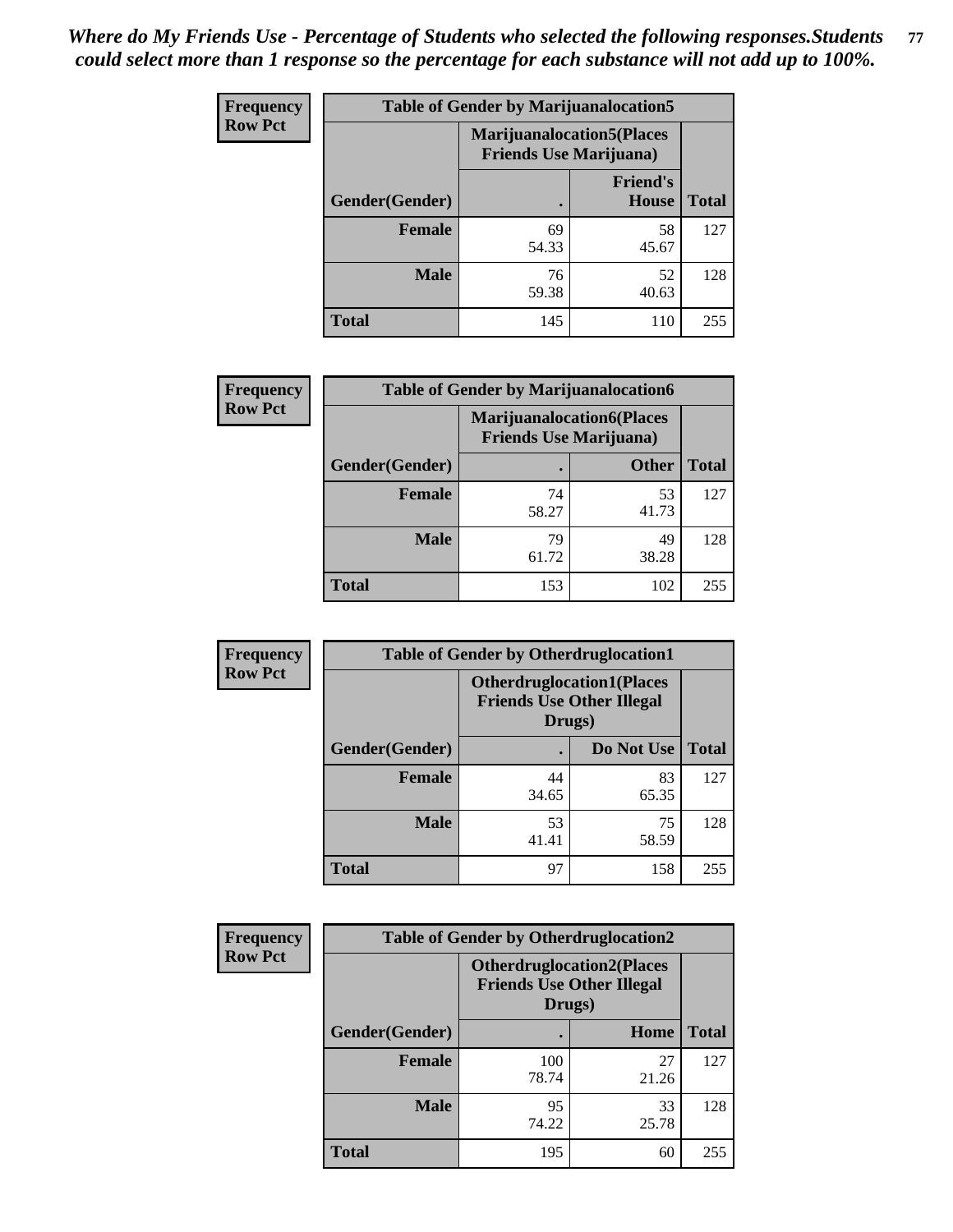*Where do My Friends Use - Percentage of Students who selected the following responses.Students could select more than 1 response so the percentage for each substance will not add up to 100%.*

**Frequency / Row Pct**

| Table of Gender by Marijuanalocation5 | | | |
|---|---|---|---|
| | Marijuanalocation5(Places Friends Use Marijuana) | | |
| Gender(Gender) | . | Friend's House | Total |
| **Female** | 69<br>54.33 | 58<br>45.67 | 127 |
| **Male** | 76<br>59.38 | 52<br>40.63 | 128 |
| **Total** | 145 | 110 | 255 |

**Frequency / Row Pct**

| Table of Gender by Marijuanalocation6 | | | |
|---|---|---|---|
| | Marijuanalocation6(Places Friends Use Marijuana) | | |
| Gender(Gender) | . | Other | Total |
| **Female** | 74<br>58.27 | 53<br>41.73 | 127 |
| **Male** | 79<br>61.72 | 49<br>38.28 | 128 |
| **Total** | 153 | 102 | 255 |

**Frequency / Row Pct**

| Table of Gender by Otherdruglocation1 | | | |
|---|---|---|---|
| | Otherdruglocation1(Places Friends Use Other Illegal Drugs) | | |
| Gender(Gender) | . | Do Not Use | Total |
| **Female** | 44<br>34.65 | 83<br>65.35 | 127 |
| **Male** | 53<br>41.41 | 75<br>58.59 | 128 |
| **Total** | 97 | 158 | 255 |

**Frequency / Row Pct**

| Table of Gender by Otherdruglocation2 | | | |
|---|---|---|---|
| | Otherdruglocation2(Places Friends Use Other Illegal Drugs) | | |
| Gender(Gender) | . | Home | Total |
| **Female** | 100<br>78.74 | 27<br>21.26 | 127 |
| **Male** | 95<br>74.22 | 33<br>25.78 | 128 |
| **Total** | 195 | 60 | 255 |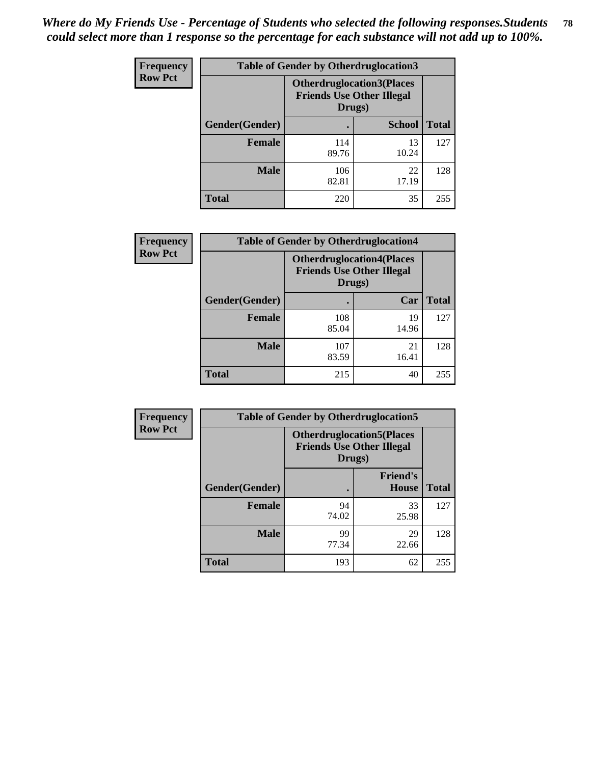*Where do My Friends Use - Percentage of Students who selected the following responses.Students could select more than 1 response so the percentage for each substance will not add up to 100%.*

**Frequency**
**Row Pct**

| Table of Gender by Otherdruglocation3 | | | |
|---|---|---|---|
| | Otherdruglocation3(Places Friends Use Other Illegal Drugs) | | |
| Gender(Gender) | . | School | Total |
| **Female** | 114<br>89.76 | 13<br>10.24 | 127 |
| **Male** | 106<br>82.81 | 22<br>17.19 | 128 |
| **Total** | 220 | 35 | 255 |

**Frequency**
**Row Pct**

| Table of Gender by Otherdruglocation4 | | | |
|---|---|---|---|
| | Otherdruglocation4(Places Friends Use Other Illegal Drugs) | | |
| Gender(Gender) | . | Car | Total |
| **Female** | 108<br>85.04 | 19<br>14.96 | 127 |
| **Male** | 107<br>83.59 | 21<br>16.41 | 128 |
| **Total** | 215 | 40 | 255 |

**Frequency**
**Row Pct**

| Table of Gender by Otherdruglocation5 | | | |
|---|---|---|---|
| | Otherdruglocation5(Places Friends Use Other Illegal Drugs) | | |
| Gender(Gender) | . | Friend's House | Total |
| **Female** | 94<br>74.02 | 33<br>25.98 | 127 |
| **Male** | 99<br>77.34 | 29<br>22.66 | 128 |
| **Total** | 193 | 62 | 255 |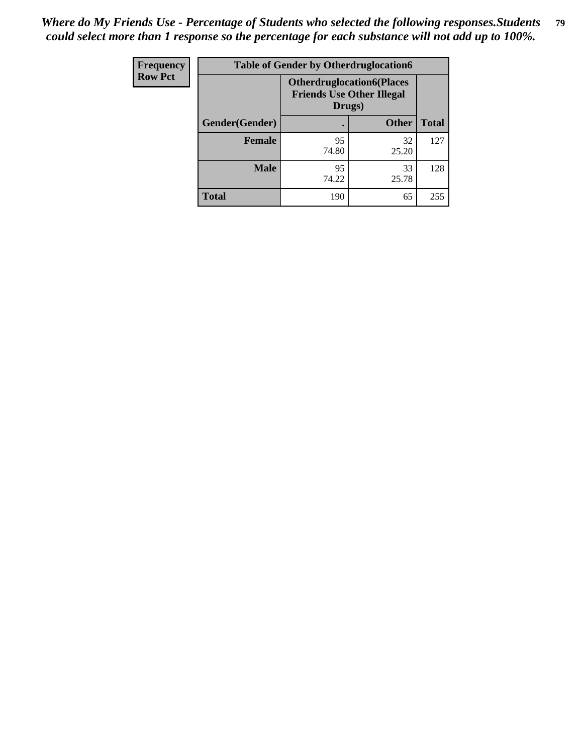*Where do My Friends Use - Percentage of Students who selected the following responses.Students could select more than 1 response so the percentage for each substance will not add up to 100%.*

| Frequency<br>Row Pct | Table of Gender by Otherdruglocation6 | | |
|---|---|---|---|
| | Otherdruglocation6(Places Friends Use Other Illegal Drugs) | | |
| Gender(Gender) | . | Other | Total |
| Female | 95<br>74.80 | 32<br>25.20 | 127 |
| Male | 95<br>74.22 | 33<br>25.78 | 128 |
| Total | 190 | 65 | 255 |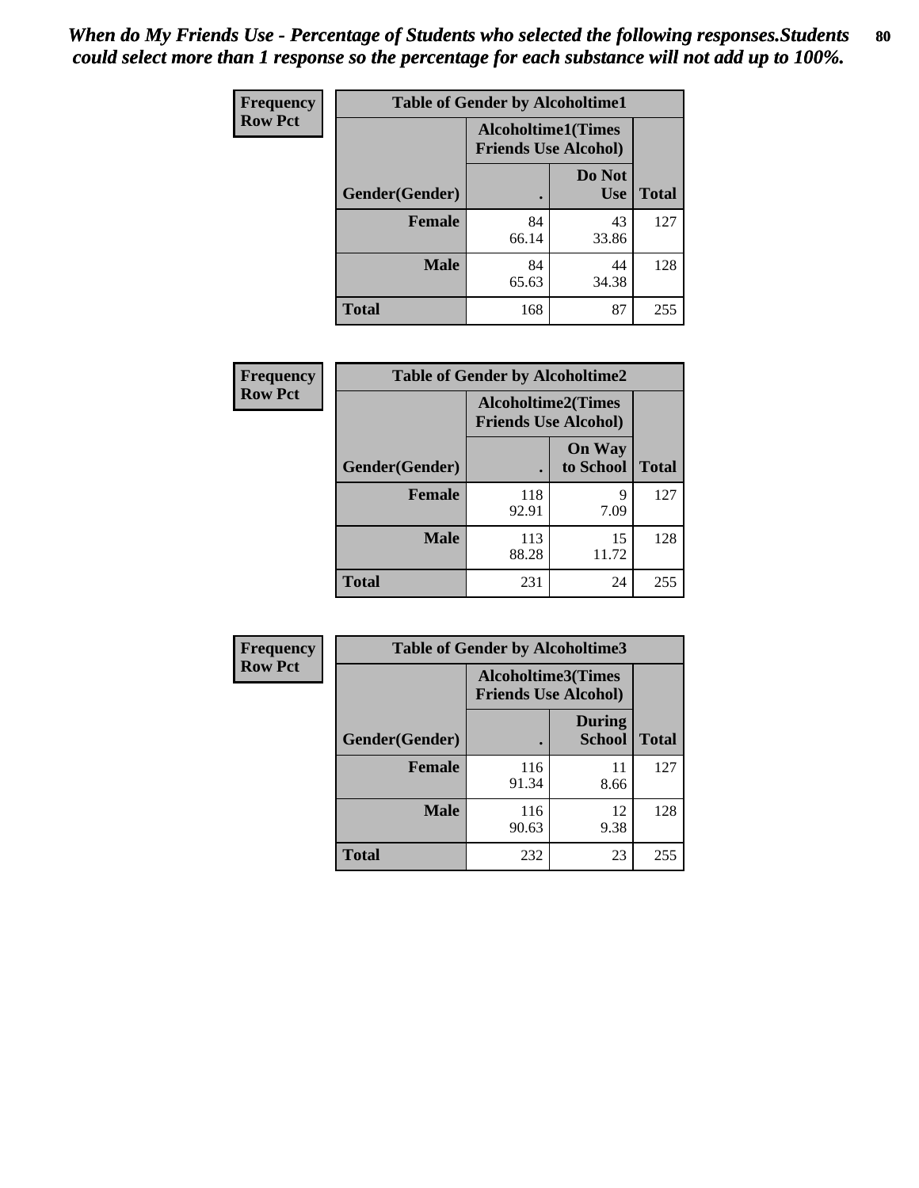*When do My Friends Use - Percentage of Students who selected the following responses.Students could select more than 1 response so the percentage for each substance will not add up to 100%.*

**Frequency**
**Row Pct**

| Table of Gender by Alcoholtime1 | | | |
|---|---|---|---|
| | Alcoholtime1(Times Friends Use Alcohol) | | |
| Gender(Gender) | . | Do Not Use | Total |
| **Female** | 84<br>66.14 | 43<br>33.86 | 127 |
| **Male** | 84<br>65.63 | 44<br>34.38 | 128 |
| **Total** | 168 | 87 | 255 |

**Frequency**
**Row Pct**

| Table of Gender by Alcoholtime2 | | | |
|---|---|---|---|
| | Alcoholtime2(Times Friends Use Alcohol) | | |
| Gender(Gender) | . | On Way to School | Total |
| **Female** | 118<br>92.91 | 9<br>7.09 | 127 |
| **Male** | 113<br>88.28 | 15<br>11.72 | 128 |
| **Total** | 231 | 24 | 255 |

**Frequency**
**Row Pct**

| Table of Gender by Alcoholtime3 | | | |
|---|---|---|---|
| | Alcoholtime3(Times Friends Use Alcohol) | | |
| Gender(Gender) | . | During School | Total |
| **Female** | 116<br>91.34 | 11<br>8.66 | 127 |
| **Male** | 116<br>90.63 | 12<br>9.38 | 128 |
| **Total** | 232 | 23 | 255 |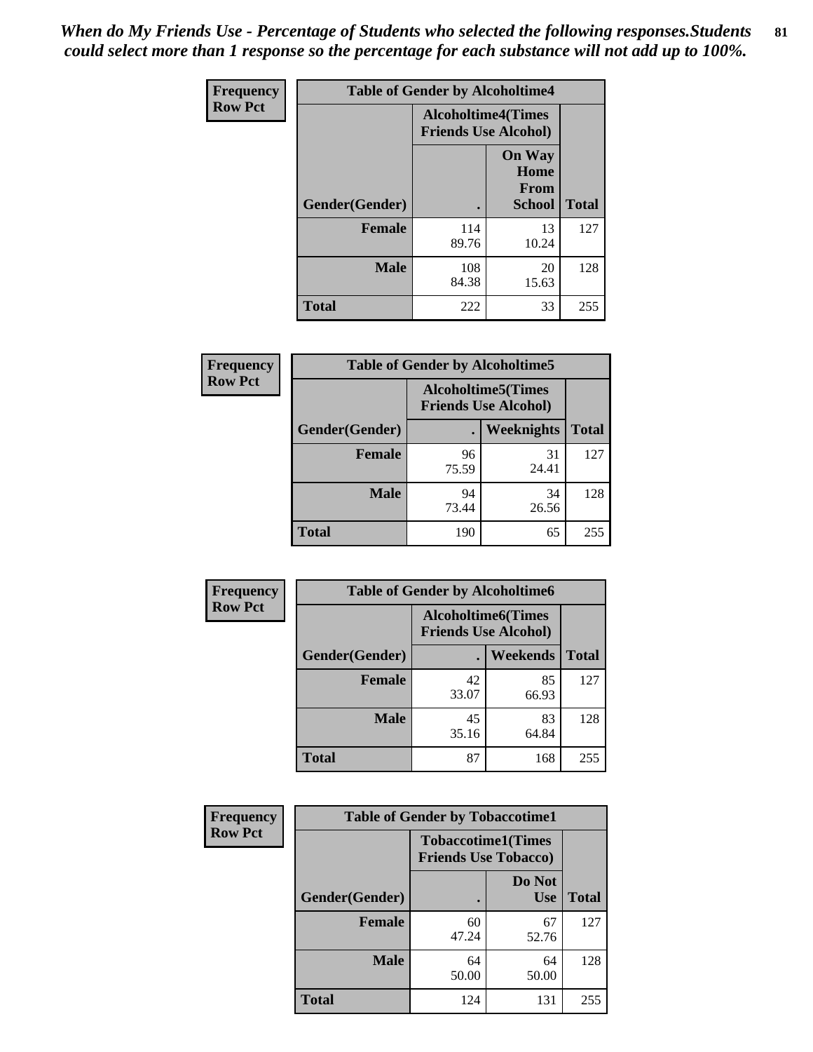*When do My Friends Use - Percentage of Students who selected the following responses.Students could select more than 1 response so the percentage for each substance will not add up to 100%.*

**Frequency**
**Row Pct**

| Table of Gender by Alcoholtime4 | | | |
|---|---|---|---|
| | Alcoholtime4(Times Friends Use Alcohol) | | |
| Gender(Gender) | . | On Way Home From School | Total |
| **Female** | 114<br>89.76 | 13<br>10.24 | 127 |
| **Male** | 108<br>84.38 | 20<br>15.63 | 128 |
| **Total** | 222 | 33 | 255 |

**Frequency**
**Row Pct**

| Table of Gender by Alcoholtime5 | | | |
|---|---|---|---|
| | Alcoholtime5(Times Friends Use Alcohol) | | |
| Gender(Gender) | . | Weeknights | Total |
| **Female** | 96<br>75.59 | 31<br>24.41 | 127 |
| **Male** | 94<br>73.44 | 34<br>26.56 | 128 |
| **Total** | 190 | 65 | 255 |

**Frequency**
**Row Pct**

| Table of Gender by Alcoholtime6 | | | |
|---|---|---|---|
| | Alcoholtime6(Times Friends Use Alcohol) | | |
| Gender(Gender) | . | Weekends | Total |
| **Female** | 42<br>33.07 | 85<br>66.93 | 127 |
| **Male** | 45<br>35.16 | 83<br>64.84 | 128 |
| **Total** | 87 | 168 | 255 |

**Frequency**
**Row Pct**

| Table of Gender by Tobaccotime1 | | | |
|---|---|---|---|
| | Tobaccotime1(Times Friends Use Tobacco) | | |
| Gender(Gender) | . | Do Not Use | Total |
| **Female** | 60<br>47.24 | 67<br>52.76 | 127 |
| **Male** | 64<br>50.00 | 64<br>50.00 | 128 |
| **Total** | 124 | 131 | 255 |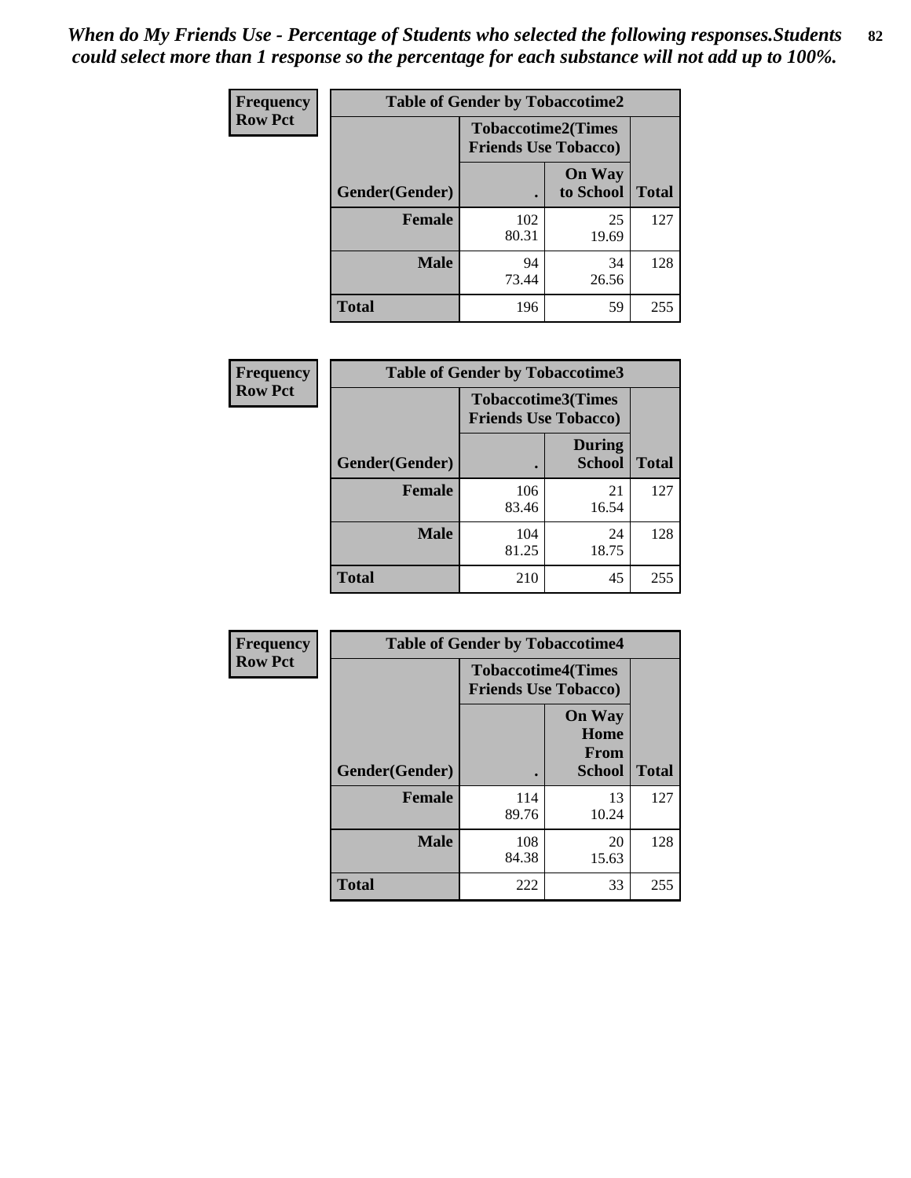*When do My Friends Use - Percentage of Students who selected the following responses.Students could select more than 1 response so the percentage for each substance will not add up to 100%.*

**Frequency**
**Row Pct**

| Table of Gender by Tobaccotime2 | | | |
|---|---|---|---|
| | Tobaccotime2(Times Friends Use Tobacco) | | |
| Gender(Gender) | . | On Way to School | Total |
| **Female** | 102<br>80.31 | 25<br>19.69 | 127 |
| **Male** | 94<br>73.44 | 34<br>26.56 | 128 |
| **Total** | 196 | 59 | 255 |

**Frequency**
**Row Pct**

| Table of Gender by Tobaccotime3 | | | |
|---|---|---|---|
| | Tobaccotime3(Times Friends Use Tobacco) | | |
| Gender(Gender) | . | During School | Total |
| **Female** | 106<br>83.46 | 21<br>16.54 | 127 |
| **Male** | 104<br>81.25 | 24<br>18.75 | 128 |
| **Total** | 210 | 45 | 255 |

**Frequency**
**Row Pct**

| Table of Gender by Tobaccotime4 | | | |
|---|---|---|---|
| | Tobaccotime4(Times Friends Use Tobacco) | | |
| Gender(Gender) | . | On Way Home From School | Total |
| **Female** | 114<br>89.76 | 13<br>10.24 | 127 |
| **Male** | 108<br>84.38 | 20<br>15.63 | 128 |
| **Total** | 222 | 33 | 255 |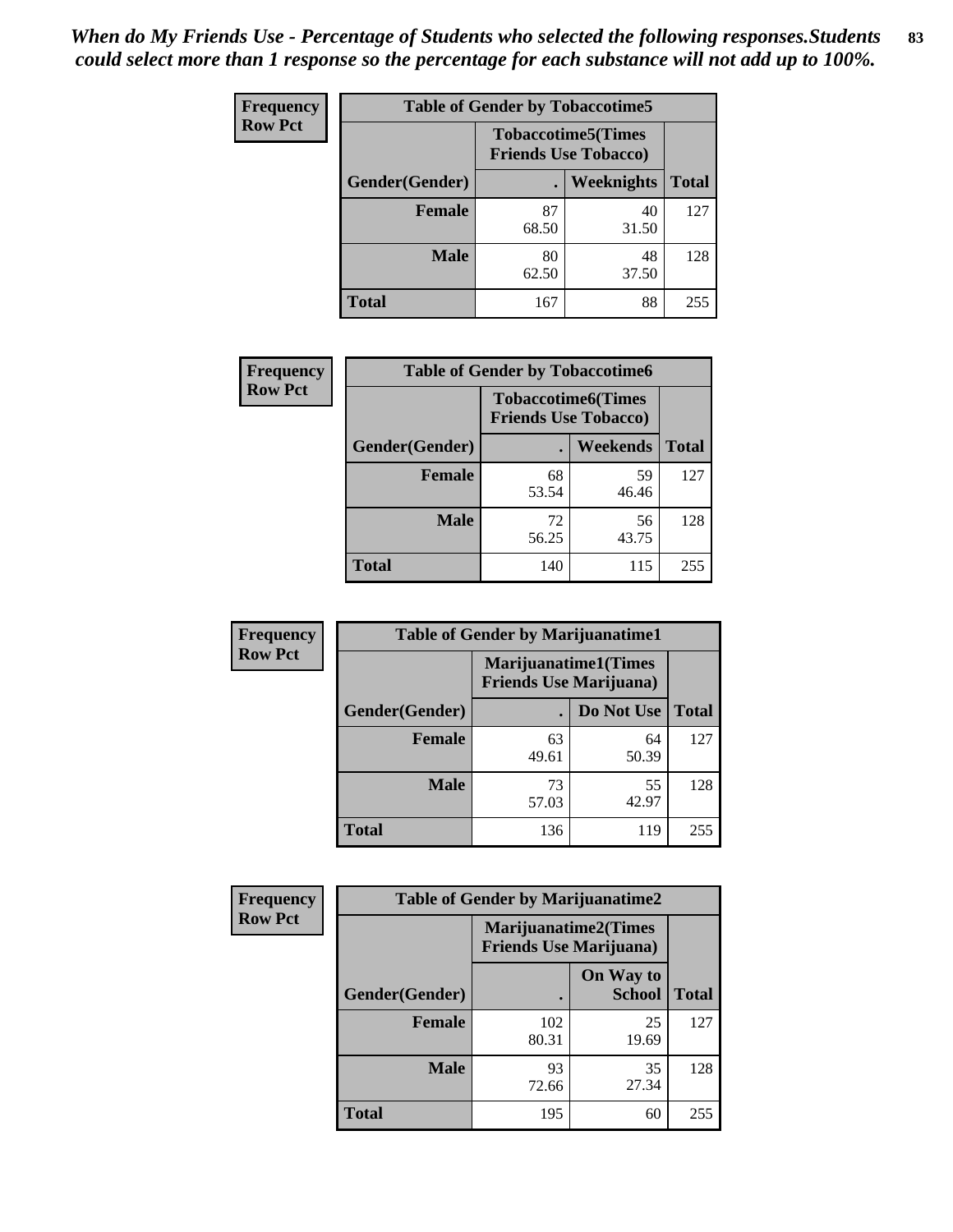*When do My Friends Use - Percentage of Students who selected the following responses.Students could select more than 1 response so the percentage for each substance will not add up to 100%.*

**Frequency**
**Row Pct**

| Table of Gender by Tobaccotime5 | | | |
|---|---|---|---|
| | Tobaccotime5(Times Friends Use Tobacco) | | |
| Gender(Gender) | . | Weeknights | Total |
| **Female** | 87<br>68.50 | 40<br>31.50 | 127 |
| **Male** | 80<br>62.50 | 48<br>37.50 | 128 |
| **Total** | 167 | 88 | 255 |

**Frequency**
**Row Pct**

| Table of Gender by Tobaccotime6 | | | |
|---|---|---|---|
| | Tobaccotime6(Times Friends Use Tobacco) | | |
| Gender(Gender) | . | Weekends | Total |
| **Female** | 68<br>53.54 | 59<br>46.46 | 127 |
| **Male** | 72<br>56.25 | 56<br>43.75 | 128 |
| **Total** | 140 | 115 | 255 |

**Frequency**
**Row Pct**

| Table of Gender by Marijuanatime1 | | | |
|---|---|---|---|
| | Marijuanatime1(Times Friends Use Marijuana) | | |
| Gender(Gender) | . | Do Not Use | Total |
| **Female** | 63<br>49.61 | 64<br>50.39 | 127 |
| **Male** | 73<br>57.03 | 55<br>42.97 | 128 |
| **Total** | 136 | 119 | 255 |

**Frequency**
**Row Pct**

| Table of Gender by Marijuanatime2 | | | |
|---|---|---|---|
| | Marijuanatime2(Times Friends Use Marijuana) | | |
| Gender(Gender) | . | On Way to School | Total |
| **Female** | 102<br>80.31 | 25<br>19.69 | 127 |
| **Male** | 93<br>72.66 | 35<br>27.34 | 128 |
| **Total** | 195 | 60 | 255 |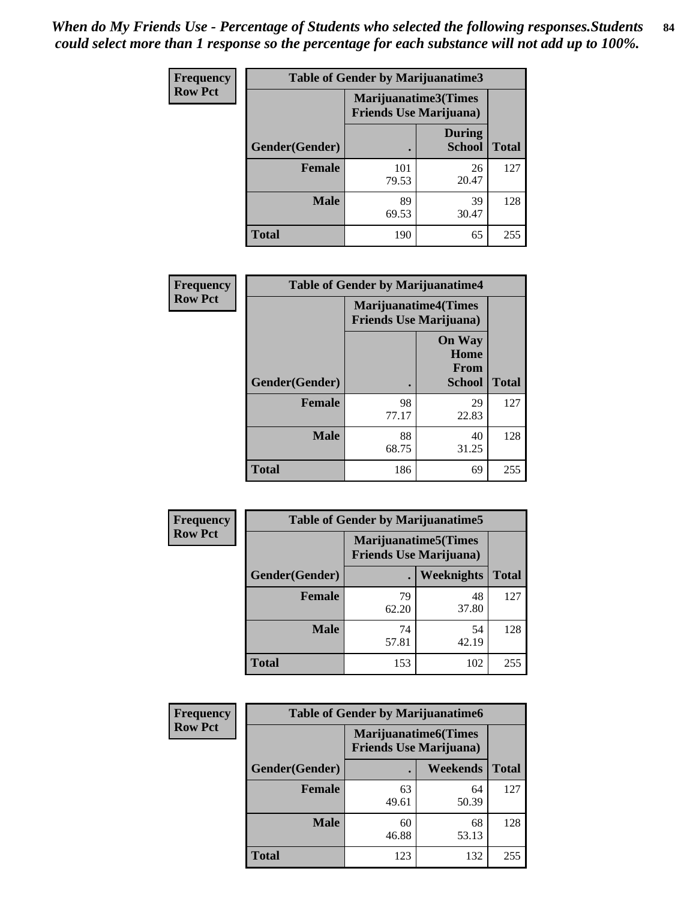*When do My Friends Use - Percentage of Students who selected the following responses.Students could select more than 1 response so the percentage for each substance will not add up to 100%.*

**Frequency**
**Row Pct**

| Table of Gender by Marijuanatime3 | | | |
|---|---|---|---|
| | Marijuanatime3(Times Friends Use Marijuana) | | |
| Gender(Gender) | . | During School | Total |
| **Female** | 101<br>79.53 | 26<br>20.47 | 127 |
| **Male** | 89<br>69.53 | 39<br>30.47 | 128 |
| **Total** | 190 | 65 | 255 |

**Frequency**
**Row Pct**

| Table of Gender by Marijuanatime4 | | | |
|---|---|---|---|
| | Marijuanatime4(Times Friends Use Marijuana) | | |
| Gender(Gender) | . | On Way Home From School | Total |
| **Female** | 98<br>77.17 | 29<br>22.83 | 127 |
| **Male** | 88<br>68.75 | 40<br>31.25 | 128 |
| **Total** | 186 | 69 | 255 |

**Frequency**
**Row Pct**

| Table of Gender by Marijuanatime5 | | | |
|---|---|---|---|
| | Marijuanatime5(Times Friends Use Marijuana) | | |
| Gender(Gender) | . | Weeknights | Total |
| **Female** | 79<br>62.20 | 48<br>37.80 | 127 |
| **Male** | 74<br>57.81 | 54<br>42.19 | 128 |
| **Total** | 153 | 102 | 255 |

**Frequency**
**Row Pct**

| Table of Gender by Marijuanatime6 | | | |
|---|---|---|---|
| | Marijuanatime6(Times Friends Use Marijuana) | | |
| Gender(Gender) | . | Weekends | Total |
| **Female** | 63<br>49.61 | 64<br>50.39 | 127 |
| **Male** | 60<br>46.88 | 68<br>53.13 | 128 |
| **Total** | 123 | 132 | 255 |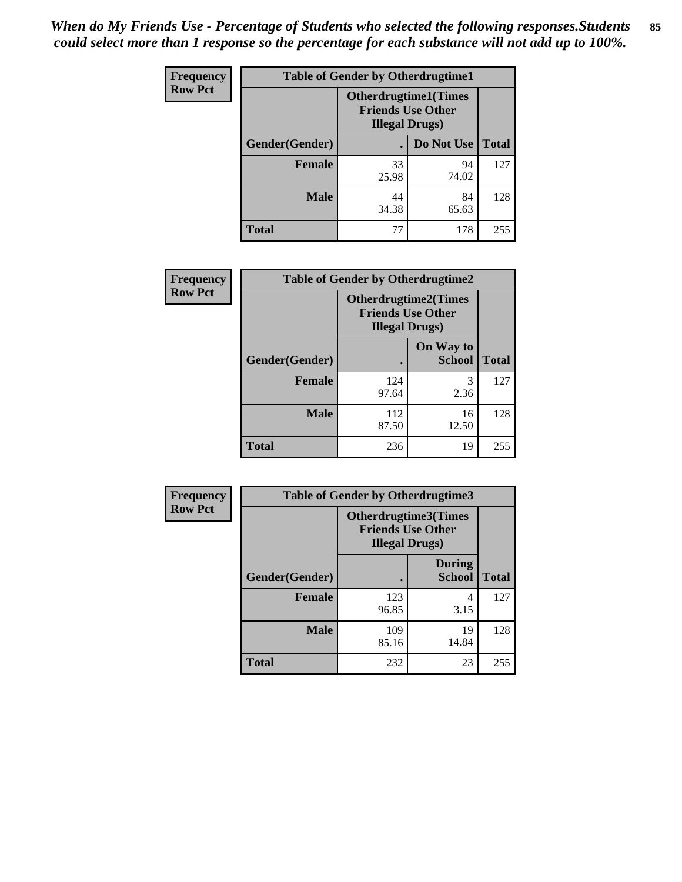*When do My Friends Use - Percentage of Students who selected the following responses.Students could select more than 1 response so the percentage for each substance will not add up to 100%.*

**Frequency**
**Row Pct**

**Table of Gender by Otherdrugtime1**

| Gender(Gender) | Otherdrugtime1(Times Friends Use Other Illegal Drugs) . | Do Not Use | Total |
|---|---|---|---|
| **Female** | 33<br>25.98 | 94<br>74.02 | 127 |
| **Male** | 44<br>34.38 | 84<br>65.63 | 128 |
| **Total** | 77 | 178 | 255 |

**Frequency**
**Row Pct**

**Table of Gender by Otherdrugtime2**

| Gender(Gender) | Otherdrugtime2(Times Friends Use Other Illegal Drugs) . | On Way to School | Total |
|---|---|---|---|
| **Female** | 124<br>97.64 | 3<br>2.36 | 127 |
| **Male** | 112<br>87.50 | 16<br>12.50 | 128 |
| **Total** | 236 | 19 | 255 |

**Frequency**
**Row Pct**

**Table of Gender by Otherdrugtime3**

| Gender(Gender) | Otherdrugtime3(Times Friends Use Other Illegal Drugs) . | During School | Total |
|---|---|---|---|
| **Female** | 123<br>96.85 | 4<br>3.15 | 127 |
| **Male** | 109<br>85.16 | 19<br>14.84 | 128 |
| **Total** | 232 | 23 | 255 |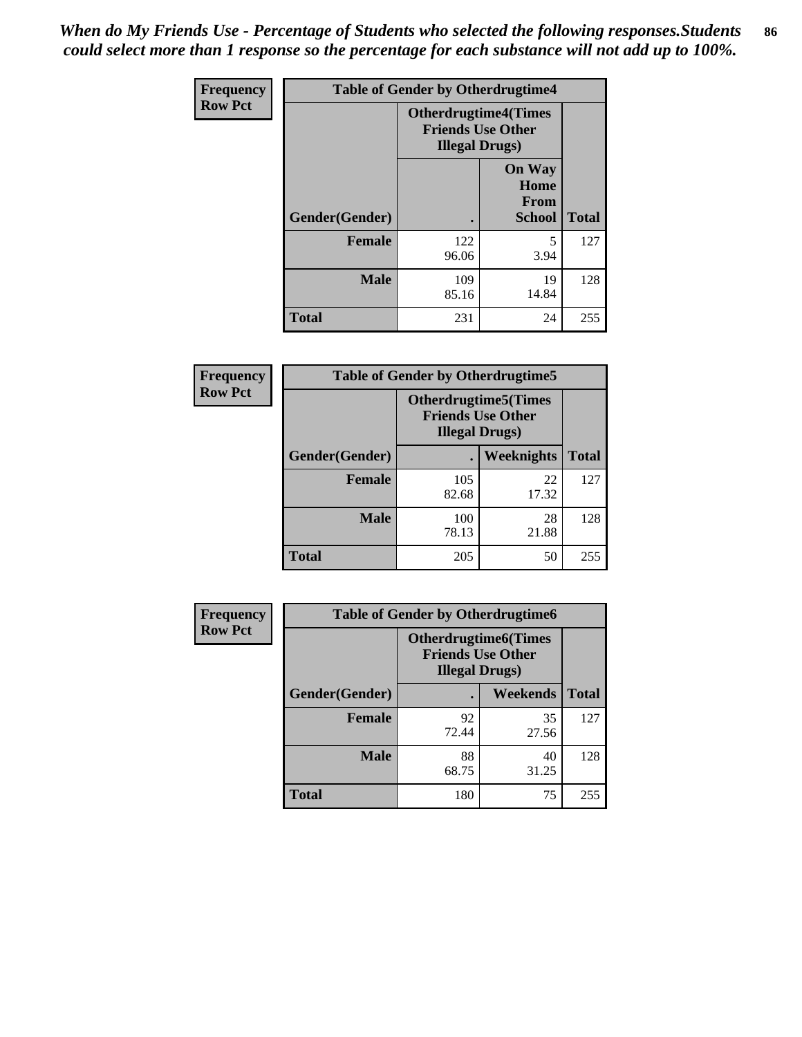*When do My Friends Use - Percentage of Students who selected the following responses.Students could select more than 1 response so the percentage for each substance will not add up to 100%.*

**Frequency**
**Row Pct**

| Table of Gender by Otherdrugtime4 | | | |
|---|---|---|---|
| | **Otherdrugtime4(Times Friends Use Other Illegal Drugs)** | | |
| **Gender(Gender)** | **.** | **On Way Home From School** | **Total** |
| **Female** | 122<br>96.06 | 5<br>3.94 | 127 |
| **Male** | 109<br>85.16 | 19<br>14.84 | 128 |
| **Total** | 231 | 24 | 255 |

**Frequency**
**Row Pct**

| Table of Gender by Otherdrugtime5 | | | |
|---|---|---|---|
| | **Otherdrugtime5(Times Friends Use Other Illegal Drugs)** | | |
| **Gender(Gender)** | **.** | **Weeknights** | **Total** |
| **Female** | 105<br>82.68 | 22<br>17.32 | 127 |
| **Male** | 100<br>78.13 | 28<br>21.88 | 128 |
| **Total** | 205 | 50 | 255 |

**Frequency**
**Row Pct**

| Table of Gender by Otherdrugtime6 | | | |
|---|---|---|---|
| | **Otherdrugtime6(Times Friends Use Other Illegal Drugs)** | | |
| **Gender(Gender)** | **.** | **Weekends** | **Total** |
| **Female** | 92<br>72.44 | 35<br>27.56 | 127 |
| **Male** | 88<br>68.75 | 40<br>31.25 | 128 |
| **Total** | 180 | 75 | 255 |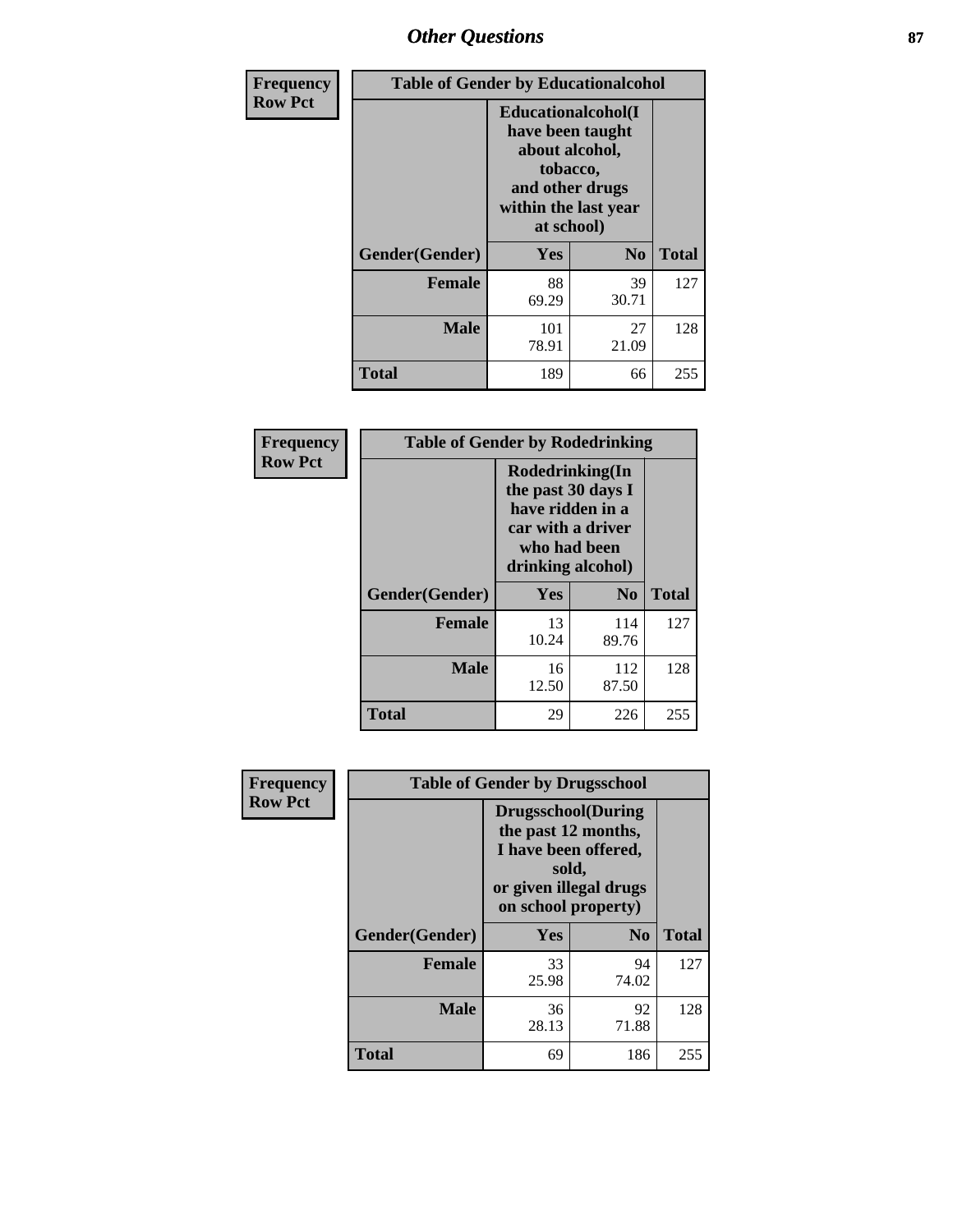| Frequency Row Pct | Table of Gender by Educationalcohol | | |
|---|---|---|---|
| | Educationalcohol(I have been taught about alcohol, tobacco, and other drugs within the last year at school) | | |
| Gender(Gender) | Yes | No | Total |
| Female | 88<br>69.29 | 39<br>30.71 | 127 |
| Male | 101<br>78.91 | 27<br>21.09 | 128 |
| Total | 189 | 66 | 255 |

| Frequency Row Pct | Table of Gender by Rodedrinking | | |
|---|---|---|---|
| | Rodedrinking(In the past 30 days I have ridden in a car with a driver who had been drinking alcohol) | | |
| Gender(Gender) | Yes | No | Total |
| Female | 13<br>10.24 | 114<br>89.76 | 127 |
| Male | 16<br>12.50 | 112<br>87.50 | 128 |
| Total | 29 | 226 | 255 |

| Frequency Row Pct | Table of Gender by Drugsschool | | |
|---|---|---|---|
| | Drugsschool(During the past 12 months, I have been offered, sold, or given illegal drugs on school property) | | |
| Gender(Gender) | Yes | No | Total |
| Female | 33<br>25.98 | 94<br>74.02 | 127 |
| Male | 36<br>28.13 | 92<br>71.88 | 128 |
| Total | 69 | 186 | 255 |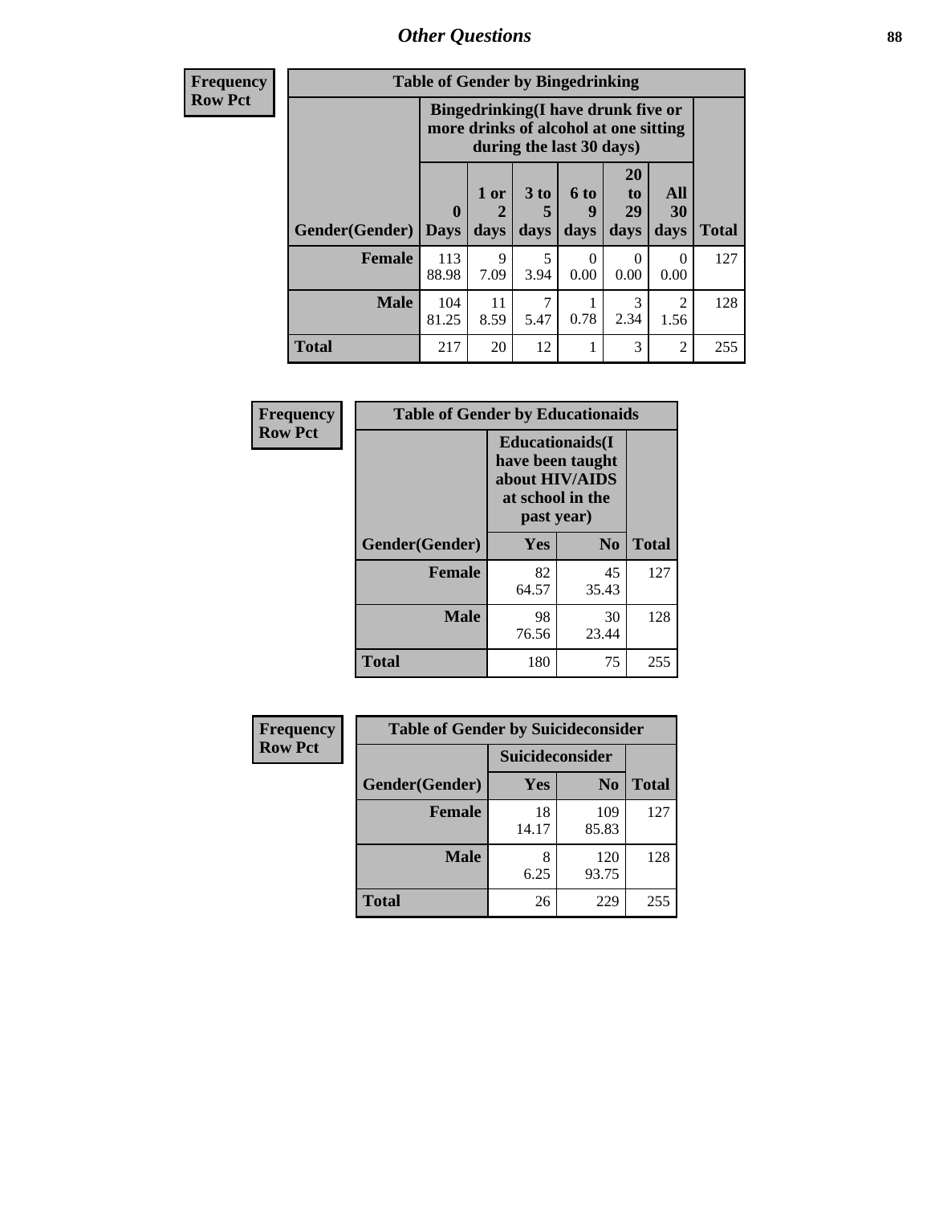| Frequency Row Pct | Table of Gender by Bingedrinking | | | | | | |
|---|---|---|---|---|---|---|---|
| | Bingedrinking(I have drunk five or more drinks of alcohol at one sitting during the last 30 days) | | | | | | |
| Gender(Gender) | 0 Days | 1 or 2 days | 3 to 5 days | 6 to 9 days | 20 to 29 days | All 30 days | Total |
| Female | 113 88.98 | 9 7.09 | 5 3.94 | 0 0.00 | 0 0.00 | 0 0.00 | 127 |
| Male | 104 81.25 | 11 8.59 | 7 5.47 | 1 0.78 | 3 2.34 | 2 1.56 | 128 |
| Total | 217 | 20 | 12 | 1 | 3 | 2 | 255 |

| Frequency Row Pct | Table of Gender by Educationaids | | |
|---|---|---|---|
| | Educationaids(I have been taught about HIV/AIDS at school in the past year) | | |
| Gender(Gender) | Yes | No | Total |
| Female | 82 64.57 | 45 35.43 | 127 |
| Male | 98 76.56 | 30 23.44 | 128 |
| Total | 180 | 75 | 255 |

| Frequency Row Pct | Table of Gender by Suicideconsider | | |
|---|---|---|---|
| | Suicideconsider | | |
| Gender(Gender) | Yes | No | Total |
| Female | 18 14.17 | 109 85.83 | 127 |
| Male | 8 6.25 | 120 93.75 | 128 |
| Total | 26 | 229 | 255 |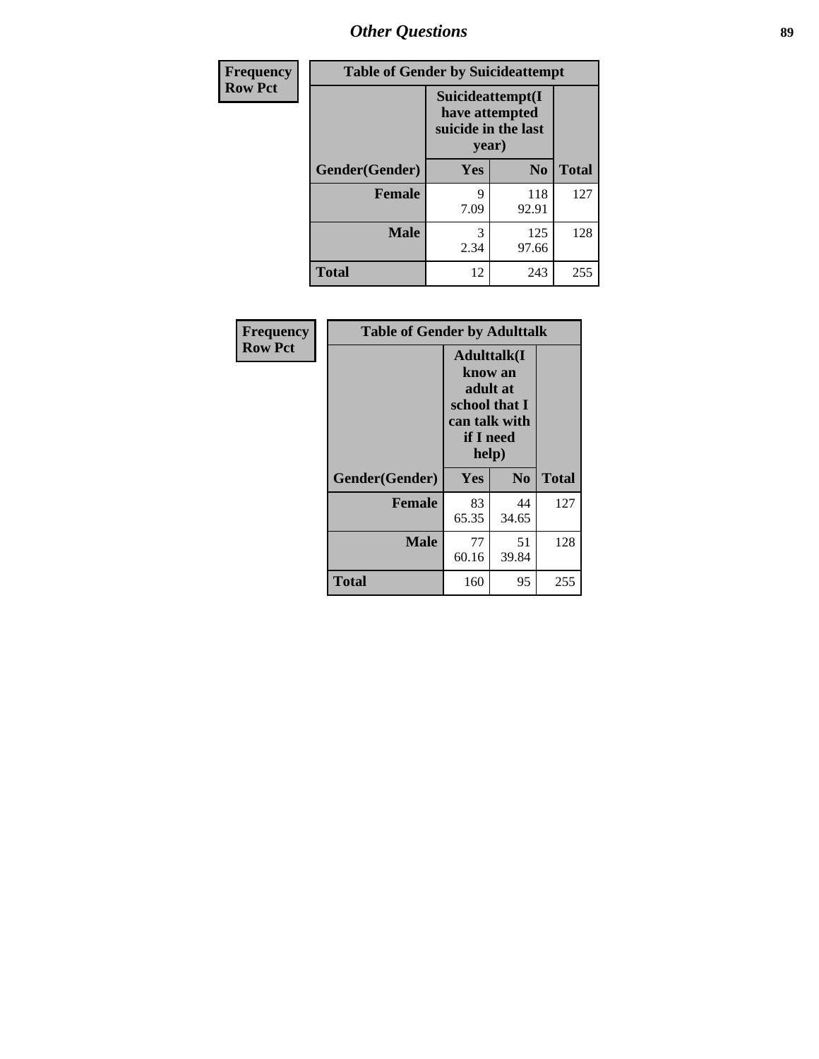## Other Questions

| Frequency<br>Row Pct | Table of Gender by Suicideattempt | | |
|---|---|---|---|
| | Suicideattempt(I have attempted suicide in the last year) | | |
| Gender(Gender) | Yes | No | Total |
| Female | 9<br>7.09 | 118<br>92.91 | 127 |
| Male | 3<br>2.34 | 125<br>97.66 | 128 |
| Total | 12 | 243 | 255 |

| Frequency<br>Row Pct | Table of Gender by Adulttalk | | |
|---|---|---|---|
| | Adulttalk(I know an adult at school that I can talk with if I need help) | | |
| Gender(Gender) | Yes | No | Total |
| Female | 83<br>65.35 | 44<br>34.65 | 127 |
| Male | 77<br>60.16 | 51<br>39.84 | 128 |
| Total | 160 | 95 | 255 |